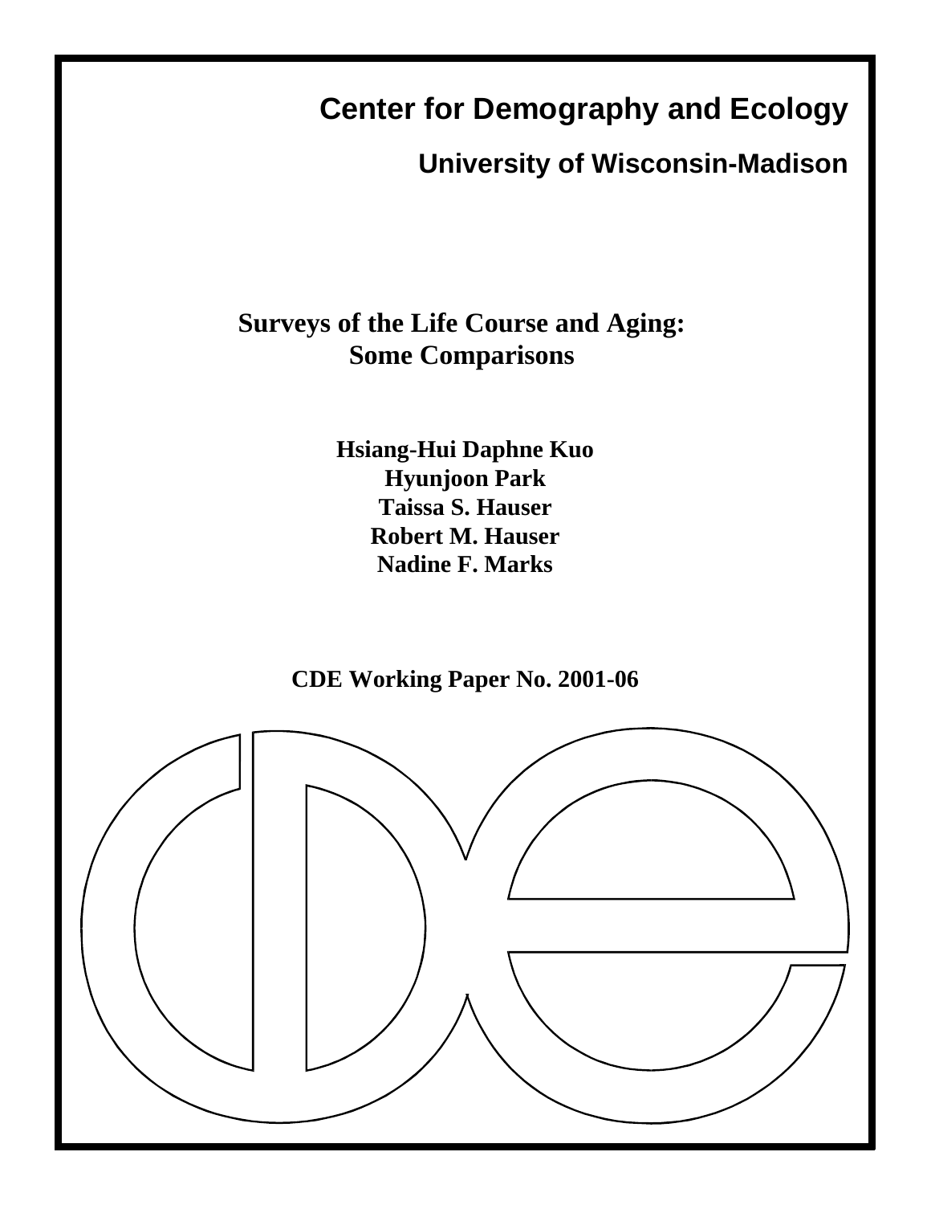**Center for Demography and Ecology**

**University of Wisconsin-Madison**

# Surveys of the Life Course and Aging: Some Comparisons

**Hsiang-Hui Daphne Kuo**
**Hyunjoon Park**
**Taissa S. Hauser**
**Robert M. Hauser**
**Nadine F. Marks**

**CDE Working Paper No. 2001-06**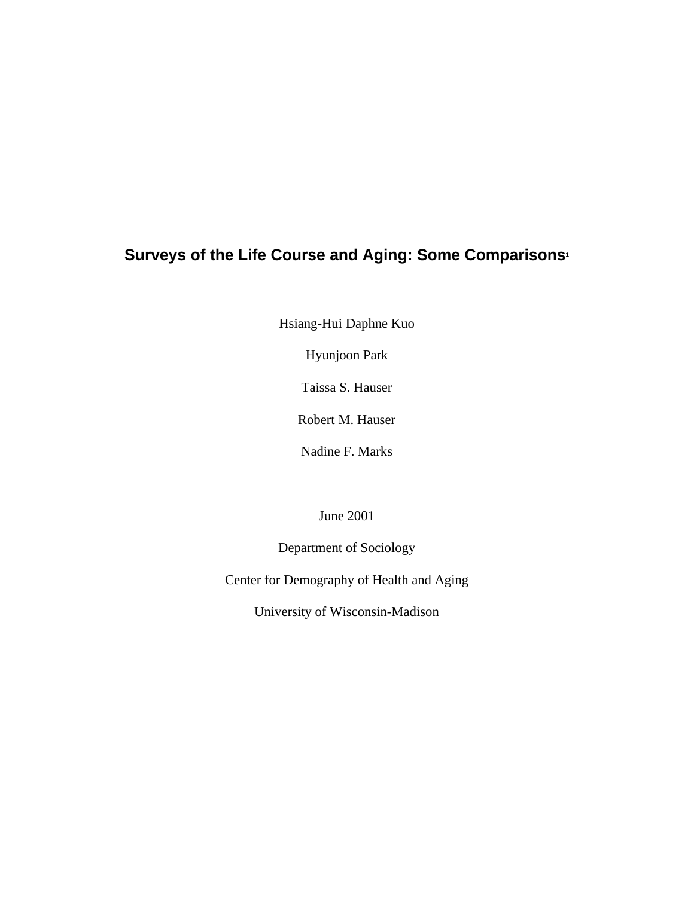# Surveys of the Life Course and Aging: Some Comparisons[1]

Hsiang-Hui Daphne Kuo

Hyunjoon Park

Taissa S. Hauser

Robert M. Hauser

Nadine F. Marks

June 2001

Department of Sociology

Center for Demography of Health and Aging

University of Wisconsin-Madison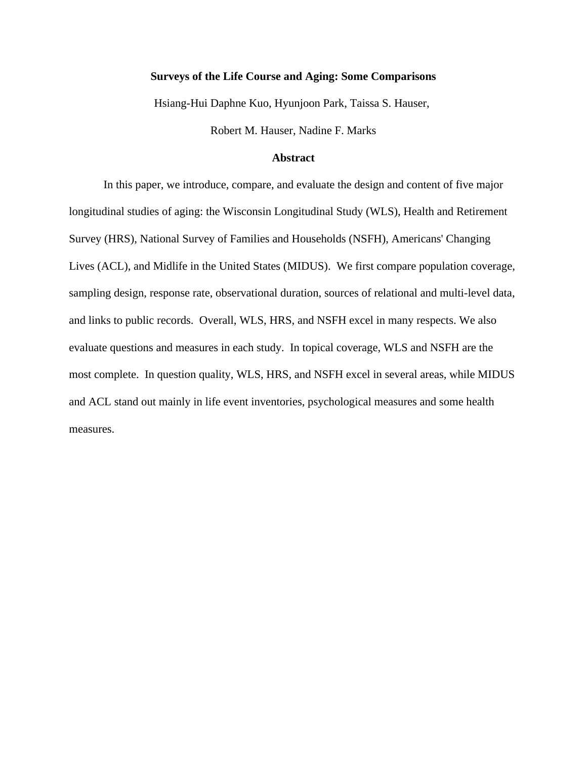# Surveys of the Life Course and Aging: Some Comparisons

Hsiang-Hui Daphne Kuo, Hyunjoon Park, Taissa S. Hauser,

Robert M. Hauser, Nadine F. Marks

## Abstract

In this paper, we introduce, compare, and evaluate the design and content of five major longitudinal studies of aging: the Wisconsin Longitudinal Study (WLS), Health and Retirement Survey (HRS), National Survey of Families and Households (NSFH), Americans' Changing Lives (ACL), and Midlife in the United States (MIDUS). We first compare population coverage, sampling design, response rate, observational duration, sources of relational and multi-level data, and links to public records. Overall, WLS, HRS, and NSFH excel in many respects. We also evaluate questions and measures in each study. In topical coverage, WLS and NSFH are the most complete. In question quality, WLS, HRS, and NSFH excel in several areas, while MIDUS and ACL stand out mainly in life event inventories, psychological measures and some health measures.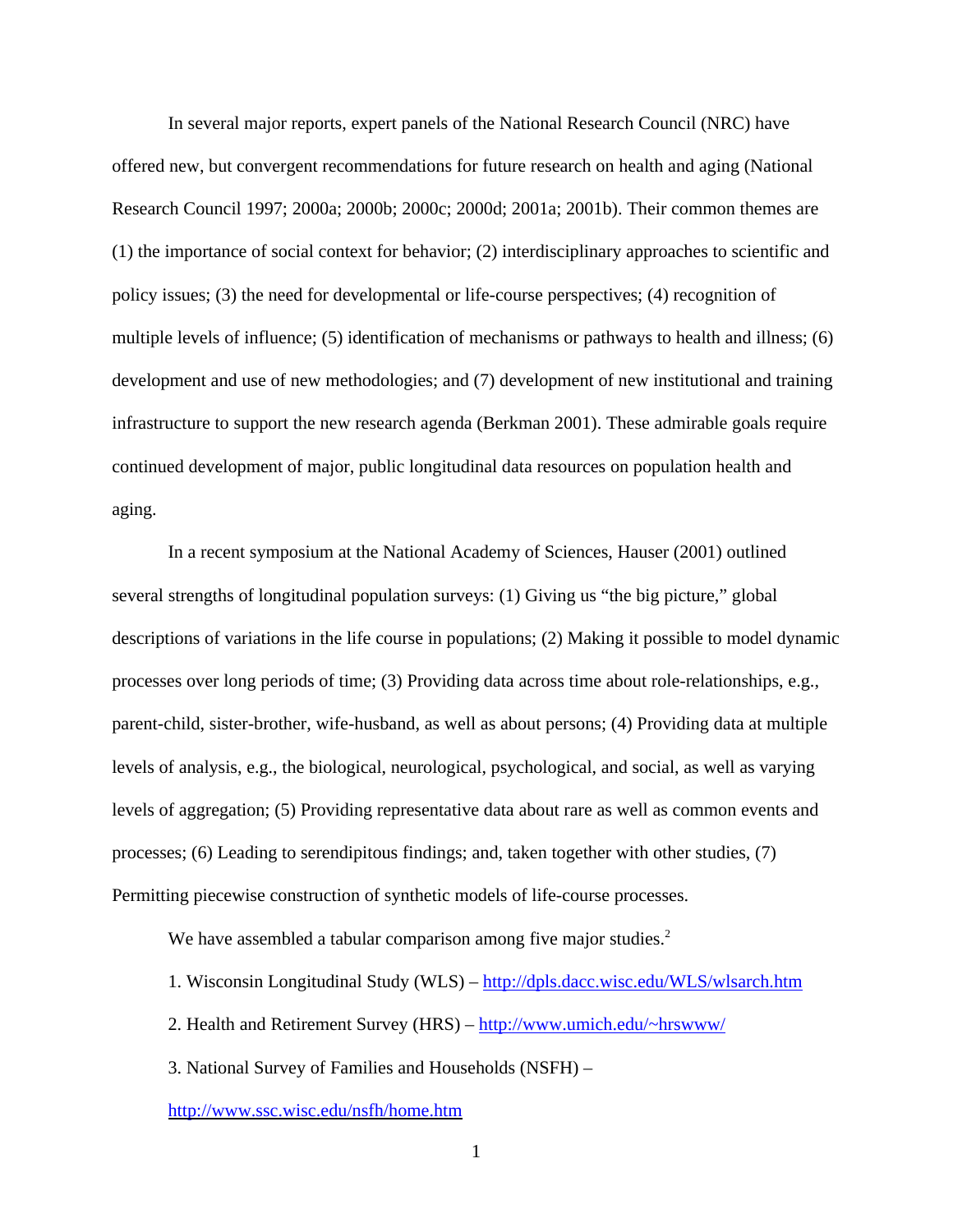In several major reports, expert panels of the National Research Council (NRC) have offered new, but convergent recommendations for future research on health and aging (National Research Council 1997; 2000a; 2000b; 2000c; 2000d; 2001a; 2001b). Their common themes are (1) the importance of social context for behavior; (2) interdisciplinary approaches to scientific and policy issues; (3) the need for developmental or life-course perspectives; (4) recognition of multiple levels of influence; (5) identification of mechanisms or pathways to health and illness; (6) development and use of new methodologies; and (7) development of new institutional and training infrastructure to support the new research agenda (Berkman 2001). These admirable goals require continued development of major, public longitudinal data resources on population health and aging.

In a recent symposium at the National Academy of Sciences, Hauser (2001) outlined several strengths of longitudinal population surveys: (1) Giving us "the big picture," global descriptions of variations in the life course in populations; (2) Making it possible to model dynamic processes over long periods of time; (3) Providing data across time about role-relationships, e.g., parent-child, sister-brother, wife-husband, as well as about persons; (4) Providing data at multiple levels of analysis, e.g., the biological, neurological, psychological, and social, as well as varying levels of aggregation; (5) Providing representative data about rare as well as common events and processes; (6) Leading to serendipitous findings; and, taken together with other studies, (7) Permitting piecewise construction of synthetic models of life-course processes.

We have assembled a tabular comparison among five major studies.[2]

1. Wisconsin Longitudinal Study (WLS) – http://dpls.dacc.wisc.edu/WLS/wlsarch.htm

2. Health and Retirement Survey (HRS) – http://www.umich.edu/~hrswww/

3. National Survey of Families and Households (NSFH) – http://www.ssc.wisc.edu/nsfh/home.htm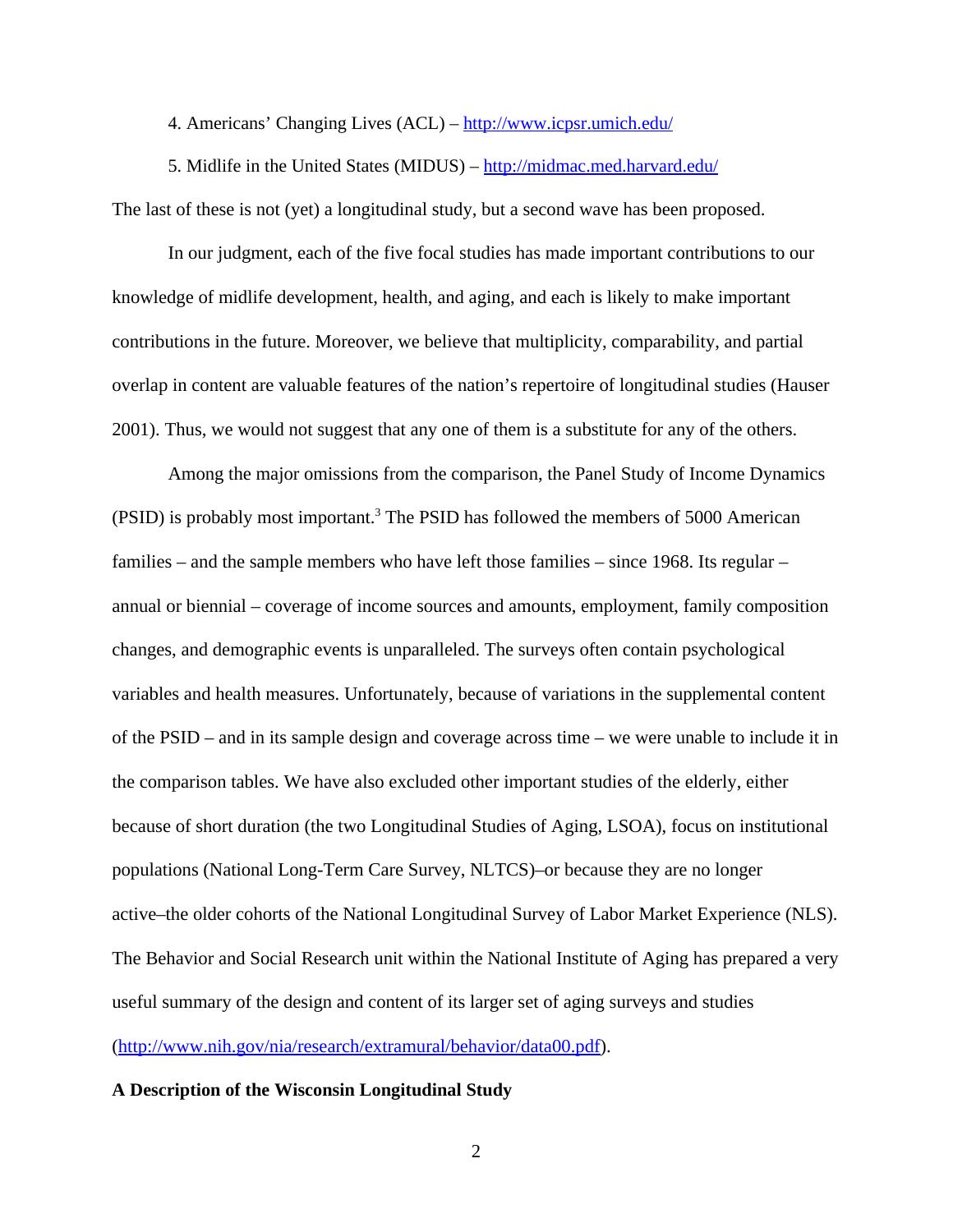4. Americans' Changing Lives (ACL) – http://www.icpsr.umich.edu/

5. Midlife in the United States (MIDUS) – http://midmac.med.harvard.edu/

The last of these is not (yet) a longitudinal study, but a second wave has been proposed.

In our judgment, each of the five focal studies has made important contributions to our knowledge of midlife development, health, and aging, and each is likely to make important contributions in the future. Moreover, we believe that multiplicity, comparability, and partial overlap in content are valuable features of the nation's repertoire of longitudinal studies (Hauser 2001). Thus, we would not suggest that any one of them is a substitute for any of the others.

Among the major omissions from the comparison, the Panel Study of Income Dynamics (PSID) is probably most important.[3] The PSID has followed the members of 5000 American families – and the sample members who have left those families – since 1968. Its regular – annual or biennial – coverage of income sources and amounts, employment, family composition changes, and demographic events is unparalleled. The surveys often contain psychological variables and health measures. Unfortunately, because of variations in the supplemental content of the PSID – and in its sample design and coverage across time – we were unable to include it in the comparison tables. We have also excluded other important studies of the elderly, either because of short duration (the two Longitudinal Studies of Aging, LSOA), focus on institutional populations (National Long-Term Care Survey, NLTCS)–or because they are no longer active–the older cohorts of the National Longitudinal Survey of Labor Market Experience (NLS). The Behavior and Social Research unit within the National Institute of Aging has prepared a very useful summary of the design and content of its larger set of aging surveys and studies (http://www.nih.gov/nia/research/extramural/behavior/data00.pdf).

**A Description of the Wisconsin Longitudinal Study**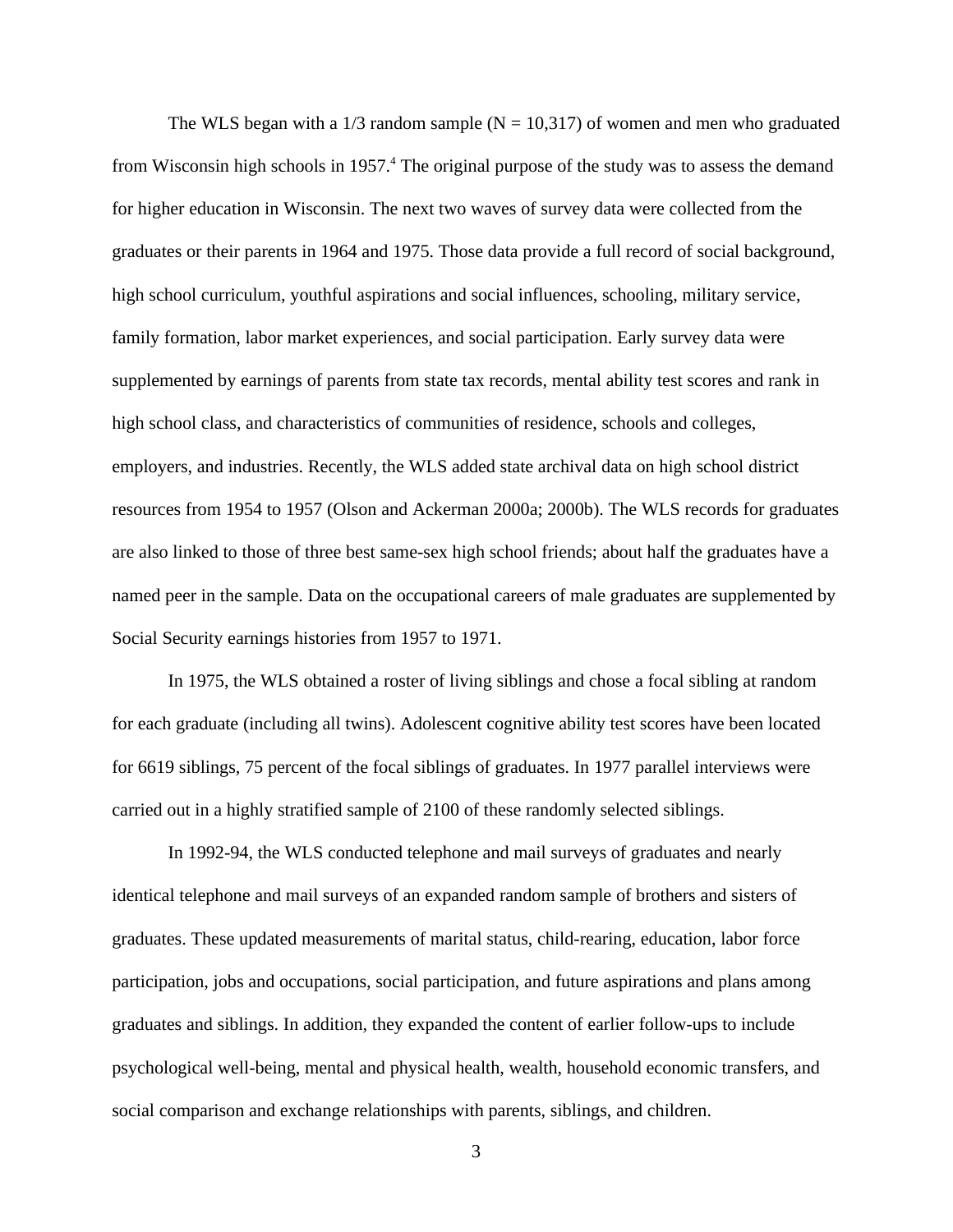The WLS began with a 1/3 random sample (N = 10,317) of women and men who graduated from Wisconsin high schools in 1957.[4] The original purpose of the study was to assess the demand for higher education in Wisconsin. The next two waves of survey data were collected from the graduates or their parents in 1964 and 1975. Those data provide a full record of social background, high school curriculum, youthful aspirations and social influences, schooling, military service, family formation, labor market experiences, and social participation. Early survey data were supplemented by earnings of parents from state tax records, mental ability test scores and rank in high school class, and characteristics of communities of residence, schools and colleges, employers, and industries. Recently, the WLS added state archival data on high school district resources from 1954 to 1957 (Olson and Ackerman 2000a; 2000b). The WLS records for graduates are also linked to those of three best same-sex high school friends; about half the graduates have a named peer in the sample. Data on the occupational careers of male graduates are supplemented by Social Security earnings histories from 1957 to 1971.

In 1975, the WLS obtained a roster of living siblings and chose a focal sibling at random for each graduate (including all twins). Adolescent cognitive ability test scores have been located for 6619 siblings, 75 percent of the focal siblings of graduates. In 1977 parallel interviews were carried out in a highly stratified sample of 2100 of these randomly selected siblings.

In 1992-94, the WLS conducted telephone and mail surveys of graduates and nearly identical telephone and mail surveys of an expanded random sample of brothers and sisters of graduates. These updated measurements of marital status, child-rearing, education, labor force participation, jobs and occupations, social participation, and future aspirations and plans among graduates and siblings. In addition, they expanded the content of earlier follow-ups to include psychological well-being, mental and physical health, wealth, household economic transfers, and social comparison and exchange relationships with parents, siblings, and children.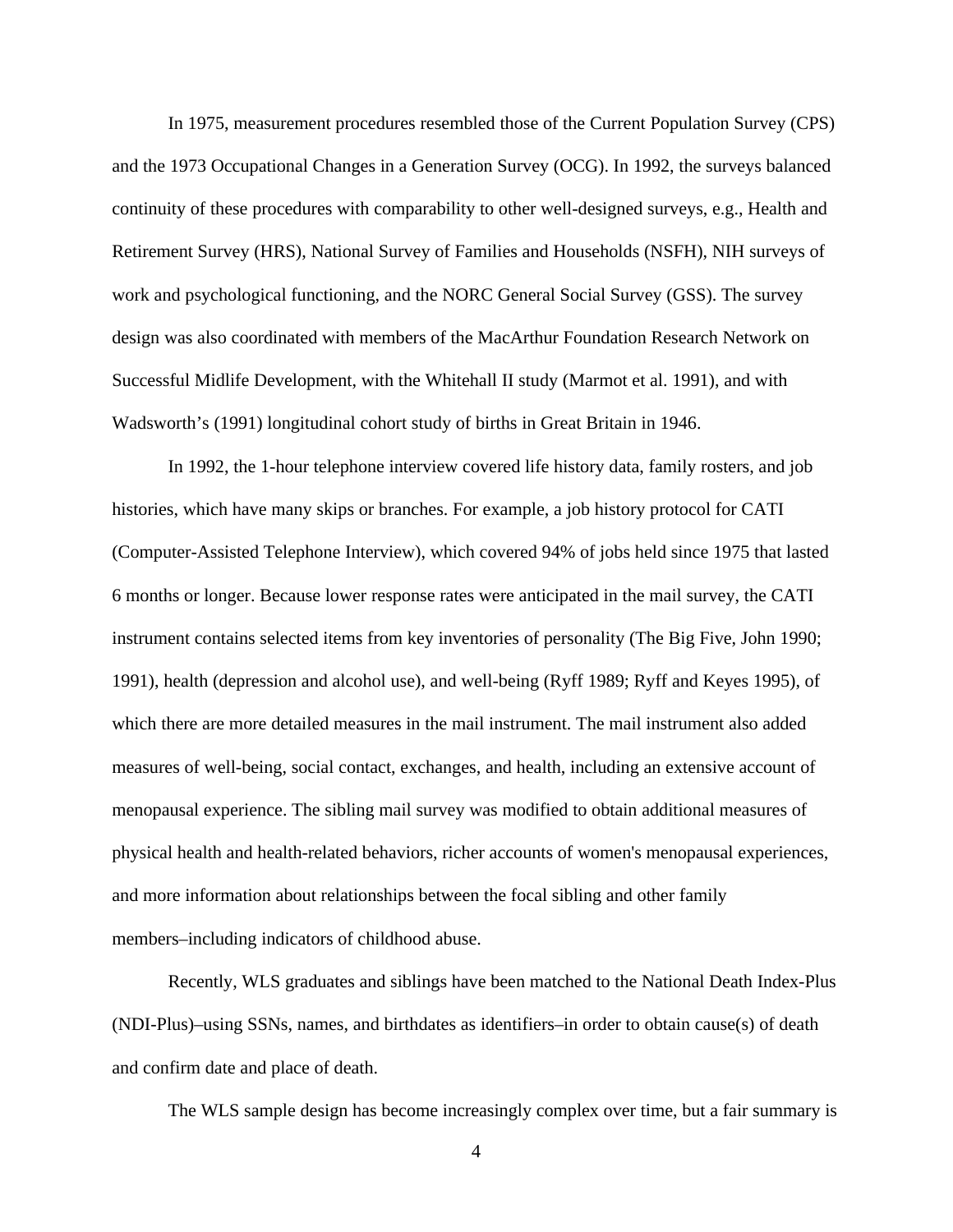In 1975, measurement procedures resembled those of the Current Population Survey (CPS) and the 1973 Occupational Changes in a Generation Survey (OCG). In 1992, the surveys balanced continuity of these procedures with comparability to other well-designed surveys, e.g., Health and Retirement Survey (HRS), National Survey of Families and Households (NSFH), NIH surveys of work and psychological functioning, and the NORC General Social Survey (GSS). The survey design was also coordinated with members of the MacArthur Foundation Research Network on Successful Midlife Development, with the Whitehall II study (Marmot et al. 1991), and with Wadsworth's (1991) longitudinal cohort study of births in Great Britain in 1946.

In 1992, the 1-hour telephone interview covered life history data, family rosters, and job histories, which have many skips or branches. For example, a job history protocol for CATI (Computer-Assisted Telephone Interview), which covered 94% of jobs held since 1975 that lasted 6 months or longer. Because lower response rates were anticipated in the mail survey, the CATI instrument contains selected items from key inventories of personality (The Big Five, John 1990; 1991), health (depression and alcohol use), and well-being (Ryff 1989; Ryff and Keyes 1995), of which there are more detailed measures in the mail instrument. The mail instrument also added measures of well-being, social contact, exchanges, and health, including an extensive account of menopausal experience. The sibling mail survey was modified to obtain additional measures of physical health and health-related behaviors, richer accounts of women's menopausal experiences, and more information about relationships between the focal sibling and other family members–including indicators of childhood abuse.

Recently, WLS graduates and siblings have been matched to the National Death Index-Plus (NDI-Plus)–using SSNs, names, and birthdates as identifiers–in order to obtain cause(s) of death and confirm date and place of death.

The WLS sample design has become increasingly complex over time, but a fair summary is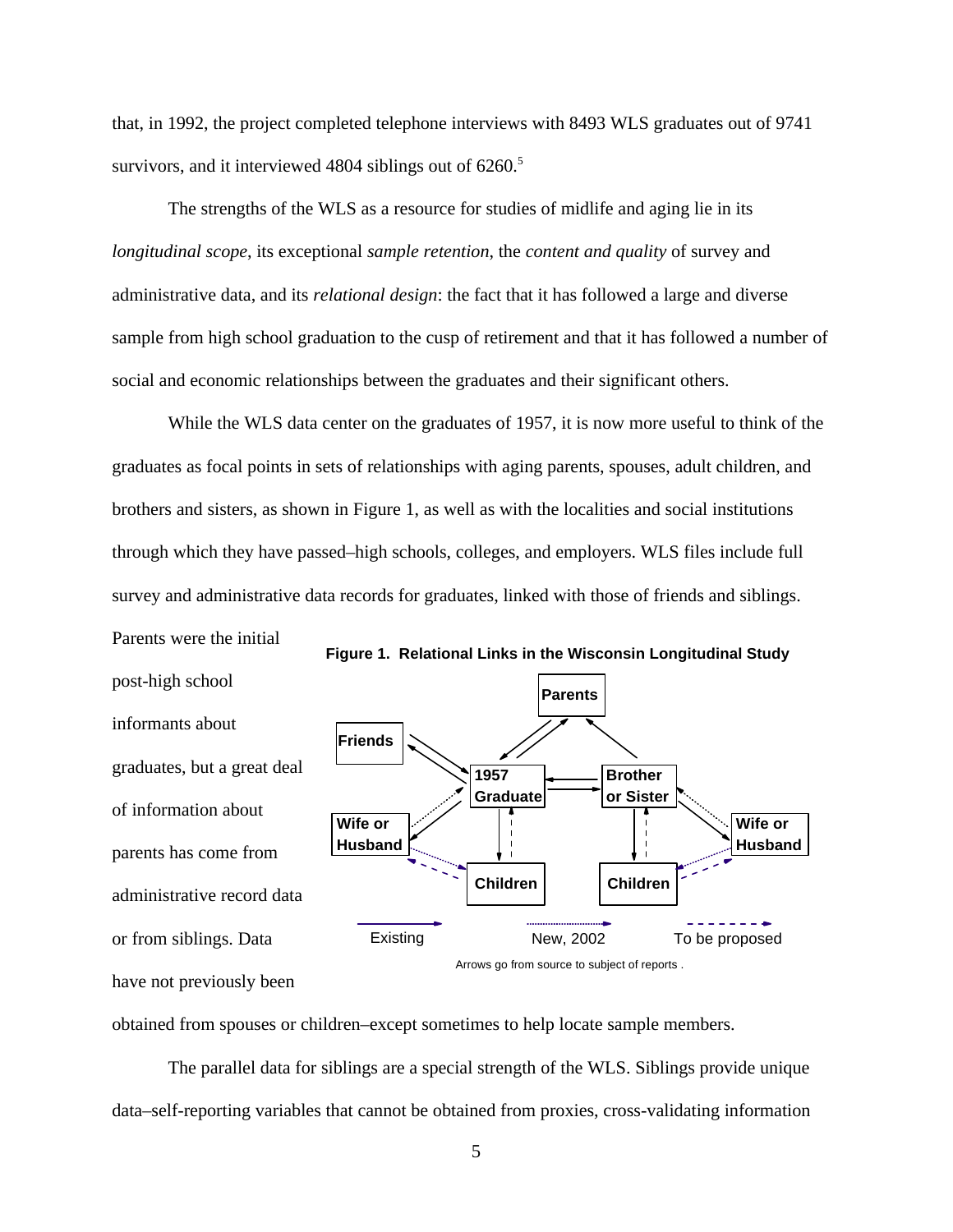that, in 1992, the project completed telephone interviews with 8493 WLS graduates out of 9741 survivors, and it interviewed 4804 siblings out of 6260.[5]

The strengths of the WLS as a resource for studies of midlife and aging lie in its *longitudinal scope*, its exceptional *sample retention*, the *content and quality* of survey and administrative data, and its *relational design*: the fact that it has followed a large and diverse sample from high school graduation to the cusp of retirement and that it has followed a number of social and economic relationships between the graduates and their significant others.

While the WLS data center on the graduates of 1957, it is now more useful to think of the graduates as focal points in sets of relationships with aging parents, spouses, adult children, and brothers and sisters, as shown in Figure 1, as well as with the localities and social institutions through which they have passed–high schools, colleges, and employers. WLS files include full survey and administrative data records for graduates, linked with those of friends and siblings. Parents were the initial post-high school informants about graduates, but a great deal of information about parents has come from administrative record data or from siblings. Data have not previously been obtained from spouses or children–except sometimes to help locate sample members.

**Figure 1. Relational Links in the Wisconsin Longitudinal Study**

Parents

Friends

1957 Graduate

Brother or Sister

Wife or Husband

Wife or Husband

Children

Children

Existing

New, 2002

To be proposed

Arrows go from source to subject of reports .

The parallel data for siblings are a special strength of the WLS. Siblings provide unique data–self-reporting variables that cannot be obtained from proxies, cross-validating information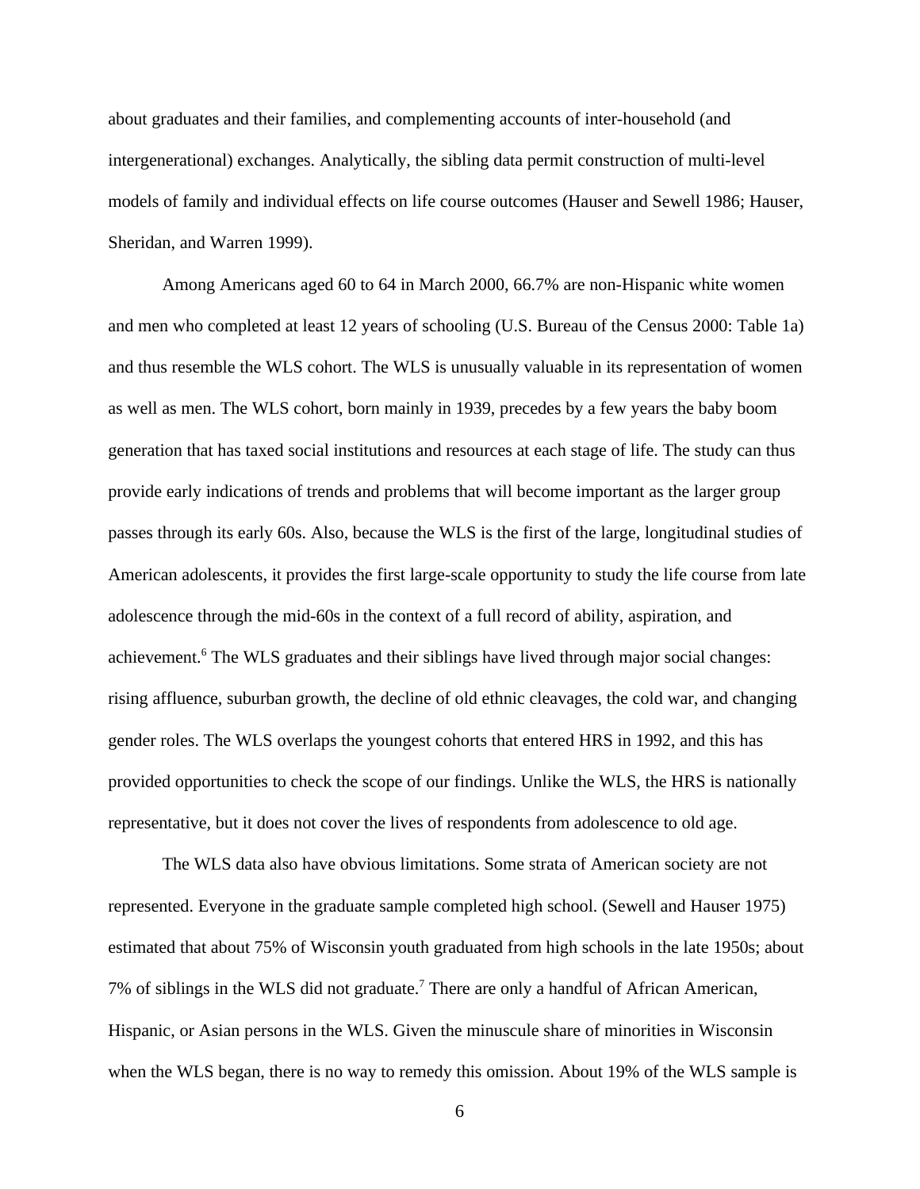about graduates and their families, and complementing accounts of inter-household (and intergenerational) exchanges. Analytically, the sibling data permit construction of multi-level models of family and individual effects on life course outcomes (Hauser and Sewell 1986; Hauser, Sheridan, and Warren 1999).

Among Americans aged 60 to 64 in March 2000, 66.7% are non-Hispanic white women and men who completed at least 12 years of schooling (U.S. Bureau of the Census 2000: Table 1a) and thus resemble the WLS cohort. The WLS is unusually valuable in its representation of women as well as men. The WLS cohort, born mainly in 1939, precedes by a few years the baby boom generation that has taxed social institutions and resources at each stage of life. The study can thus provide early indications of trends and problems that will become important as the larger group passes through its early 60s. Also, because the WLS is the first of the large, longitudinal studies of American adolescents, it provides the first large-scale opportunity to study the life course from late adolescence through the mid-60s in the context of a full record of ability, aspiration, and achievement.[6] The WLS graduates and their siblings have lived through major social changes: rising affluence, suburban growth, the decline of old ethnic cleavages, the cold war, and changing gender roles. The WLS overlaps the youngest cohorts that entered HRS in 1992, and this has provided opportunities to check the scope of our findings. Unlike the WLS, the HRS is nationally representative, but it does not cover the lives of respondents from adolescence to old age.

The WLS data also have obvious limitations. Some strata of American society are not represented. Everyone in the graduate sample completed high school. (Sewell and Hauser 1975) estimated that about 75% of Wisconsin youth graduated from high schools in the late 1950s; about 7% of siblings in the WLS did not graduate.[7] There are only a handful of African American, Hispanic, or Asian persons in the WLS. Given the minuscule share of minorities in Wisconsin when the WLS began, there is no way to remedy this omission. About 19% of the WLS sample is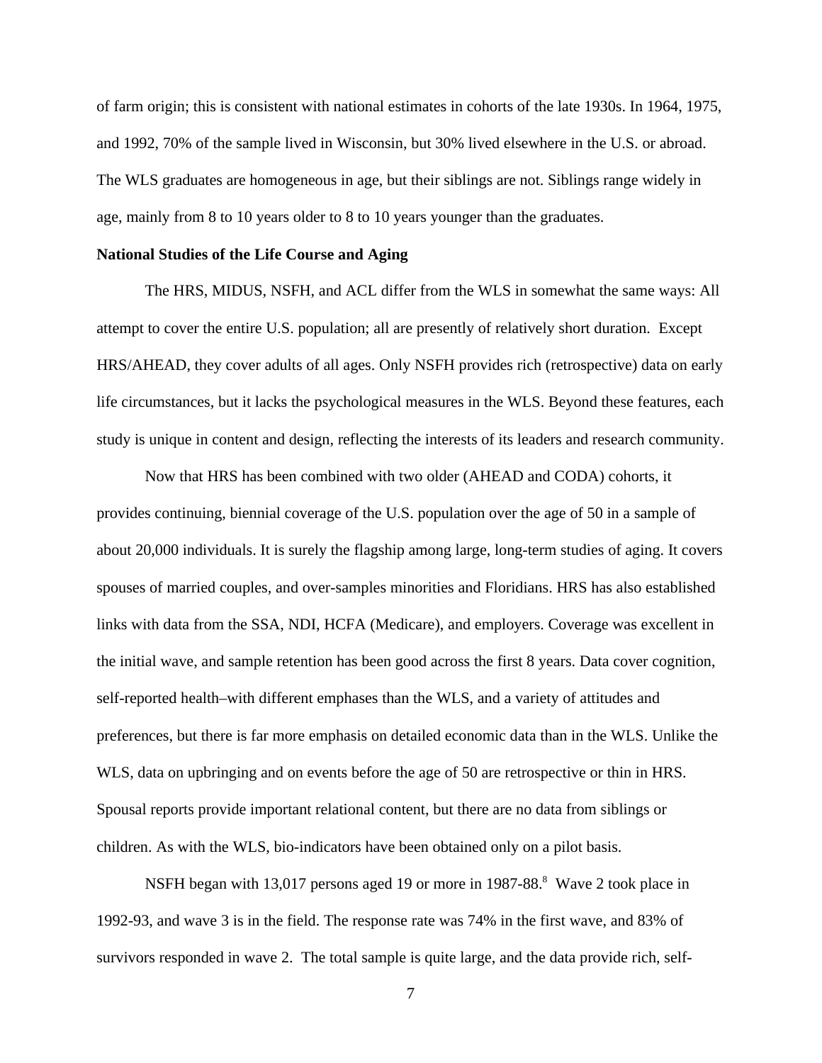of farm origin; this is consistent with national estimates in cohorts of the late 1930s. In 1964, 1975, and 1992, 70% of the sample lived in Wisconsin, but 30% lived elsewhere in the U.S. or abroad. The WLS graduates are homogeneous in age, but their siblings are not. Siblings range widely in age, mainly from 8 to 10 years older to 8 to 10 years younger than the graduates.

**National Studies of the Life Course and Aging**

The HRS, MIDUS, NSFH, and ACL differ from the WLS in somewhat the same ways: All attempt to cover the entire U.S. population; all are presently of relatively short duration. Except HRS/AHEAD, they cover adults of all ages. Only NSFH provides rich (retrospective) data on early life circumstances, but it lacks the psychological measures in the WLS. Beyond these features, each study is unique in content and design, reflecting the interests of its leaders and research community.

Now that HRS has been combined with two older (AHEAD and CODA) cohorts, it provides continuing, biennial coverage of the U.S. population over the age of 50 in a sample of about 20,000 individuals. It is surely the flagship among large, long-term studies of aging. It covers spouses of married couples, and over-samples minorities and Floridians. HRS has also established links with data from the SSA, NDI, HCFA (Medicare), and employers. Coverage was excellent in the initial wave, and sample retention has been good across the first 8 years. Data cover cognition, self-reported health–with different emphases than the WLS, and a variety of attitudes and preferences, but there is far more emphasis on detailed economic data than in the WLS. Unlike the WLS, data on upbringing and on events before the age of 50 are retrospective or thin in HRS. Spousal reports provide important relational content, but there are no data from siblings or children. As with the WLS, bio-indicators have been obtained only on a pilot basis.

NSFH began with 13,017 persons aged 19 or more in 1987-88.[8] Wave 2 took place in 1992-93, and wave 3 is in the field. The response rate was 74% in the first wave, and 83% of survivors responded in wave 2. The total sample is quite large, and the data provide rich, self-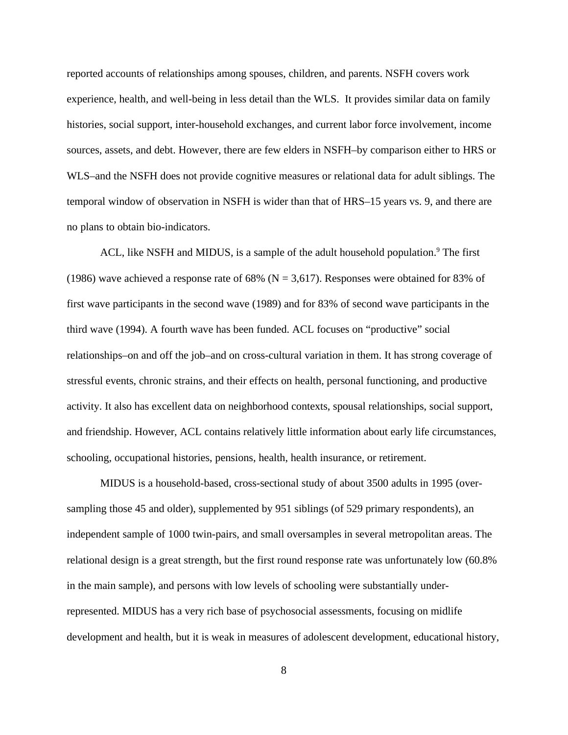reported accounts of relationships among spouses, children, and parents. NSFH covers work experience, health, and well-being in less detail than the WLS. It provides similar data on family histories, social support, inter-household exchanges, and current labor force involvement, income sources, assets, and debt. However, there are few elders in NSFH–by comparison either to HRS or WLS–and the NSFH does not provide cognitive measures or relational data for adult siblings. The temporal window of observation in NSFH is wider than that of HRS–15 years vs. 9, and there are no plans to obtain bio-indicators.

ACL, like NSFH and MIDUS, is a sample of the adult household population.[9] The first (1986) wave achieved a response rate of 68% (N = 3,617). Responses were obtained for 83% of first wave participants in the second wave (1989) and for 83% of second wave participants in the third wave (1994). A fourth wave has been funded. ACL focuses on "productive" social relationships–on and off the job–and on cross-cultural variation in them. It has strong coverage of stressful events, chronic strains, and their effects on health, personal functioning, and productive activity. It also has excellent data on neighborhood contexts, spousal relationships, social support, and friendship. However, ACL contains relatively little information about early life circumstances, schooling, occupational histories, pensions, health, health insurance, or retirement.

MIDUS is a household-based, cross-sectional study of about 3500 adults in 1995 (over-sampling those 45 and older), supplemented by 951 siblings (of 529 primary respondents), an independent sample of 1000 twin-pairs, and small oversamples in several metropolitan areas. The relational design is a great strength, but the first round response rate was unfortunately low (60.8% in the main sample), and persons with low levels of schooling were substantially under-represented. MIDUS has a very rich base of psychosocial assessments, focusing on midlife development and health, but it is weak in measures of adolescent development, educational history,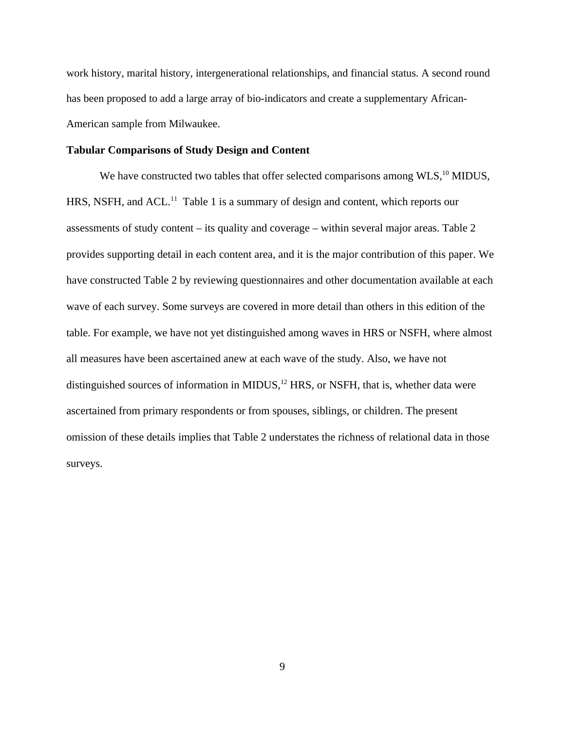work history, marital history, intergenerational relationships, and financial status. A second round has been proposed to add a large array of bio-indicators and create a supplementary African-American sample from Milwaukee.

**Tabular Comparisons of Study Design and Content**

We have constructed two tables that offer selected comparisons among WLS,[10] MIDUS, HRS, NSFH, and ACL.[11] Table 1 is a summary of design and content, which reports our assessments of study content – its quality and coverage – within several major areas. Table 2 provides supporting detail in each content area, and it is the major contribution of this paper. We have constructed Table 2 by reviewing questionnaires and other documentation available at each wave of each survey. Some surveys are covered in more detail than others in this edition of the table. For example, we have not yet distinguished among waves in HRS or NSFH, where almost all measures have been ascertained anew at each wave of the study. Also, we have not distinguished sources of information in MIDUS,[12] HRS, or NSFH, that is, whether data were ascertained from primary respondents or from spouses, siblings, or children. The present omission of these details implies that Table 2 understates the richness of relational data in those surveys.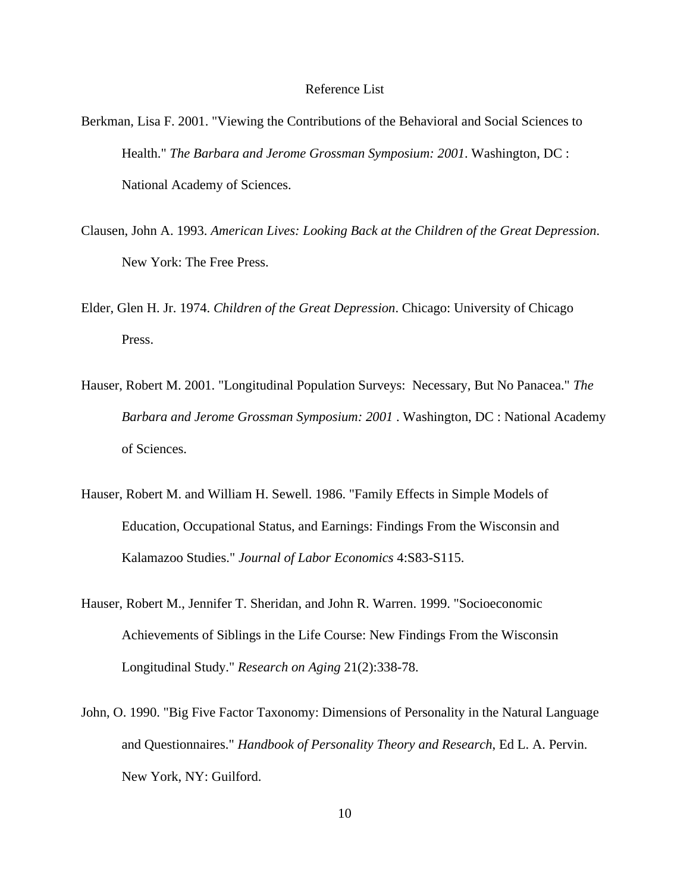# Reference List

Berkman, Lisa F. 2001. "Viewing the Contributions of the Behavioral and Social Sciences to Health." *The Barbara and Jerome Grossman Symposium: 2001*. Washington, DC : National Academy of Sciences.

Clausen, John A. 1993. *American Lives: Looking Back at the Children of the Great Depression*. New York: The Free Press.

Elder, Glen H. Jr. 1974. *Children of the Great Depression*. Chicago: University of Chicago Press.

Hauser, Robert M. 2001. "Longitudinal Population Surveys: Necessary, But No Panacea." *The Barbara and Jerome Grossman Symposium: 2001* . Washington, DC : National Academy of Sciences.

Hauser, Robert M. and William H. Sewell. 1986. "Family Effects in Simple Models of Education, Occupational Status, and Earnings: Findings From the Wisconsin and Kalamazoo Studies." *Journal of Labor Economics* 4:S83-S115.

Hauser, Robert M., Jennifer T. Sheridan, and John R. Warren. 1999. "Socioeconomic Achievements of Siblings in the Life Course: New Findings From the Wisconsin Longitudinal Study." *Research on Aging* 21(2):338-78.

John, O. 1990. "Big Five Factor Taxonomy: Dimensions of Personality in the Natural Language and Questionnaires." *Handbook of Personality Theory and Research*, Ed L. A. Pervin. New York, NY: Guilford.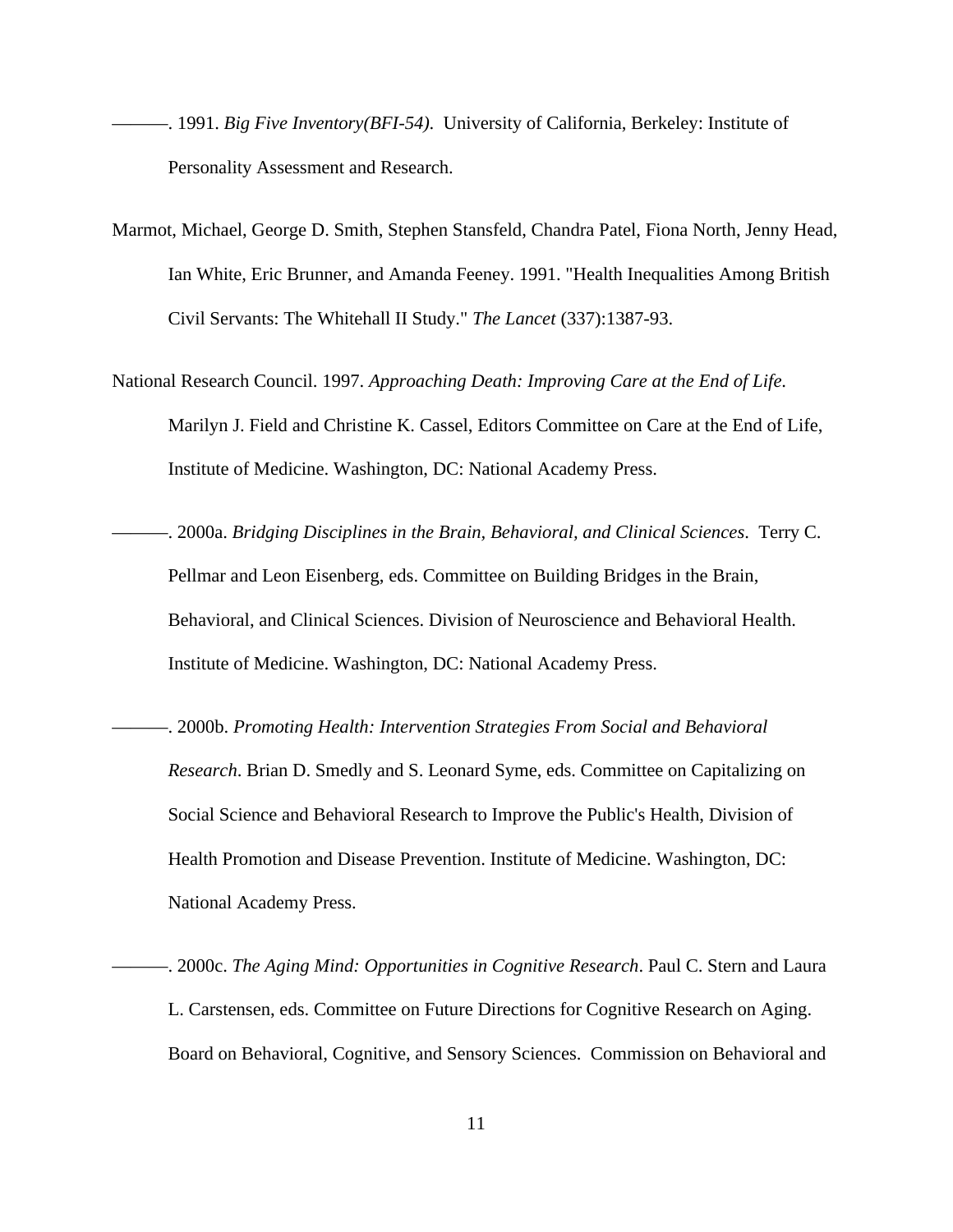———. 1991. *Big Five Inventory(BFI-54).* University of California, Berkeley: Institute of Personality Assessment and Research.

Marmot, Michael, George D. Smith, Stephen Stansfeld, Chandra Patel, Fiona North, Jenny Head, Ian White, Eric Brunner, and Amanda Feeney. 1991. "Health Inequalities Among British Civil Servants: The Whitehall II Study." *The Lancet* (337):1387-93.

National Research Council. 1997. *Approaching Death: Improving Care at the End of Life.* Marilyn J. Field and Christine K. Cassel, Editors Committee on Care at the End of Life, Institute of Medicine. Washington, DC: National Academy Press.

———. 2000a. *Bridging Disciplines in the Brain, Behavioral, and Clinical Sciences*. Terry C. Pellmar and Leon Eisenberg, eds. Committee on Building Bridges in the Brain, Behavioral, and Clinical Sciences. Division of Neuroscience and Behavioral Health. Institute of Medicine. Washington, DC: National Academy Press.

———. 2000b. *Promoting Health: Intervention Strategies From Social and Behavioral Research*. Brian D. Smedly and S. Leonard Syme, eds. Committee on Capitalizing on Social Science and Behavioral Research to Improve the Public's Health, Division of Health Promotion and Disease Prevention. Institute of Medicine. Washington, DC: National Academy Press.

———. 2000c. *The Aging Mind: Opportunities in Cognitive Research*. Paul C. Stern and Laura L. Carstensen, eds. Committee on Future Directions for Cognitive Research on Aging. Board on Behavioral, Cognitive, and Sensory Sciences. Commission on Behavioral and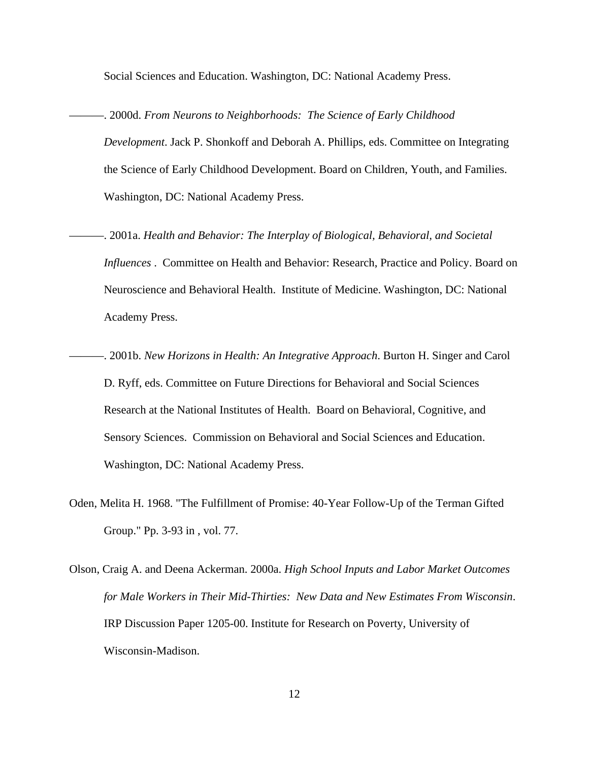Social Sciences and Education. Washington, DC: National Academy Press.

———. 2000d. *From Neurons to Neighborhoods: The Science of Early Childhood Development*. Jack P. Shonkoff and Deborah A. Phillips, eds. Committee on Integrating the Science of Early Childhood Development. Board on Children, Youth, and Families. Washington, DC: National Academy Press.

———. 2001a. *Health and Behavior: The Interplay of Biological, Behavioral, and Societal Influences* . Committee on Health and Behavior: Research, Practice and Policy. Board on Neuroscience and Behavioral Health. Institute of Medicine. Washington, DC: National Academy Press.

———. 2001b. *New Horizons in Health: An Integrative Approach*. Burton H. Singer and Carol D. Ryff, eds. Committee on Future Directions for Behavioral and Social Sciences Research at the National Institutes of Health. Board on Behavioral, Cognitive, and Sensory Sciences. Commission on Behavioral and Social Sciences and Education. Washington, DC: National Academy Press.

Oden, Melita H. 1968. "The Fulfillment of Promise: 40-Year Follow-Up of the Terman Gifted Group." Pp. 3-93 in , vol. 77.

Olson, Craig A. and Deena Ackerman. 2000a. *High School Inputs and Labor Market Outcomes for Male Workers in Their Mid-Thirties: New Data and New Estimates From Wisconsin*. IRP Discussion Paper 1205-00. Institute for Research on Poverty, University of Wisconsin-Madison.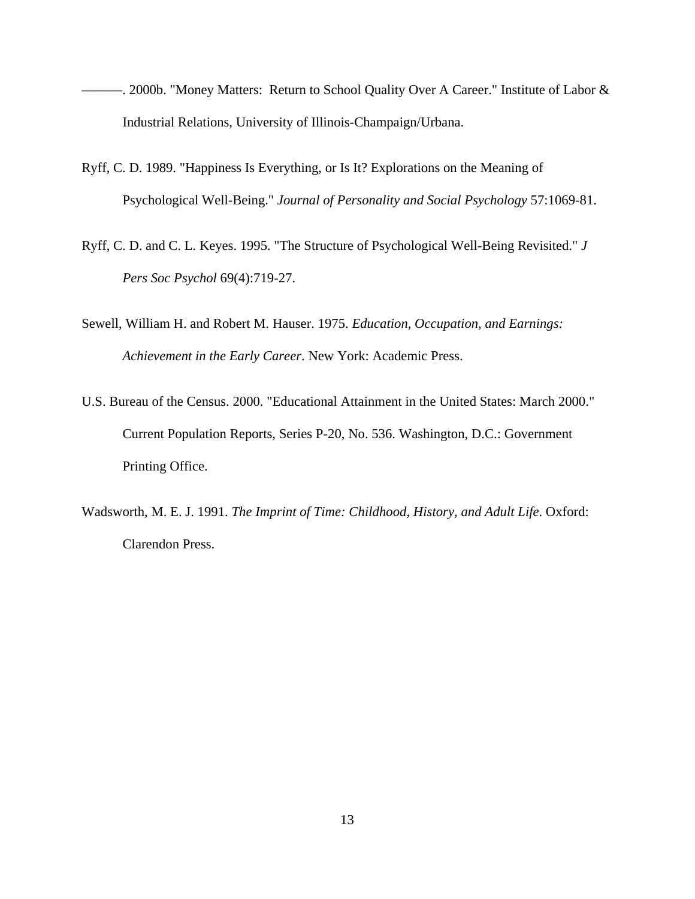———. 2000b. "Money Matters: Return to School Quality Over A Career." Institute of Labor & Industrial Relations, University of Illinois-Champaign/Urbana.

Ryff, C. D. 1989. "Happiness Is Everything, or Is It? Explorations on the Meaning of Psychological Well-Being." *Journal of Personality and Social Psychology* 57:1069-81.

Ryff, C. D. and C. L. Keyes. 1995. "The Structure of Psychological Well-Being Revisited." *J Pers Soc Psychol* 69(4):719-27.

Sewell, William H. and Robert M. Hauser. 1975. *Education, Occupation, and Earnings: Achievement in the Early Career*. New York: Academic Press.

U.S. Bureau of the Census. 2000. "Educational Attainment in the United States: March 2000." Current Population Reports, Series P-20, No. 536. Washington, D.C.: Government Printing Office.

Wadsworth, M. E. J. 1991. *The Imprint of Time: Childhood, History, and Adult Life*. Oxford: Clarendon Press.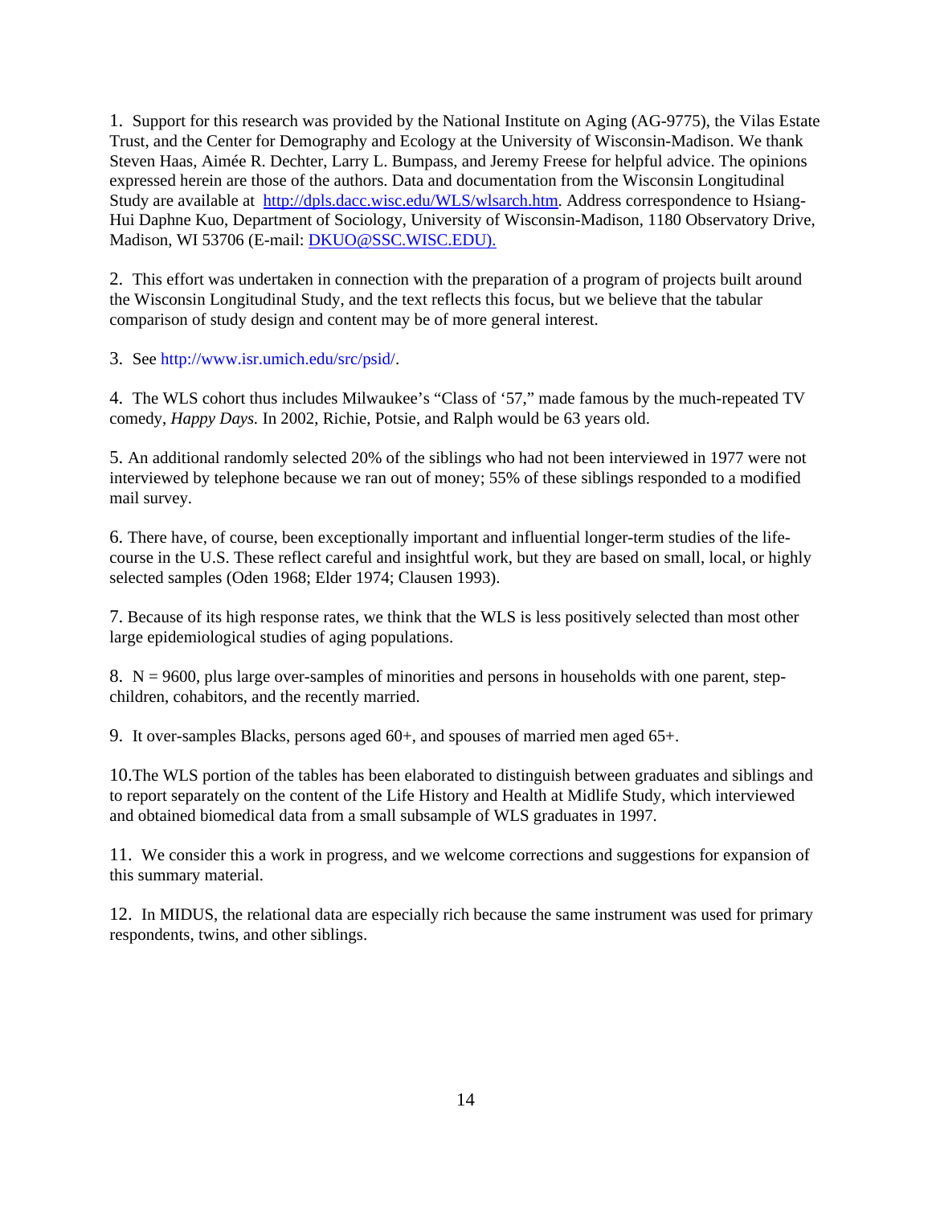1. Support for this research was provided by the National Institute on Aging (AG-9775), the Vilas Estate Trust, and the Center for Demography and Ecology at the University of Wisconsin-Madison. We thank Steven Haas, Aimée R. Dechter, Larry L. Bumpass, and Jeremy Freese for helpful advice. The opinions expressed herein are those of the authors. Data and documentation from the Wisconsin Longitudinal Study are available at http://dpls.dacc.wisc.edu/WLS/wlsarch.htm. Address correspondence to Hsiang-Hui Daphne Kuo, Department of Sociology, University of Wisconsin-Madison, 1180 Observatory Drive, Madison, WI 53706 (E-mail: DKUO@SSC.WISC.EDU).

2. This effort was undertaken in connection with the preparation of a program of projects built around the Wisconsin Longitudinal Study, and the text reflects this focus, but we believe that the tabular comparison of study design and content may be of more general interest.

3. See http://www.isr.umich.edu/src/psid/.

4. The WLS cohort thus includes Milwaukee's "Class of '57," made famous by the much-repeated TV comedy, *Happy Days.* In 2002, Richie, Potsie, and Ralph would be 63 years old.

5. An additional randomly selected 20% of the siblings who had not been interviewed in 1977 were not interviewed by telephone because we ran out of money; 55% of these siblings responded to a modified mail survey.

6. There have, of course, been exceptionally important and influential longer-term studies of the life-course in the U.S. These reflect careful and insightful work, but they are based on small, local, or highly selected samples (Oden 1968; Elder 1974; Clausen 1993).

7. Because of its high response rates, we think that the WLS is less positively selected than most other large epidemiological studies of aging populations.

8. N = 9600, plus large over-samples of minorities and persons in households with one parent, step-children, cohabitors, and the recently married.

9. It over-samples Blacks, persons aged 60+, and spouses of married men aged 65+.

10. The WLS portion of the tables has been elaborated to distinguish between graduates and siblings and to report separately on the content of the Life History and Health at Midlife Study, which interviewed and obtained biomedical data from a small subsample of WLS graduates in 1997.

11. We consider this a work in progress, and we welcome corrections and suggestions for expansion of this summary material.

12. In MIDUS, the relational data are especially rich because the same instrument was used for primary respondents, twins, and other siblings.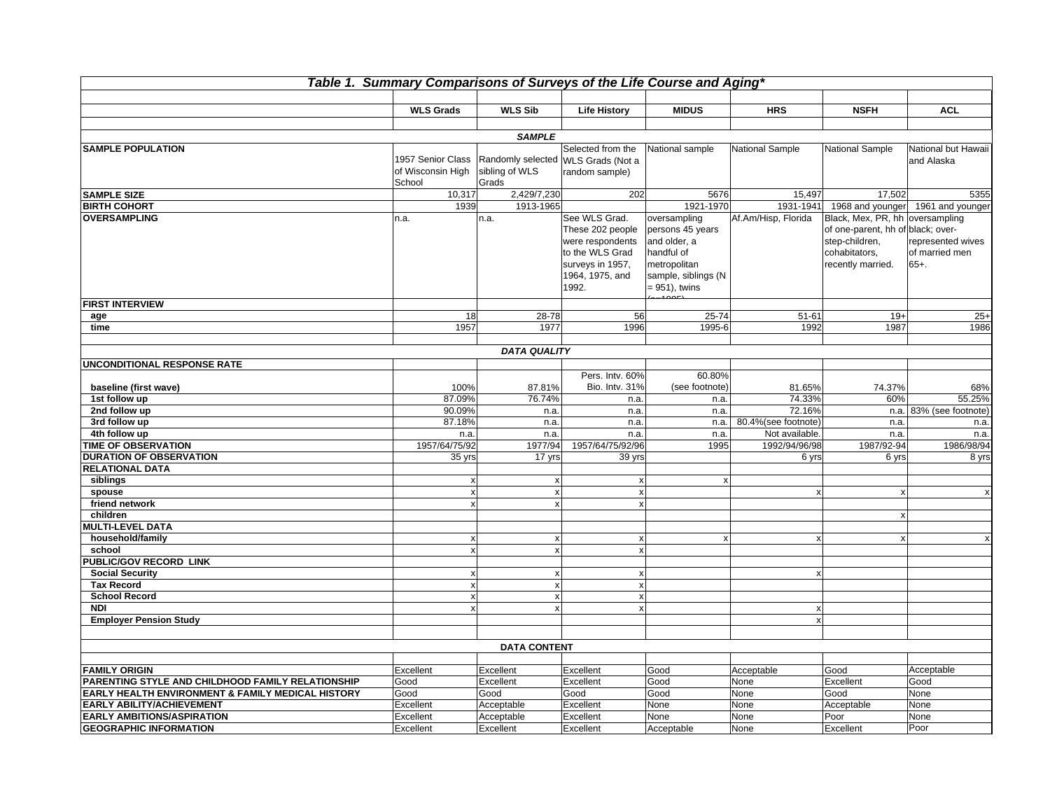## *Table 1. Summary Comparisons of Surveys of the Life Course and Aging**

| | WLS Grads | WLS Sib | Life History | MIDUS | HRS | NSFH | ACL |
|---|---|---|---|---|---|---|---|
| ***SAMPLE*** | | | | | | | |
| **SAMPLE POPULATION** | 1957 Senior Class of Wisconsin High School | Randomly selected sibling of WLS Grads | Selected from the WLS Grads (Not a random sample) | National sample | National Sample | National Sample | National but Hawaii and Alaska |
| **SAMPLE SIZE** | 10,317 | 2,429/7,230 | 202 | 5676 | 15,497 | 17,502 | 5355 |
| **BIRTH COHORT** | 1939 | 1913-1965 | | 1921-1970 | 1931-1941 | 1968 and younger | 1961 and younger |
| **OVERSAMPLING** | n.a. | n.a. | See WLS Grad. These 202 people were respondents to the WLS Grad surveys in 1957, 1964, 1975, and 1992. | oversampling persons 45 years and older, a handful of metropolitan sample, siblings (N = 951), twins (n=1995) | Af.Am/Hisp, Florida | Black, Mex, PR, hh of one-parent, hh of step-children, cohabitators, recently married. | oversampling black; over-represented wives of married men 65+. |
| **FIRST INTERVIEW** | | | | | | | |
| **age** | 18 | 28-78 | 56 | 25-74 | 51-61 | 19+ | 25+ |
| **time** | 1957 | 1977 | 1996 | 1995-6 | 1992 | 1987 | 1986 |
| ***DATA QUALITY*** | | | | | | | |
| **UNCONDITIONAL RESPONSE RATE** | | | | | | | |
| **baseline (first wave)** | 100% | 87.81% | Pers. Intv. 60% Bio. Intv. 31% | 60.80% (see footnote) | 81.65% | 74.37% | 68% |
| **1st follow up** | 87.09% | 76.74% | n.a. | n.a. | 74.33% | 60% | 55.25% |
| **2nd follow up** | 90.09% | n.a. | n.a. | n.a. | 72.16% | n.a. | 83% (see footnote) |
| **3rd follow up** | 87.18% | n.a. | n.a. | n.a. | 80.4%(see footnote) | n.a. | n.a. |
| **4th follow up** | n.a. | n.a. | n.a. | n.a. | Not available. | n.a. | n.a. |
| **TIME OF OBSERVATION** | 1957/64/75/92 | 1977/94 | 1957/64/75/92/96 | 1995 | 1992/94/96/98 | 1987/92-94 | 1986/98/94 |
| **DURATION OF OBSERVATION** | 35 yrs | 17 yrs | 39 yrs | | 6 yrs | 6 yrs | 8 yrs |
| **RELATIONAL DATA** | | | | | | | |
| **siblings** | x | x | x | x | | | |
| **spouse** | x | x | x | | x | x | x |
| **friend network** | x | x | x | | | | |
| **children** | | | | | | x | |
| **MULTI-LEVEL DATA** | | | | | | | |
| **household/family** | x | x | x | x | x | x | x |
| **school** | x | x | x | | | | |
| **PUBLIC/GOV RECORD LINK** | | | | | | | |
| **Social Security** | x | x | x | | x | | |
| **Tax Record** | x | x | x | | | | |
| **School Record** | x | x | x | | | | |
| **NDI** | x | x | x | | x | | |
| **Employer Pension Study** | | | | | x | | |
| **DATA CONTENT** | | | | | | | |
| **FAMILY ORIGIN** | Excellent | Excellent | Excellent | Good | Acceptable | Good | Acceptable |
| **PARENTING STYLE AND CHILDHOOD FAMILY RELATIONSHIP** | Good | Excellent | Excellent | Good | None | Excellent | Good |
| **EARLY HEALTH ENVIRONMENT & FAMILY MEDICAL HISTORY** | Good | Good | Good | Good | None | Good | None |
| **EARLY ABILITY/ACHIEVEMENT** | Excellent | Acceptable | Excellent | None | None | Acceptable | None |
| **EARLY AMBITIONS/ASPIRATION** | Excellent | Acceptable | Excellent | None | None | Poor | None |
| **GEOGRAPHIC INFORMATION** | Excellent | Excellent | Excellent | Acceptable | None | Excellent | Poor |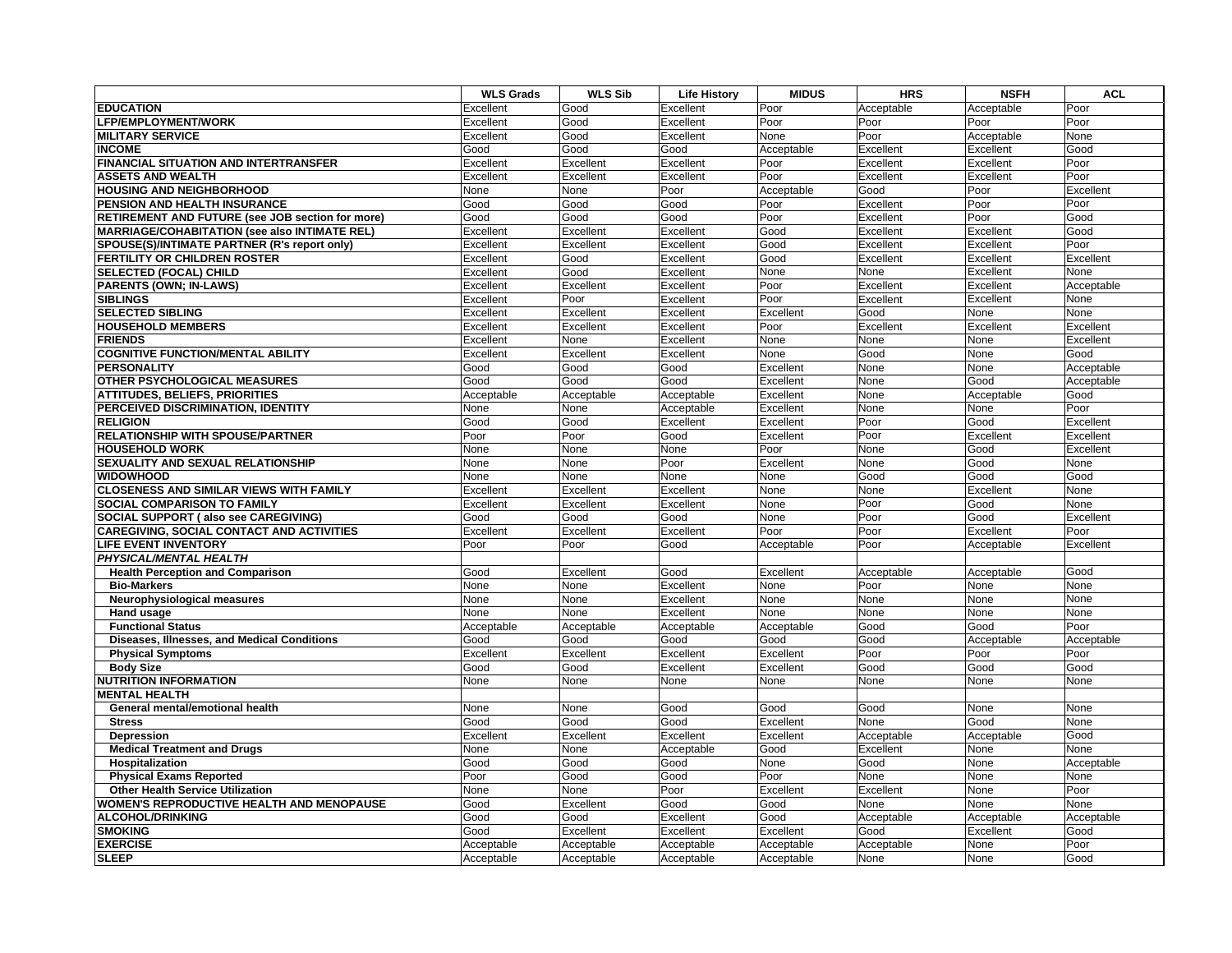| | WLS Grads | WLS Sib | Life History | MIDUS | HRS | NSFH | ACL |
|---|---|---|---|---|---|---|---|
| **EDUCATION** | Excellent | Good | Excellent | Poor | Acceptable | Acceptable | Poor |
| **LFP/EMPLOYMENT/WORK** | Excellent | Good | Excellent | Poor | Poor | Poor | Poor |
| **MILITARY SERVICE** | Excellent | Good | Excellent | None | Poor | Acceptable | None |
| **INCOME** | Good | Good | Good | Acceptable | Excellent | Excellent | Good |
| **FINANCIAL SITUATION AND INTERTRANSFER** | Excellent | Excellent | Excellent | Poor | Excellent | Excellent | Poor |
| **ASSETS AND WEALTH** | Excellent | Excellent | Excellent | Poor | Excellent | Excellent | Poor |
| **HOUSING AND NEIGHBORHOOD** | None | None | Poor | Acceptable | Good | Poor | Excellent |
| **PENSION AND HEALTH INSURANCE** | Good | Good | Good | Poor | Excellent | Poor | Poor |
| **RETIREMENT AND FUTURE (see JOB section for more)** | Good | Good | Good | Poor | Excellent | Poor | Good |
| **MARRIAGE/COHABITATION (see also INTIMATE REL)** | Excellent | Excellent | Excellent | Good | Excellent | Excellent | Good |
| **SPOUSE(S)/INTIMATE PARTNER (R's report only)** | Excellent | Excellent | Excellent | Good | Excellent | Excellent | Poor |
| **FERTILITY OR CHILDREN ROSTER** | Excellent | Good | Excellent | Good | Excellent | Excellent | Excellent |
| **SELECTED (FOCAL) CHILD** | Excellent | Good | Excellent | None | None | Excellent | None |
| **PARENTS (OWN; IN-LAWS)** | Excellent | Excellent | Excellent | Poor | Excellent | Excellent | Acceptable |
| **SIBLINGS** | Excellent | Poor | Excellent | Poor | Excellent | Excellent | None |
| **SELECTED SIBLING** | Excellent | Excellent | Excellent | Excellent | Good | None | None |
| **HOUSEHOLD MEMBERS** | Excellent | Excellent | Excellent | Poor | Excellent | Excellent | Excellent |
| **FRIENDS** | Excellent | None | Excellent | None | None | None | Excellent |
| **COGNITIVE FUNCTION/MENTAL ABILITY** | Excellent | Excellent | Excellent | None | Good | None | Good |
| **PERSONALITY** | Good | Good | Good | Excellent | None | None | Acceptable |
| **OTHER PSYCHOLOGICAL MEASURES** | Good | Good | Good | Excellent | None | Good | Acceptable |
| **ATTITUDES, BELIEFS, PRIORITIES** | Acceptable | Acceptable | Acceptable | Excellent | None | Acceptable | Good |
| **PERCEIVED DISCRIMINATION, IDENTITY** | None | None | Acceptable | Excellent | None | None | Poor |
| **RELIGION** | Good | Good | Excellent | Excellent | Poor | Good | Excellent |
| **RELATIONSHIP WITH SPOUSE/PARTNER** | Poor | Poor | Good | Excellent | Poor | Excellent | Excellent |
| **HOUSEHOLD WORK** | None | None | None | Poor | None | Good | Excellent |
| **SEXUALITY AND SEXUAL RELATIONSHIP** | None | None | Poor | Excellent | None | Good | None |
| **WIDOWHOOD** | None | None | None | None | Good | Good | Good |
| **CLOSENESS AND SIMILAR VIEWS WITH FAMILY** | Excellent | Excellent | Excellent | None | None | Excellent | None |
| **SOCIAL COMPARISON TO FAMILY** | Excellent | Excellent | Excellent | None | Poor | Good | None |
| **SOCIAL SUPPORT ( also see CAREGIVING)** | Good | Good | Good | None | Poor | Good | Excellent |
| **CAREGIVING, SOCIAL CONTACT AND ACTIVITIES** | Excellent | Excellent | Excellent | Poor | Poor | Excellent | Poor |
| **LIFE EVENT INVENTORY** | Poor | Poor | Good | Acceptable | Poor | Acceptable | Excellent |
| ***PHYSICAL/MENTAL HEALTH*** | | | | | | | |
| **Health Perception and Comparison** | Good | Excellent | Good | Excellent | Acceptable | Acceptable | Good |
| **Bio-Markers** | None | None | Excellent | None | Poor | None | None |
| **Neurophysiological measures** | None | None | Excellent | None | None | None | None |
| **Hand usage** | None | None | Excellent | None | None | None | None |
| **Functional Status** | Acceptable | Acceptable | Acceptable | Acceptable | Good | Good | Poor |
| **Diseases, Illnesses, and Medical Conditions** | Good | Good | Good | Good | Good | Acceptable | Acceptable |
| **Physical Symptoms** | Excellent | Excellent | Excellent | Excellent | Poor | Poor | Poor |
| **Body Size** | Good | Good | Excellent | Excellent | Good | Good | Good |
| **NUTRITION INFORMATION** | None | None | None | None | None | None | None |
| **MENTAL HEALTH** | | | | | | | |
| **General mental/emotional health** | None | None | Good | Good | Good | None | None |
| **Stress** | Good | Good | Good | Excellent | None | Good | None |
| **Depression** | Excellent | Excellent | Excellent | Excellent | Acceptable | Acceptable | Good |
| **Medical Treatment and Drugs** | None | None | Acceptable | Good | Excellent | None | None |
| **Hospitalization** | Good | Good | Good | None | Good | None | Acceptable |
| **Physical Exams Reported** | Poor | Good | Good | Poor | None | None | None |
| **Other Health Service Utilization** | None | None | Poor | Excellent | Excellent | None | Poor |
| **WOMEN'S REPRODUCTIVE HEALTH AND MENOPAUSE** | Good | Excellent | Good | Good | None | None | None |
| **ALCOHOL/DRINKING** | Good | Good | Excellent | Good | Acceptable | Acceptable | Acceptable |
| **SMOKING** | Good | Excellent | Excellent | Excellent | Good | Excellent | Good |
| **EXERCISE** | Acceptable | Acceptable | Acceptable | Acceptable | Acceptable | None | Poor |
| **SLEEP** | Acceptable | Acceptable | Acceptable | Acceptable | None | None | Good |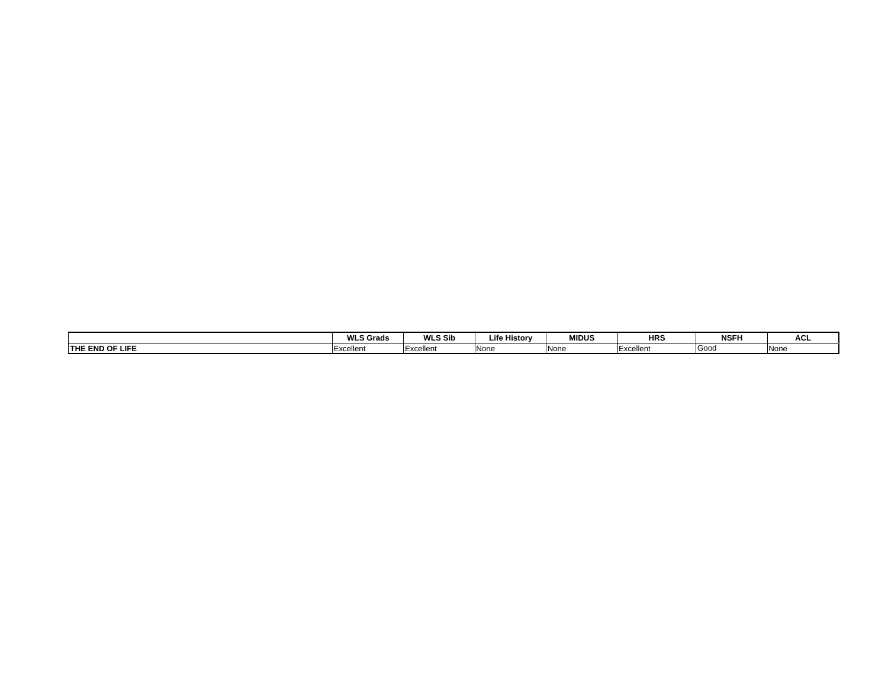| | WLS Grads | WLS Sib | Life History | MIDUS | HRS | NSFH | ACL |
|---|---|---|---|---|---|---|---|
| **THE END OF LIFE** | Excellent | Excellent | None | None | Excellent | Good | None |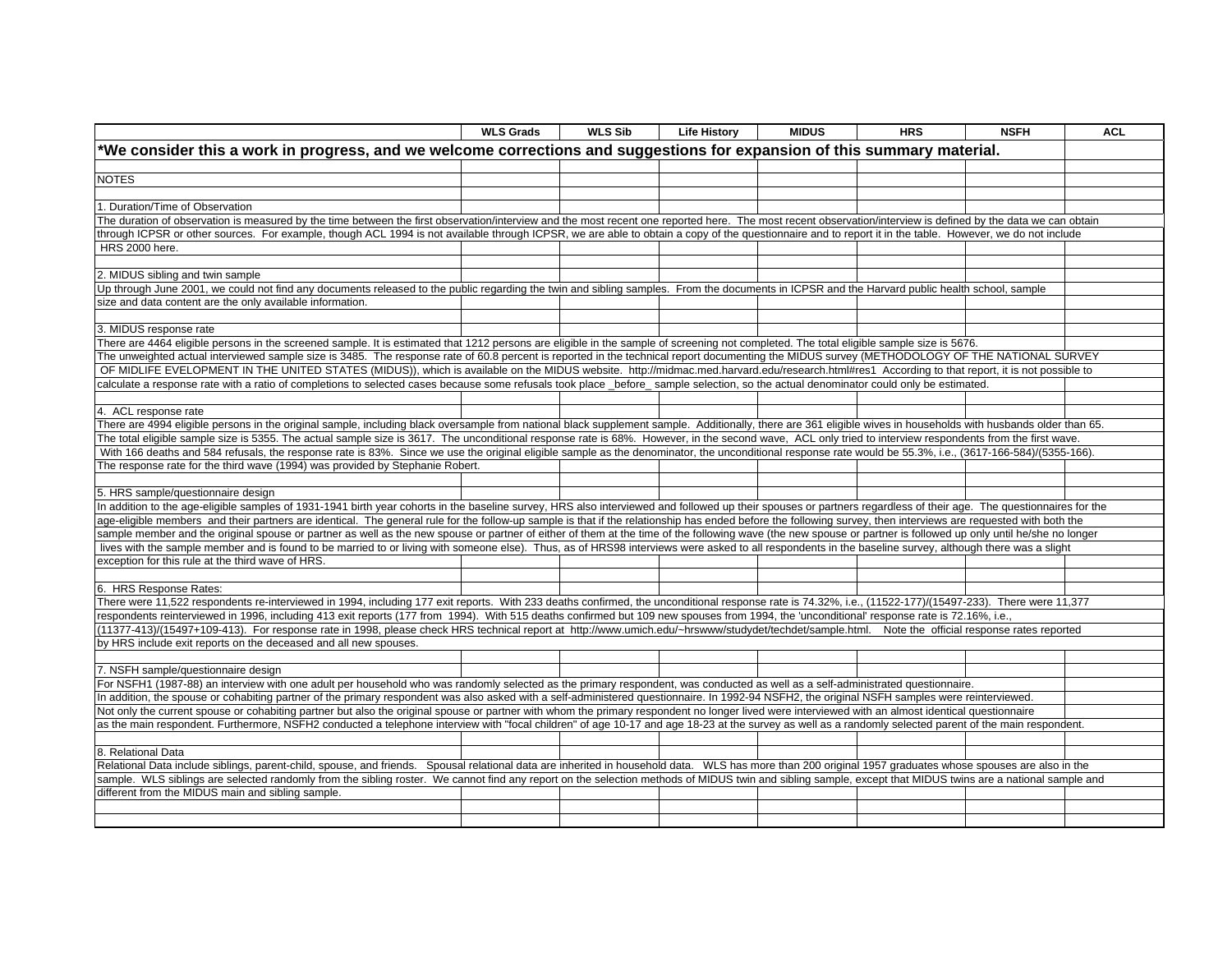| | WLS Grads | WLS Sib | Life History | MIDUS | HRS | NSFH | ACL |
|---|---|---|---|---|---|---|---|

***We consider this a work in progress, and we welcome corrections and suggestions for expansion of this summary material.**

NOTES

1. Duration/Time of Observation

The duration of observation is measured by the time between the first observation/interview and the most recent one reported here. The most recent observation/interview is defined by the data we can obtain through ICPSR or other sources. For example, though ACL 1994 is not available through ICPSR, we are able to obtain a copy of the questionnaire and to report it in the table. However, we do not include HRS 2000 here.

2. MIDUS sibling and twin sample

Up through June 2001, we could not find any documents released to the public regarding the twin and sibling samples. From the documents in ICPSR and the Harvard public health school, sample size and data content are the only available information.

3. MIDUS response rate

There are 4464 eligible persons in the screened sample. It is estimated that 1212 persons are eligible in the sample of screening not completed. The total eligible sample size is 5676.
The unweighted actual interviewed sample size is 3485. The response rate of 60.8 percent is reported in the technical report documenting the MIDUS survey (METHODOLOGY OF THE NATIONAL SURVEY OF MIDLIFE EVELOPMENT IN THE UNITED STATES (MIDUS)), which is available on the MIDUS website. http://midmac.med.harvard.edu/research.html#res1 According to that report, it is not possible to calculate a response rate with a ratio of completions to selected cases because some refusals took place _before_ sample selection, so the actual denominator could only be estimated.

4. ACL response rate

There are 4994 eligible persons in the original sample, including black oversample from national black supplement sample. Additionally, there are 361 eligible wives in households with husbands older than 65.
The total eligible sample size is 5355. The actual sample size is 3617. The unconditional response rate is 68%. However, in the second wave, ACL only tried to interview respondents from the first wave.
With 166 deaths and 584 refusals, the response rate is 83%. Since we use the original eligible sample as the denominator, the unconditional response rate would be 55.3%, i.e., (3617-166-584)/(5355-166).
The response rate for the third wave (1994) was provided by Stephanie Robert.

5. HRS sample/questionnaire design

In addition to the age-eligible samples of 1931-1941 birth year cohorts in the baseline survey, HRS also interviewed and followed up their spouses or partners regardless of their age. The questionnaires for the age-eligible members and their partners are identical. The general rule for the follow-up sample is that if the relationship has ended before the following survey, then interviews are requested with both the sample member and the original spouse or partner as well as the new spouse or partner of either of them at the time of the following wave (the new spouse or partner is followed up only until he/she no longer lives with the sample member and is found to be married to or living with someone else). Thus, as of HRS98 interviews were asked to all respondents in the baseline survey, although there was a slight exception for this rule at the third wave of HRS.

6. HRS Response Rates:

There were 11,522 respondents re-interviewed in 1994, including 177 exit reports. With 233 deaths confirmed, the unconditional response rate is 74.32%, i.e., (11522-177)/(15497-233). There were 11,377 respondents reinterviewed in 1996, including 413 exit reports (177 from 1994). With 515 deaths confirmed but 109 new spouses from 1994, the 'unconditional' response rate is 72.16%, i.e., (11377-413)/(15497+109-413). For response rate in 1998, please check HRS technical report at http://www.umich.edu/~hrswww/studydet/techdet/sample.html. Note the official response rates reported by HRS include exit reports on the deceased and all new spouses.

7. NSFH sample/questionnaire design

For NSFH1 (1987-88) an interview with one adult per household who was randomly selected as the primary respondent, was conducted as well as a self-administrated questionnaire.
In addition, the spouse or cohabiting partner of the primary respondent was also asked with a self-administered questionnaire. In 1992-94 NSFH2, the original NSFH samples were reinterviewed.
Not only the current spouse or cohabiting partner but also the original spouse or partner with whom the primary respondent no longer lived were interviewed with an almost identical questionnaire as the main respondent. Furthermore, NSFH2 conducted a telephone interview with "focal children" of age 10-17 and age 18-23 at the survey as well as a randomly selected parent of the main respondent.

8. Relational Data

Relational Data include siblings, parent-child, spouse, and friends. Spousal relational data are inherited in household data. WLS has more than 200 original 1957 graduates whose spouses are also in the sample. WLS siblings are selected randomly from the sibling roster. We cannot find any report on the selection methods of MIDUS twin and sibling sample, except that MIDUS twins are a national sample and different from the MIDUS main and sibling sample.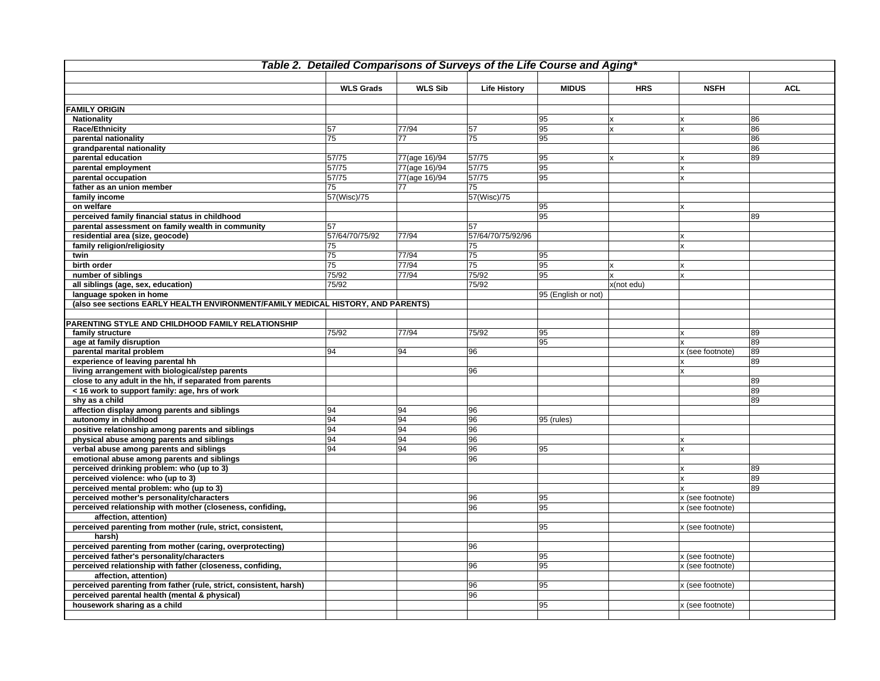## *Table 2. Detailed Comparisons of Surveys of the Life Course and Aging**

| | WLS Grads | WLS Sib | Life History | MIDUS | HRS | NSFH | ACL |
|---|---|---|---|---|---|---|---|
| **FAMILY ORIGIN** | | | | | | | |
| **Nationality** | | | | 95 | x | x | 86 |
| **Race/Ethnicity** | 57 | 77/94 | 57 | 95 | x | x | 86 |
| **parental nationality** | 75 | 77 | 75 | 95 | | | 86 |
| **grandparental nationality** | | | | | | | 86 |
| **parental education** | 57/75 | 77(age 16)/94 | 57/75 | 95 | x | x | 89 |
| **parental employment** | 57/75 | 77(age 16)/94 | 57/75 | 95 | | x | |
| **parental occupation** | 57/75 | 77(age 16)/94 | 57/75 | 95 | | x | |
| **father as an union member** | 75 | 77 | 75 | | | | |
| **family income** | 57(Wisc)/75 | | 57(Wisc)/75 | | | | |
| **on welfare** | | | | 95 | | x | |
| **perceived family financial status in childhood** | | | | 95 | | | 89 |
| **parental assessment on family wealth in community** | 57 | | 57 | | | | |
| **residential area (size, geocode)** | 57/64/70/75/92 | 77/94 | 57/64/70/75/92/96 | | | x | |
| **family religion/religiosity** | 75 | | 75 | | | x | |
| **twin** | 75 | 77/94 | 75 | 95 | | | |
| **birth order** | 75 | 77/94 | 75 | 95 | x | x | |
| **number of siblings** | 75/92 | 77/94 | 75/92 | 95 | x | x | |
| **all siblings (age, sex, education)** | 75/92 | | 75/92 | | x(not edu) | | |
| **language spoken in home** | | | | 95 (English or not) | | | |
| **(also see sections EARLY HEALTH ENVIRONMENT/FAMILY MEDICAL HISTORY, AND PARENTS)** | | | | | | | |
| | | | | | | | |
| **PARENTING STYLE AND CHILDHOOD FAMILY RELATIONSHIP** | | | | | | | |
| **family structure** | 75/92 | 77/94 | 75/92 | 95 | | x | 89 |
| **age at family disruption** | | | | 95 | | x | 89 |
| **parental marital problem** | 94 | 94 | 96 | | | x (see footnote) | 89 |
| **experience of leaving parental hh** | | | | | | x | 89 |
| **living arrangement with biological/step parents** | | | 96 | | | x | |
| **close to any adult in the hh, if separated from parents** | | | | | | | 89 |
| **< 16 work to support family: age, hrs of work** | | | | | | | 89 |
| **shy as a child** | | | | | | | 89 |
| **affection display among parents and siblings** | 94 | 94 | 96 | | | | |
| **autonomy in childhood** | 94 | 94 | 96 | 95 (rules) | | | |
| **positive relationship among parents and siblings** | 94 | 94 | 96 | | | | |
| **physical abuse among parents and siblings** | 94 | 94 | 96 | | | x | |
| **verbal abuse among parents and siblings** | 94 | 94 | 96 | 95 | | x | |
| **emotional abuse among parents and siblings** | | | 96 | | | | |
| **perceived drinking problem: who (up to 3)** | | | | | | x | 89 |
| **perceived violence: who (up to 3)** | | | | | | x | 89 |
| **perceived mental problem: who (up to 3)** | | | | | | x | 89 |
| **perceived mother's personality/characters** | | | 96 | 95 | | x (see footnote) | |
| **perceived relationship with mother (closeness, confiding, affection, attention)** | | | 96 | 95 | | x (see footnote) | |
| **perceived parenting from mother (rule, strict, consistent, harsh)** | | | | 95 | | x (see footnote) | |
| **perceived parenting from mother (caring, overprotecting)** | | | 96 | | | | |
| **perceived father's personality/characters** | | | | 95 | | x (see footnote) | |
| **perceived relationship with father (closeness, confiding, affection, attention)** | | | 96 | 95 | | x (see footnote) | |
| **perceived parenting from father (rule, strict, consistent, harsh)** | | | 96 | 95 | | x (see footnote) | |
| **perceived parental health (mental & physical)** | | | 96 | | | | |
| **housework sharing as a child** | | | | 95 | | x (see footnote) | |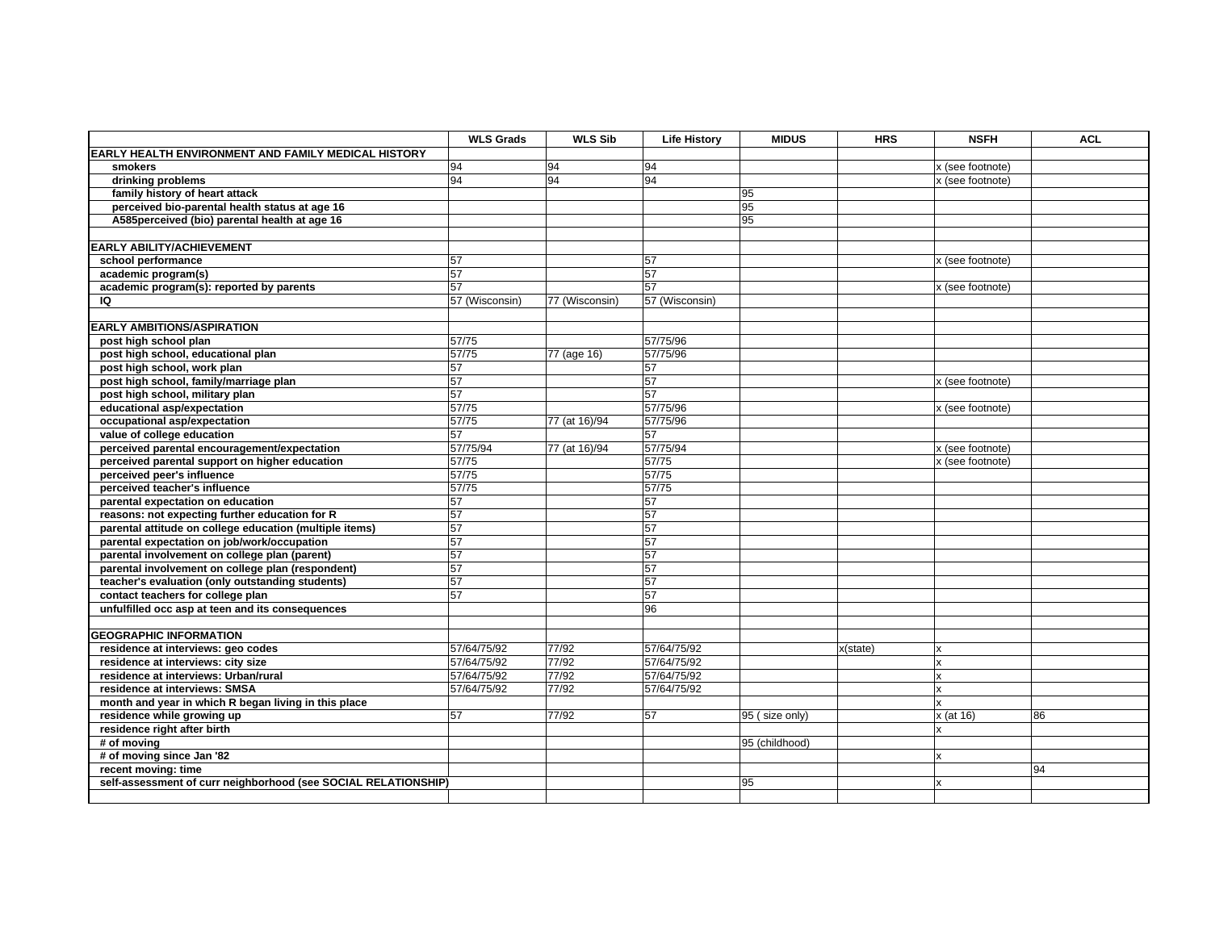| | WLS Grads | WLS Sib | Life History | MIDUS | HRS | NSFH | ACL |
|---|---|---|---|---|---|---|---|
| **EARLY HEALTH ENVIRONMENT AND FAMILY MEDICAL HISTORY** | | | | | | | |
| **smokers** | 94 | 94 | 94 | | | x (see footnote) | |
| **drinking problems** | 94 | 94 | 94 | | | x (see footnote) | |
| **family history of heart attack** | | | | 95 | | | |
| **perceived bio-parental health status at age 16** | | | | 95 | | | |
| **A585perceived (bio) parental health at age 16** | | | | 95 | | | |
| | | | | | | | |
| **EARLY ABILITY/ACHIEVEMENT** | | | | | | | |
| **school performance** | 57 | | 57 | | | x (see footnote) | |
| **academic program(s)** | 57 | | 57 | | | | |
| **academic program(s): reported by parents** | 57 | | 57 | | | x (see footnote) | |
| **IQ** | 57 (Wisconsin) | 77 (Wisconsin) | 57 (Wisconsin) | | | | |
| | | | | | | | |
| **EARLY AMBITIONS/ASPIRATION** | | | | | | | |
| **post high school plan** | 57/75 | | 57/75/96 | | | | |
| **post high school, educational plan** | 57/75 | 77 (age 16) | 57/75/96 | | | | |
| **post high school, work plan** | 57 | | 57 | | | | |
| **post high school, family/marriage plan** | 57 | | 57 | | | x (see footnote) | |
| **post high school, military plan** | 57 | | 57 | | | | |
| **educational asp/expectation** | 57/75 | | 57/75/96 | | | x (see footnote) | |
| **occupational asp/expectation** | 57/75 | 77 (at 16)/94 | 57/75/96 | | | | |
| **value of college education** | 57 | | 57 | | | | |
| **perceived parental encouragement/expectation** | 57/75/94 | 77 (at 16)/94 | 57/75/94 | | | x (see footnote) | |
| **perceived parental support on higher education** | 57/75 | | 57/75 | | | x (see footnote) | |
| **perceived peer's influence** | 57/75 | | 57/75 | | | | |
| **perceived teacher's influence** | 57/75 | | 57/75 | | | | |
| **parental expectation on education** | 57 | | 57 | | | | |
| **reasons: not expecting further education for R** | 57 | | 57 | | | | |
| **parental attitude on college education (multiple items)** | 57 | | 57 | | | | |
| **parental expectation on job/work/occupation** | 57 | | 57 | | | | |
| **parental involvement on college plan (parent)** | 57 | | 57 | | | | |
| **parental involvement on college plan (respondent)** | 57 | | 57 | | | | |
| **teacher's evaluation (only outstanding students)** | 57 | | 57 | | | | |
| **contact teachers for college plan** | 57 | | 57 | | | | |
| **unfulfilled occ asp at teen and its consequences** | | | 96 | | | | |
| | | | | | | | |
| **GEOGRAPHIC INFORMATION** | | | | | | | |
| **residence at interviews: geo codes** | 57/64/75/92 | 77/92 | 57/64/75/92 | | x(state) | x | |
| **residence at interviews: city size** | 57/64/75/92 | 77/92 | 57/64/75/92 | | | x | |
| **residence at interviews: Urban/rural** | 57/64/75/92 | 77/92 | 57/64/75/92 | | | x | |
| **residence at interviews: SMSA** | 57/64/75/92 | 77/92 | 57/64/75/92 | | | x | |
| **month and year in which R began living in this place** | | | | | | x | |
| **residence while growing up** | 57 | 77/92 | 57 | 95 ( size only) | | x (at 16) | 86 |
| **residence right after birth** | | | | | | x | |
| **# of moving** | | | | 95 (childhood) | | | |
| **# of moving since Jan '82** | | | | | | x | |
| **recent moving: time** | | | | | | | 94 |
| **self-assessment of curr neighborhood (see SOCIAL RELATIONSHIP)** | | | | 95 | | x | |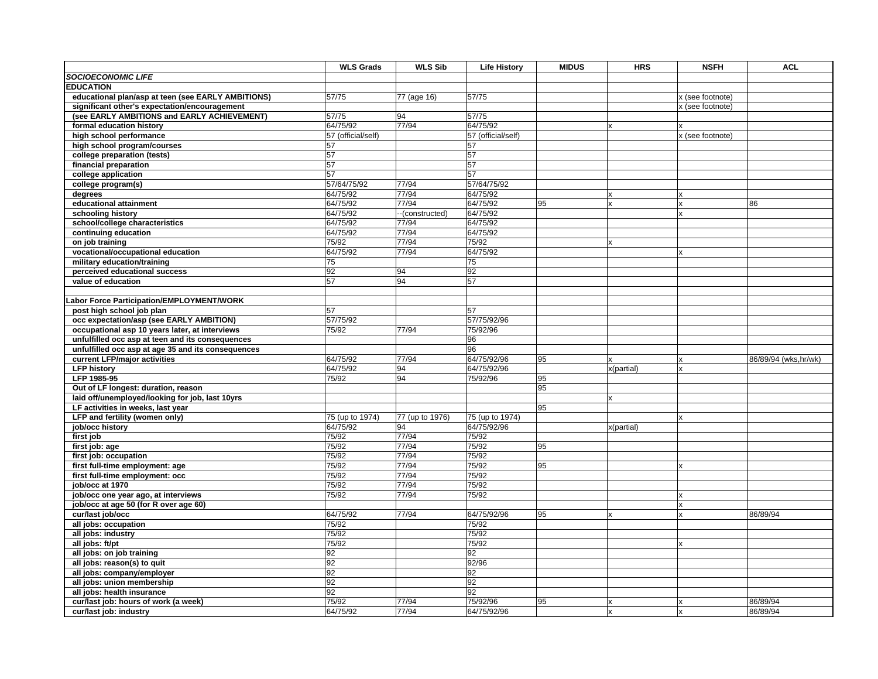| | WLS Grads | WLS Sib | Life History | MIDUS | HRS | NSFH | ACL |
|---|---|---|---|---|---|---|---|
| ***SOCIOECONOMIC LIFE*** | | | | | | | |
| **EDUCATION** | | | | | | | |
| **educational plan/asp at teen (see EARLY AMBITIONS)** | 57/75 | 77 (age 16) | 57/75 | | | x (see footnote) | |
| **significant other's expectation/encouragement** | | | | | | x (see footnote) | |
| **(see EARLY AMBITIONS and EARLY ACHIEVEMENT)** | 57/75 | 94 | 57/75 | | | | |
| **formal education history** | 64/75/92 | 77/94 | 64/75/92 | | x | x | |
| **high school performance** | 57 (official/self) | | 57 (official/self) | | | x (see footnote) | |
| **high school program/courses** | 57 | | 57 | | | | |
| **college preparation (tests)** | 57 | | 57 | | | | |
| **financial preparation** | 57 | | 57 | | | | |
| **college application** | 57 | | 57 | | | | |
| **college program(s)** | 57/64/75/92 | 77/94 | 57/64/75/92 | | | | |
| **degrees** | 64/75/92 | 77/94 | 64/75/92 | | x | x | |
| **educational attainment** | 64/75/92 | 77/94 | 64/75/92 | 95 | x | x | 86 |
| **schooling history** | 64/75/92 | --(constructed) | 64/75/92 | | | x | |
| **school/college characteristics** | 64/75/92 | 77/94 | 64/75/92 | | | | |
| **continuing education** | 64/75/92 | 77/94 | 64/75/92 | | | | |
| **on job training** | 75/92 | 77/94 | 75/92 | | x | | |
| **vocational/occupational education** | 64/75/92 | 77/94 | 64/75/92 | | | x | |
| **military education/training** | 75 | | 75 | | | | |
| **perceived educational success** | 92 | 94 | 92 | | | | |
| **value of education** | 57 | 94 | 57 | | | | |
| | | | | | | | |
| **Labor Force Participation/EMPLOYMENT/WORK** | | | | | | | |
| **post high school job plan** | 57 | | 57 | | | | |
| **occ expectation/asp (see EARLY AMBITION)** | 57/75/92 | | 57/75/92/96 | | | | |
| **occupational asp 10 years later, at interviews** | 75/92 | 77/94 | 75/92/96 | | | | |
| **unfulfilled occ asp at teen and its consequences** | | | 96 | | | | |
| **unfulfilled occ asp at age 35 and its consequences** | | | 96 | | | | |
| **current LFP/major activities** | 64/75/92 | 77/94 | 64/75/92/96 | 95 | x | x | 86/89/94 (wks,hr/wk) |
| **LFP history** | 64/75/92 | 94 | 64/75/92/96 | | x(partial) | x | |
| **LFP 1985-95** | 75/92 | 94 | 75/92/96 | 95 | | | |
| **Out of LF longest: duration, reason** | | | | 95 | | | |
| **laid off/unemployed/looking for job, last 10yrs** | | | | | x | | |
| **LF activities in weeks, last year** | | | | 95 | | | |
| **LFP and fertility (women only)** | 75 (up to 1974) | 77 (up to 1976) | 75 (up to 1974) | | | x | |
| **job/occ history** | 64/75/92 | 94 | 64/75/92/96 | | x(partial) | | |
| **first job** | 75/92 | 77/94 | 75/92 | | | | |
| **first job: age** | 75/92 | 77/94 | 75/92 | 95 | | | |
| **first job: occupation** | 75/92 | 77/94 | 75/92 | | | | |
| **first full-time employment: age** | 75/92 | 77/94 | 75/92 | 95 | | x | |
| **first full-time employment: occ** | 75/92 | 77/94 | 75/92 | | | | |
| **job/occ at 1970** | 75/92 | 77/94 | 75/92 | | | | |
| **job/occ one year ago, at interviews** | 75/92 | 77/94 | 75/92 | | | x | |
| **job/occ at age 50 (for R over age 60)** | | | | | | x | |
| **cur/last job/occ** | 64/75/92 | 77/94 | 64/75/92/96 | 95 | x | x | 86/89/94 |
| **all jobs: occupation** | 75/92 | | 75/92 | | | | |
| **all jobs: industry** | 75/92 | | 75/92 | | | | |
| **all jobs: ft/pt** | 75/92 | | 75/92 | | | x | |
| **all jobs: on job training** | 92 | | 92 | | | | |
| **all jobs: reason(s) to quit** | 92 | | 92/96 | | | | |
| **all jobs: company/employer** | 92 | | 92 | | | | |
| **all jobs: union membership** | 92 | | 92 | | | | |
| **all jobs: health insurance** | 92 | | 92 | | | | |
| **cur/last job: hours of work (a week)** | 75/92 | 77/94 | 75/92/96 | 95 | x | x | 86/89/94 |
| **cur/last job: industry** | 64/75/92 | 77/94 | 64/75/92/96 | | x | x | 86/89/94 |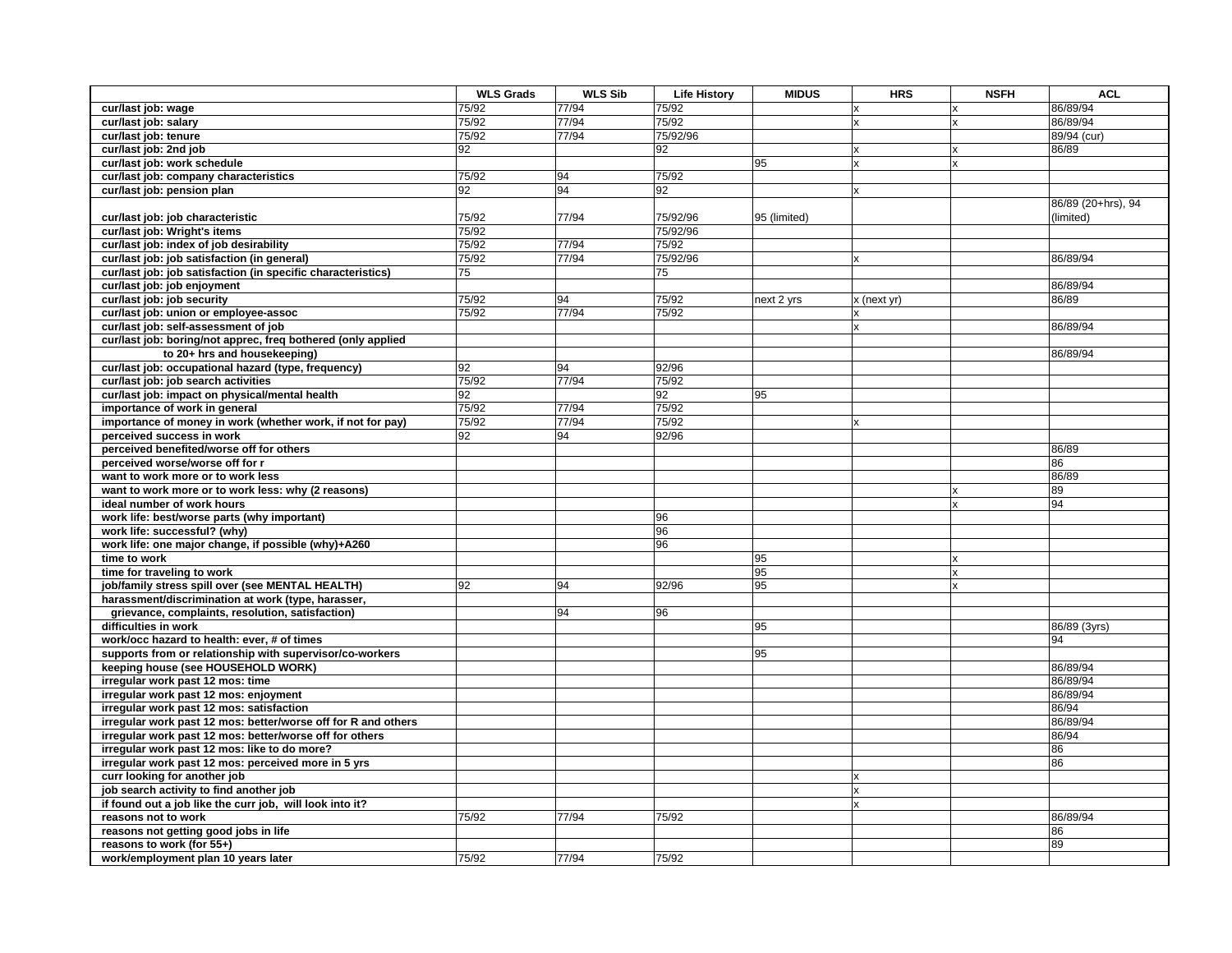| | WLS Grads | WLS Sib | Life History | MIDUS | HRS | NSFH | ACL |
|---|---|---|---|---|---|---|---|
| **cur/last job: wage** | 75/92 | 77/94 | 75/92 | | x | x | 86/89/94 |
| **cur/last job: salary** | 75/92 | 77/94 | 75/92 | | x | x | 86/89/94 |
| **cur/last job: tenure** | 75/92 | 77/94 | 75/92/96 | | | | 89/94 (cur) |
| **cur/last job: 2nd job** | 92 | | 92 | | x | x | 86/89 |
| **cur/last job: work schedule** | | | | 95 | x | x | |
| **cur/last job: company characteristics** | 75/92 | 94 | 75/92 | | | | |
| **cur/last job: pension plan** | 92 | 94 | 92 | | x | | |
| **cur/last job: job characteristic** | 75/92 | 77/94 | 75/92/96 | 95 (limited) | | | 86/89 (20+hrs), 94 (limited) |
| **cur/last job: Wright's items** | 75/92 | | 75/92/96 | | | | |
| **cur/last job: index of job desirability** | 75/92 | 77/94 | 75/92 | | | | |
| **cur/last job: job satisfaction (in general)** | 75/92 | 77/94 | 75/92/96 | | x | | 86/89/94 |
| **cur/last job: job satisfaction (in specific characteristics)** | 75 | | 75 | | | | |
| **cur/last job: job enjoyment** | | | | | | | 86/89/94 |
| **cur/last job: job security** | 75/92 | 94 | 75/92 | next 2 yrs | x (next yr) | | 86/89 |
| **cur/last job: union or employee-assoc** | 75/92 | 77/94 | 75/92 | | x | | |
| **cur/last job: self-assessment of job** | | | | | x | | 86/89/94 |
| **cur/last job: boring/not apprec, freq bothered (only applied to 20+ hrs and housekeeping)** | | | | | | | 86/89/94 |
| **cur/last job: occupational hazard (type, frequency)** | 92 | 94 | 92/96 | | | | |
| **cur/last job: job search activities** | 75/92 | 77/94 | 75/92 | | | | |
| **cur/last job: impact on physical/mental health** | 92 | | 92 | 95 | | | |
| **importance of work in general** | 75/92 | 77/94 | 75/92 | | | | |
| **importance of money in work (whether work, if not for pay)** | 75/92 | 77/94 | 75/92 | | x | | |
| **perceived success in work** | 92 | 94 | 92/96 | | | | |
| **perceived benefited/worse off for others** | | | | | | | 86/89 |
| **perceived worse/worse off for r** | | | | | | | 86 |
| **want to work more or to work less** | | | | | | | 86/89 |
| **want to work more or to work less: why (2 reasons)** | | | | | | x | 89 |
| **ideal number of work hours** | | | | | | x | 94 |
| **work life: best/worse parts (why important)** | | | 96 | | | | |
| **work life: successful? (why)** | | | 96 | | | | |
| **work life: one major change, if possible (why)+A260** | | | 96 | | | | |
| **time to work** | | | | 95 | | x | |
| **time for traveling to work** | | | | 95 | | x | |
| **job/family stress spill over (see MENTAL HEALTH)** | 92 | 94 | 92/96 | 95 | | x | |
| **harassment/discrimination at work (type, harasser, grievance, complaints, resolution, satisfaction)** | | 94 | 96 | | | | |
| **difficulties in work** | | | | 95 | | | 86/89 (3yrs) |
| **work/occ hazard to health: ever, # of times** | | | | | | | 94 |
| **supports from or relationship with supervisor/co-workers** | | | | 95 | | | |
| **keeping house (see HOUSEHOLD WORK)** | | | | | | | 86/89/94 |
| **irregular work past 12 mos: time** | | | | | | | 86/89/94 |
| **irregular work past 12 mos: enjoyment** | | | | | | | 86/89/94 |
| **irregular work past 12 mos: satisfaction** | | | | | | | 86/94 |
| **irregular work past 12 mos: better/worse off for R and others** | | | | | | | 86/89/94 |
| **irregular work past 12 mos: better/worse off for others** | | | | | | | 86/94 |
| **irregular work past 12 mos: like to do more?** | | | | | | | 86 |
| **irregular work past 12 mos: perceived more in 5 yrs** | | | | | | | 86 |
| **curr looking for another job** | | | | | x | | |
| **job search activity to find another job** | | | | | x | | |
| **if found out a job like the curr job, will look into it?** | | | | | x | | |
| **reasons not to work** | 75/92 | 77/94 | 75/92 | | | | 86/89/94 |
| **reasons not getting good jobs in life** | | | | | | | 86 |
| **reasons to work (for 55+)** | | | | | | | 89 |
| **work/employment plan 10 years later** | 75/92 | 77/94 | 75/92 | | | | |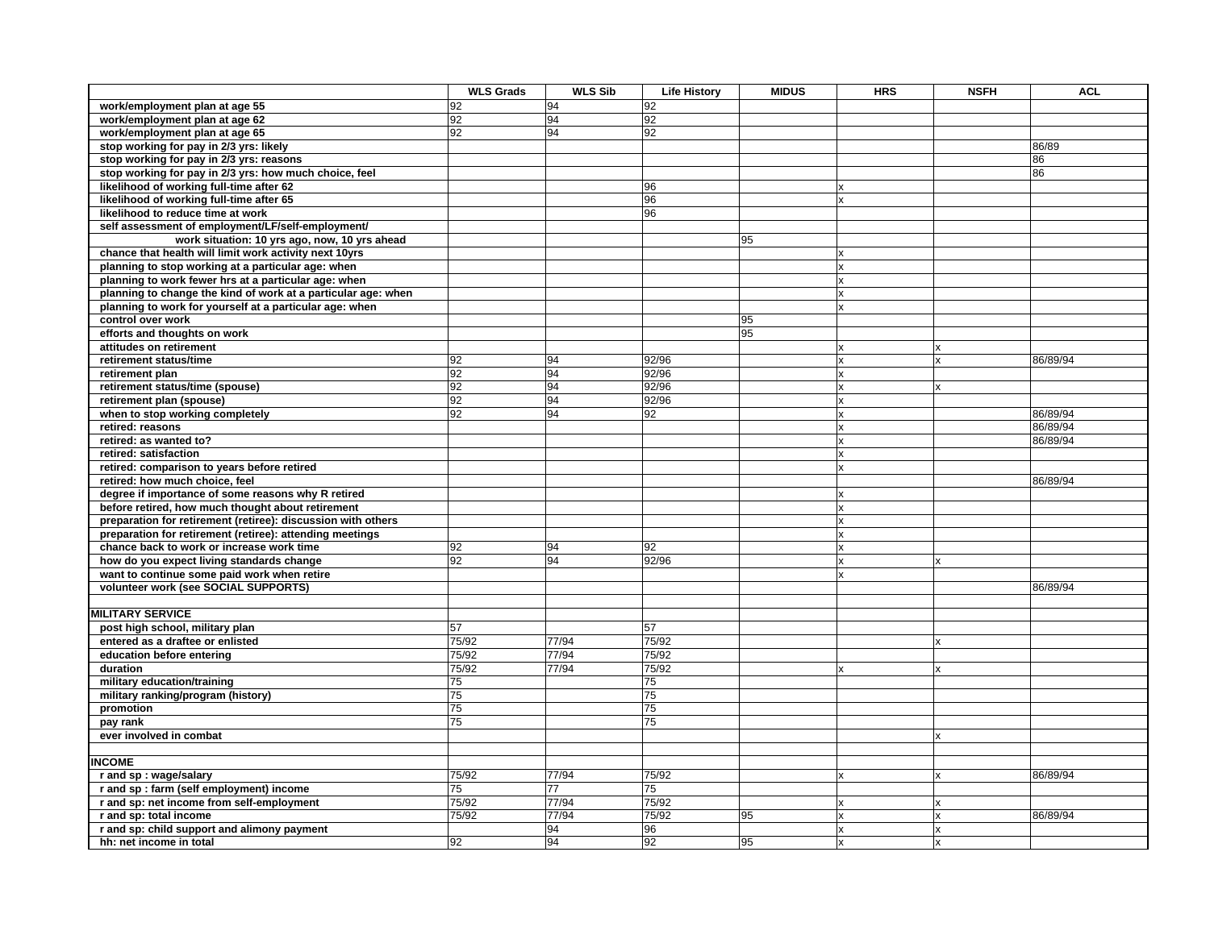| | WLS Grads | WLS Sib | Life History | MIDUS | HRS | NSFH | ACL |
|---|---|---|---|---|---|---|---|
| work/employment plan at age 55 | 92 | 94 | 92 | | | | |
| work/employment plan at age 62 | 92 | 94 | 92 | | | | |
| work/employment plan at age 65 | 92 | 94 | 92 | | | | |
| stop working for pay in 2/3 yrs: likely | | | | | | | 86/89 |
| stop working for pay in 2/3 yrs: reasons | | | | | | | 86 |
| stop working for pay in 2/3 yrs: how much choice, feel | | | | | | | 86 |
| likelihood of working full-time after 62 | | | 96 | | x | | |
| likelihood of working full-time after 65 | | | 96 | | x | | |
| likelihood to reduce time at work | | | 96 | | | | |
| self assessment of employment/LF/self-employment/ work situation: 10 yrs ago, now, 10 yrs ahead | | | | 95 | | | |
| chance that health will limit work activity next 10yrs | | | | | x | | |
| planning to stop working at a particular age: when | | | | | x | | |
| planning to work fewer hrs at a particular age: when | | | | | x | | |
| planning to change the kind of work at a particular age: when | | | | | x | | |
| planning to work for yourself at a particular age: when | | | | | x | | |
| control over work | | | | 95 | | | |
| efforts and thoughts on work | | | | 95 | | | |
| attitudes on retirement | | | | | x | x | |
| retirement status/time | 92 | 94 | 92/96 | | x | x | 86/89/94 |
| retirement plan | 92 | 94 | 92/96 | | x | | |
| retirement status/time (spouse) | 92 | 94 | 92/96 | | x | x | |
| retirement plan (spouse) | 92 | 94 | 92/96 | | x | | |
| when to stop working completely | 92 | 94 | 92 | | x | | 86/89/94 |
| retired: reasons | | | | | x | | 86/89/94 |
| retired: as wanted to? | | | | | x | | 86/89/94 |
| retired: satisfaction | | | | | x | | |
| retired: comparison to years before retired | | | | | x | | |
| retired: how much choice, feel | | | | | | | 86/89/94 |
| degree if importance of some reasons why R retired | | | | | x | | |
| before retired, how much thought about retirement | | | | | x | | |
| preparation for retirement (retiree): discussion with others | | | | | x | | |
| preparation for retirement (retiree): attending meetings | | | | | x | | |
| chance back to work or increase work time | 92 | 94 | 92 | | x | | |
| how do you expect living standards change | 92 | 94 | 92/96 | | x | x | |
| want to continue some paid work when retire | | | | | x | | |
| volunteer work (see SOCIAL SUPPORTS) | | | | | | | 86/89/94 |
| | | | | | | | |
| **MILITARY SERVICE** | | | | | | | |
| post high school, military plan | 57 | | 57 | | | | |
| entered as a draftee or enlisted | 75/92 | 77/94 | 75/92 | | | x | |
| education before entering | 75/92 | 77/94 | 75/92 | | | | |
| duration | 75/92 | 77/94 | 75/92 | | x | x | |
| military education/training | 75 | | 75 | | | | |
| military ranking/program (history) | 75 | | 75 | | | | |
| promotion | 75 | | 75 | | | | |
| pay rank | 75 | | 75 | | | | |
| ever involved in combat | | | | | | x | |
| | | | | | | | |
| **INCOME** | | | | | | | |
| r and sp : wage/salary | 75/92 | 77/94 | 75/92 | | x | x | 86/89/94 |
| r and sp : farm (self employment) income | 75 | 77 | 75 | | | | |
| r and sp: net income from self-employment | 75/92 | 77/94 | 75/92 | | x | x | |
| r and sp: total income | 75/92 | 77/94 | 75/92 | 95 | x | x | 86/89/94 |
| r and sp: child support and alimony payment | | 94 | 96 | | x | x | |
| hh: net income in total | 92 | 94 | 92 | 95 | x | x | |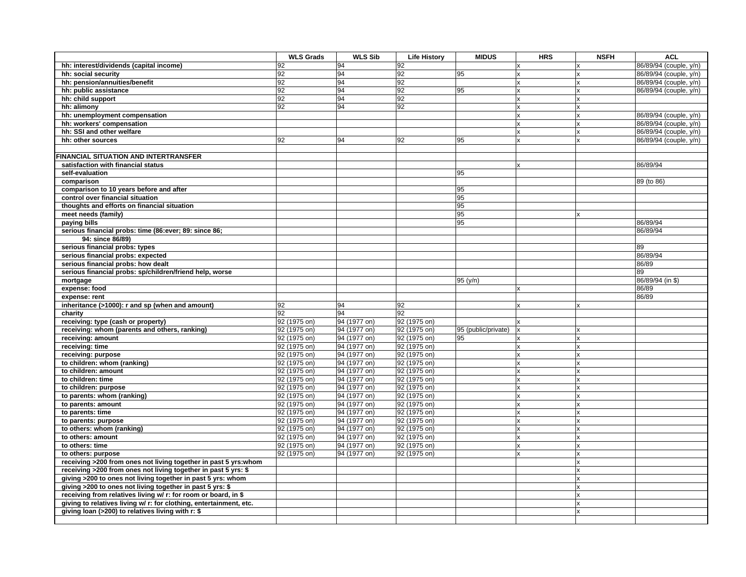| | WLS Grads | WLS Sib | Life History | MIDUS | HRS | NSFH | ACL |
|---|---|---|---|---|---|---|---|
| **hh: interest/dividends (capital income)** | 92 | 94 | 92 | | x | x | 86/89/94 (couple, y/n) |
| **hh: social security** | 92 | 94 | 92 | 95 | x | x | 86/89/94 (couple, y/n) |
| **hh: pension/annuities/benefit** | 92 | 94 | 92 | | x | x | 86/89/94 (couple, y/n) |
| **hh: public assistance** | 92 | 94 | 92 | 95 | x | x | 86/89/94 (couple, y/n) |
| **hh: child support** | 92 | 94 | 92 | | x | x | |
| **hh: alimony** | 92 | 94 | 92 | | x | x | |
| **hh: unemployment compensation** | | | | | x | x | 86/89/94 (couple, y/n) |
| **hh: workers' compensation** | | | | | x | x | 86/89/94 (couple, y/n) |
| **hh: SSI and other welfare** | | | | | x | x | 86/89/94 (couple, y/n) |
| **hh: other sources** | 92 | 94 | 92 | 95 | x | x | 86/89/94 (couple, y/n) |
| | | | | | | | |
| **FINANCIAL SITUATION AND INTERTRANSFER** | | | | | | | |
| **satisfaction with financial status** | | | | | x | | 86/89/94 |
| **self-evaluation** | | | | 95 | | | |
| **comparison** | | | | | | | 89 (to 86) |
| **comparison to 10 years before and after** | | | | 95 | | | |
| **control over financial situation** | | | | 95 | | | |
| **thoughts and efforts on financial situation** | | | | 95 | | | |
| **meet needs (family)** | | | | 95 | | x | |
| **paying bills** | | | | 95 | | | 86/89/94 |
| **serious financial probs: time (86:ever; 89: since 86; 94: since 86/89)** | | | | | | | 86/89/94 |
| **serious financial probs: types** | | | | | | | 89 |
| **serious financial probs: expected** | | | | | | | 86/89/94 |
| **serious financial probs: how dealt** | | | | | | | 86/89 |
| **serious financial probs: sp/children/friend help, worse** | | | | | | | 89 |
| **mortgage** | | | | 95 (y/n) | | | 86/89/94 (in $) |
| **expense: food** | | | | | x | | 86/89 |
| **expense: rent** | | | | | | | 86/89 |
| **inheritance (>1000): r and sp (when and amount)** | 92 | 94 | 92 | | x | x | |
| **charity** | 92 | 94 | 92 | | | | |
| **receiving: type (cash or property)** | 92 (1975 on) | 94 (1977 on) | 92 (1975 on) | | x | | |
| **receiving: whom (parents and others, ranking)** | 92 (1975 on) | 94 (1977 on) | 92 (1975 on) | 95 (public/private) | x | x | |
| **receiving: amount** | 92 (1975 on) | 94 (1977 on) | 92 (1975 on) | 95 | x | x | |
| **receiving: time** | 92 (1975 on) | 94 (1977 on) | 92 (1975 on) | | x | x | |
| **receiving: purpose** | 92 (1975 on) | 94 (1977 on) | 92 (1975 on) | | x | x | |
| **to children: whom (ranking)** | 92 (1975 on) | 94 (1977 on) | 92 (1975 on) | | x | x | |
| **to children: amount** | 92 (1975 on) | 94 (1977 on) | 92 (1975 on) | | x | x | |
| **to children: time** | 92 (1975 on) | 94 (1977 on) | 92 (1975 on) | | x | x | |
| **to children: purpose** | 92 (1975 on) | 94 (1977 on) | 92 (1975 on) | | x | x | |
| **to parents: whom (ranking)** | 92 (1975 on) | 94 (1977 on) | 92 (1975 on) | | x | x | |
| **to parents: amount** | 92 (1975 on) | 94 (1977 on) | 92 (1975 on) | | x | x | |
| **to parents: time** | 92 (1975 on) | 94 (1977 on) | 92 (1975 on) | | x | x | |
| **to parents: purpose** | 92 (1975 on) | 94 (1977 on) | 92 (1975 on) | | x | x | |
| **to others: whom (ranking)** | 92 (1975 on) | 94 (1977 on) | 92 (1975 on) | | x | x | |
| **to others: amount** | 92 (1975 on) | 94 (1977 on) | 92 (1975 on) | | x | x | |
| **to others: time** | 92 (1975 on) | 94 (1977 on) | 92 (1975 on) | | x | x | |
| **to others: purpose** | 92 (1975 on) | 94 (1977 on) | 92 (1975 on) | | x | x | |
| **receiving >200 from ones not living together in past 5 yrs:whom** | | | | | | x | |
| **receiving >200 from ones not living together in past 5 yrs: $** | | | | | | x | |
| **giving >200 to ones not living together in past 5 yrs: whom** | | | | | | x | |
| **giving >200 to ones not living together in past 5 yrs: $** | | | | | | x | |
| **receiving from relatives living w/ r: for room or board, in $** | | | | | | x | |
| **giving to relatives living w/ r: for clothing, entertainment, etc.** | | | | | | x | |
| **giving loan (>200) to relatives living with r: $** | | | | | | x | |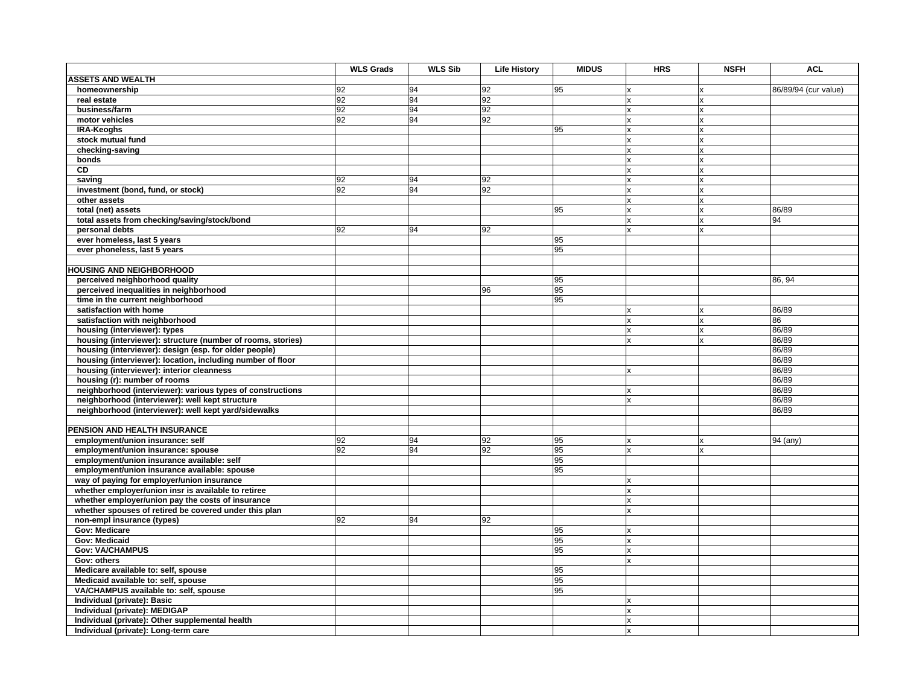| | WLS Grads | WLS Sib | Life History | MIDUS | HRS | NSFH | ACL |
|---|---|---|---|---|---|---|---|
| **ASSETS AND WEALTH** | | | | | | | |
| homeownership | 92 | 94 | 92 | 95 | x | x | 86/89/94 (cur value) |
| real estate | 92 | 94 | 92 | | x | x | |
| business/farm | 92 | 94 | 92 | | x | x | |
| motor vehicles | 92 | 94 | 92 | | x | x | |
| IRA-Keoghs | | | | 95 | x | x | |
| stock mutual fund | | | | | x | x | |
| checking-saving | | | | | x | x | |
| bonds | | | | | x | x | |
| CD | | | | | x | x | |
| saving | 92 | 94 | 92 | | x | x | |
| investment (bond, fund, or stock) | 92 | 94 | 92 | | x | x | |
| other assets | | | | | x | x | |
| total (net) assets | | | | 95 | x | x | 86/89 |
| total assets from checking/saving/stock/bond | | | | | x | x | 94 |
| personal debts | 92 | 94 | 92 | | x | x | |
| ever homeless, last 5 years | | | | 95 | | | |
| ever phoneless, last 5 years | | | | 95 | | | |
| | | | | | | | |
| **HOUSING AND NEIGHBORHOOD** | | | | | | | |
| perceived neighborhood quality | | | | 95 | | | 86, 94 |
| perceived inequalities in neighborhood | | | 96 | 95 | | | |
| time in the current neighborhood | | | | 95 | | | |
| satisfaction with home | | | | | x | x | 86/89 |
| satisfaction with neighborhood | | | | | x | x | 86 |
| housing (interviewer): types | | | | | x | x | 86/89 |
| housing (interviewer): structure (number of rooms, stories) | | | | | x | x | 86/89 |
| housing (interviewer): design (esp. for older people) | | | | | | | 86/89 |
| housing (interviewer): location, including number of floor | | | | | | | 86/89 |
| housing (interviewer): interior cleanness | | | | | x | | 86/89 |
| housing (r): number of rooms | | | | | | | 86/89 |
| neighborhood (interviewer): various types of constructions | | | | | x | | 86/89 |
| neighborhood (interviewer): well kept structure | | | | | x | | 86/89 |
| neighborhood (interviewer): well kept yard/sidewalks | | | | | | | 86/89 |
| | | | | | | | |
| **PENSION AND HEALTH INSURANCE** | | | | | | | |
| employment/union insurance: self | 92 | 94 | 92 | 95 | x | x | 94 (any) |
| employment/union insurance: spouse | 92 | 94 | 92 | 95 | x | x | |
| employment/union insurance available: self | | | | 95 | | | |
| employment/union insurance available: spouse | | | | 95 | | | |
| way of paying for employer/union insurance | | | | | x | | |
| whether employer/union insr is available to retiree | | | | | x | | |
| whether employer/union pay the costs of insurance | | | | | x | | |
| whether spouses of retired be covered under this plan | | | | | x | | |
| non-empl insurance (types) | 92 | 94 | 92 | | | | |
| Gov: Medicare | | | | 95 | x | | |
| Gov: Medicaid | | | | 95 | x | | |
| Gov: VA/CHAMPUS | | | | 95 | x | | |
| Gov: others | | | | | x | | |
| Medicare available to: self, spouse | | | | 95 | | | |
| Medicaid available to: self, spouse | | | | 95 | | | |
| VA/CHAMPUS available to: self, spouse | | | | 95 | | | |
| Individual (private): Basic | | | | | x | | |
| Individual (private): MEDIGAP | | | | | x | | |
| Individual (private): Other supplemental health | | | | | x | | |
| Individual (private): Long-term care | | | | | x | | |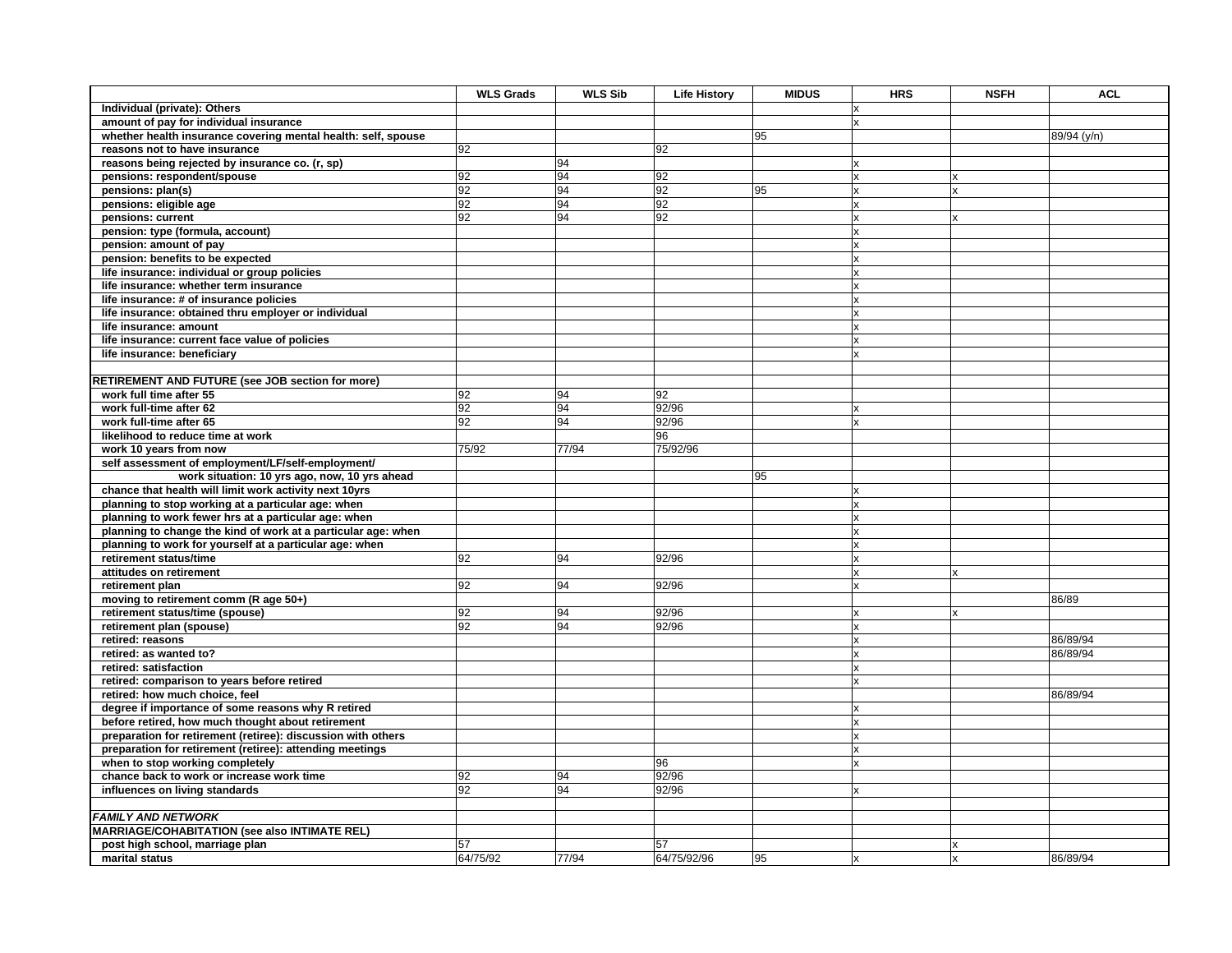| | WLS Grads | WLS Sib | Life History | MIDUS | HRS | NSFH | ACL |
|---|---|---|---|---|---|---|---|
| **Individual (private): Others** | | | | | x | | |
| **amount of pay for individual insurance** | | | | | x | | |
| **whether health insurance covering mental health: self, spouse** | | | | 95 | | | 89/94 (y/n) |
| **reasons not to have insurance** | 92 | | 92 | | | | |
| **reasons being rejected by insurance co. (r, sp)** | | 94 | | | x | | |
| **pensions: respondent/spouse** | 92 | 94 | 92 | | x | x | |
| **pensions: plan(s)** | 92 | 94 | 92 | 95 | x | x | |
| **pensions: eligible age** | 92 | 94 | 92 | | x | | |
| **pensions: current** | 92 | 94 | 92 | | x | x | |
| **pension: type (formula, account)** | | | | | x | | |
| **pension: amount of pay** | | | | | x | | |
| **pension: benefits to be expected** | | | | | x | | |
| **life insurance: individual or group policies** | | | | | x | | |
| **life insurance: whether term insurance** | | | | | x | | |
| **life insurance: # of insurance policies** | | | | | x | | |
| **life insurance: obtained thru employer or individual** | | | | | x | | |
| **life insurance: amount** | | | | | x | | |
| **life insurance: current face value of policies** | | | | | x | | |
| **life insurance: beneficiary** | | | | | x | | |
| | | | | | | | |
| **RETIREMENT AND FUTURE (see JOB section for more)** | | | | | | | |
| **work full time after 55** | 92 | 94 | 92 | | | | |
| **work full-time after 62** | 92 | 94 | 92/96 | | x | | |
| **work full-time after 65** | 92 | 94 | 92/96 | | x | | |
| **likelihood to reduce time at work** | | | 96 | | | | |
| **work 10 years from now** | 75/92 | 77/94 | 75/92/96 | | | | |
| **self assessment of employment/LF/self-employment/** | | | | | | | |
| **work situation: 10 yrs ago, now, 10 yrs ahead** | | | | 95 | | | |
| **chance that health will limit work activity next 10yrs** | | | | | x | | |
| **planning to stop working at a particular age: when** | | | | | x | | |
| **planning to work fewer hrs at a particular age: when** | | | | | x | | |
| **planning to change the kind of work at a particular age: when** | | | | | x | | |
| **planning to work for yourself at a particular age: when** | | | | | x | | |
| **retirement status/time** | 92 | 94 | 92/96 | | x | | |
| **attitudes on retirement** | | | | | x | x | |
| **retirement plan** | 92 | 94 | 92/96 | | x | | |
| **moving to retirement comm (R age 50+)** | | | | | | | 86/89 |
| **retirement status/time (spouse)** | 92 | 94 | 92/96 | | x | x | |
| **retirement plan (spouse)** | 92 | 94 | 92/96 | | x | | |
| **retired: reasons** | | | | | x | | 86/89/94 |
| **retired: as wanted to?** | | | | | x | | 86/89/94 |
| **retired: satisfaction** | | | | | x | | |
| **retired: comparison to years before retired** | | | | | x | | |
| **retired: how much choice, feel** | | | | | | | 86/89/94 |
| **degree if importance of some reasons why R retired** | | | | | x | | |
| **before retired, how much thought about retirement** | | | | | x | | |
| **preparation for retirement (retiree): discussion with others** | | | | | x | | |
| **preparation for retirement (retiree): attending meetings** | | | | | x | | |
| **when to stop working completely** | | | 96 | | x | | |
| **chance back to work or increase work time** | 92 | 94 | 92/96 | | | | |
| **influences on living standards** | 92 | 94 | 92/96 | | x | | |
| | | | | | | | |
| ***FAMILY AND NETWORK*** | | | | | | | |
| **MARRIAGE/COHABITATION (see also INTIMATE REL)** | | | | | | | |
| **post high school, marriage plan** | 57 | | 57 | | | x | |
| **marital status** | 64/75/92 | 77/94 | 64/75/92/96 | 95 | x | x | 86/89/94 |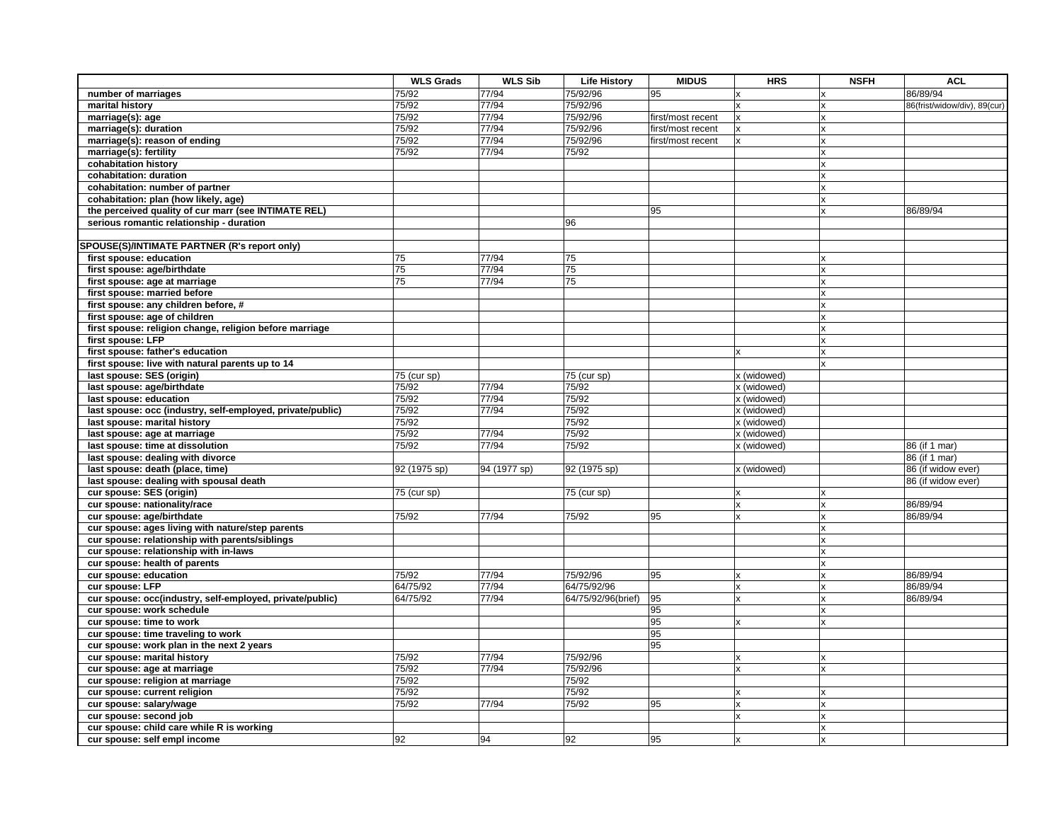| | WLS Grads | WLS Sib | Life History | MIDUS | HRS | NSFH | ACL |
|---|---|---|---|---|---|---|---|
| **number of marriages** | 75/92 | 77/94 | 75/92/96 | 95 | x | x | 86/89/94 |
| **marital history** | 75/92 | 77/94 | 75/92/96 | | x | x | 86(frist/widow/div), 89(cur) |
| **marriage(s): age** | 75/92 | 77/94 | 75/92/96 | first/most recent | x | x | |
| **marriage(s): duration** | 75/92 | 77/94 | 75/92/96 | first/most recent | x | x | |
| **marriage(s): reason of ending** | 75/92 | 77/94 | 75/92/96 | first/most recent | x | x | |
| **marriage(s): fertility** | 75/92 | 77/94 | 75/92 | | | x | |
| **cohabitation history** | | | | | | x | |
| **cohabitation: duration** | | | | | | x | |
| **cohabitation: number of partner** | | | | | | x | |
| **cohabitation: plan (how likely, age)** | | | | | | x | |
| **the perceived quality of cur marr (see INTIMATE REL)** | | | | 95 | | x | 86/89/94 |
| **serious romantic relationship - duration** | | | 96 | | | | |
| | | | | | | | |
| **SPOUSE(S)/INTIMATE PARTNER (R's report only)** | | | | | | | |
| **first spouse: education** | 75 | 77/94 | 75 | | | x | |
| **first spouse: age/birthdate** | 75 | 77/94 | 75 | | | x | |
| **first spouse: age at marriage** | 75 | 77/94 | 75 | | | x | |
| **first spouse: married before** | | | | | | x | |
| **first spouse: any children before, #** | | | | | | x | |
| **first spouse: age of children** | | | | | | x | |
| **first spouse: religion change, religion before marriage** | | | | | | x | |
| **first spouse: LFP** | | | | | | x | |
| **first spouse: father's education** | | | | | x | x | |
| **first spouse: live with natural parents up to 14** | | | | | | x | |
| **last spouse: SES (origin)** | 75 (cur sp) | | 75 (cur sp) | | x (widowed) | | |
| **last spouse: age/birthdate** | 75/92 | 77/94 | 75/92 | | x (widowed) | | |
| **last spouse: education** | 75/92 | 77/94 | 75/92 | | x (widowed) | | |
| **last spouse: occ (industry, self-employed, private/public)** | 75/92 | 77/94 | 75/92 | | x (widowed) | | |
| **last spouse: marital history** | 75/92 | | 75/92 | | x (widowed) | | |
| **last spouse: age at marriage** | 75/92 | 77/94 | 75/92 | | x (widowed) | | |
| **last spouse: time at dissolution** | 75/92 | 77/94 | 75/92 | | x (widowed) | | 86 (if 1 mar) |
| **last spouse: dealing with divorce** | | | | | | | 86 (if 1 mar) |
| **last spouse: death (place, time)** | 92 (1975 sp) | 94 (1977 sp) | 92 (1975 sp) | | x (widowed) | | 86 (if widow ever) |
| **last spouse: dealing with spousal death** | | | | | | | 86 (if widow ever) |
| **cur spouse: SES (origin)** | 75 (cur sp) | | 75 (cur sp) | | x | x | |
| **cur spouse: nationality/race** | | | | | x | x | 86/89/94 |
| **cur spouse: age/birthdate** | 75/92 | 77/94 | 75/92 | 95 | x | x | 86/89/94 |
| **cur spouse: ages living with nature/step parents** | | | | | | x | |
| **cur spouse: relationship with parents/siblings** | | | | | | x | |
| **cur spouse: relationship with in-laws** | | | | | | x | |
| **cur spouse: health of parents** | | | | | | x | |
| **cur spouse: education** | 75/92 | 77/94 | 75/92/96 | 95 | x | x | 86/89/94 |
| **cur spouse: LFP** | 64/75/92 | 77/94 | 64/75/92/96 | | x | x | 86/89/94 |
| **cur spouse: occ(industry, self-employed, private/public)** | 64/75/92 | 77/94 | 64/75/92/96(brief) | 95 | x | x | 86/89/94 |
| **cur spouse: work schedule** | | | | 95 | | x | |
| **cur spouse: time to work** | | | | 95 | x | x | |
| **cur spouse: time traveling to work** | | | | 95 | | | |
| **cur spouse: work plan in the next 2 years** | | | | 95 | | | |
| **cur spouse: marital history** | 75/92 | 77/94 | 75/92/96 | | x | x | |
| **cur spouse: age at marriage** | 75/92 | 77/94 | 75/92/96 | | x | x | |
| **cur spouse: religion at marriage** | 75/92 | | 75/92 | | | | |
| **cur spouse: current religion** | 75/92 | | 75/92 | | x | x | |
| **cur spouse: salary/wage** | 75/92 | 77/94 | 75/92 | 95 | x | x | |
| **cur spouse: second job** | | | | | x | x | |
| **cur spouse: child care while R is working** | | | | | | x | |
| **cur spouse: self empl income** | 92 | 94 | 92 | 95 | x | x | |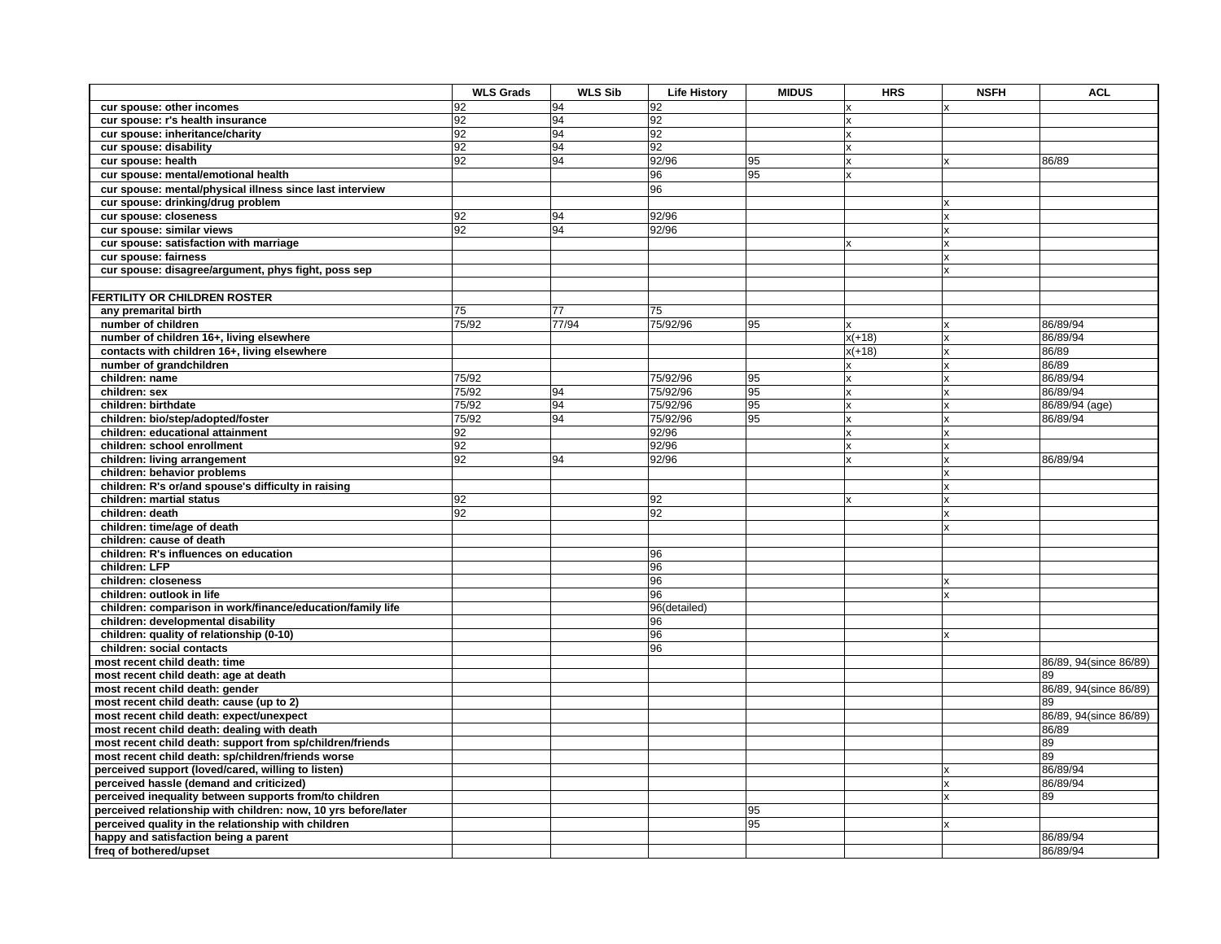| | WLS Grads | WLS Sib | Life History | MIDUS | HRS | NSFH | ACL |
|---|---|---|---|---|---|---|---|
| cur spouse: other incomes | 92 | 94 | 92 | | x | x | |
| cur spouse: r's health insurance | 92 | 94 | 92 | | x | | |
| cur spouse: inheritance/charity | 92 | 94 | 92 | | x | | |
| cur spouse: disability | 92 | 94 | 92 | | x | | |
| cur spouse: health | 92 | 94 | 92/96 | 95 | x | x | 86/89 |
| cur spouse: mental/emotional health | | | 96 | 95 | x | | |
| cur spouse: mental/physical illness since last interview | | | 96 | | | | |
| cur spouse: drinking/drug problem | | | | | | x | |
| cur spouse: closeness | 92 | 94 | 92/96 | | | x | |
| cur spouse: similar views | 92 | 94 | 92/96 | | | x | |
| cur spouse: satisfaction with marriage | | | | | x | x | |
| cur spouse: fairness | | | | | | x | |
| cur spouse: disagree/argument, phys fight, poss sep | | | | | | x | |
| | | | | | | | |
| **FERTILITY OR CHILDREN ROSTER** | | | | | | | |
| any premarital birth | 75 | 77 | 75 | | | | |
| number of children | 75/92 | 77/94 | 75/92/96 | 95 | x | x | 86/89/94 |
| number of children 16+, living elsewhere | | | | | x(+18) | x | 86/89/94 |
| contacts with children 16+, living elsewhere | | | | | x(+18) | x | 86/89 |
| number of grandchildren | | | | | x | x | 86/89 |
| children: name | 75/92 | | 75/92/96 | 95 | x | x | 86/89/94 |
| children: sex | 75/92 | 94 | 75/92/96 | 95 | x | x | 86/89/94 |
| children: birthdate | 75/92 | 94 | 75/92/96 | 95 | x | x | 86/89/94 (age) |
| children: bio/step/adopted/foster | 75/92 | 94 | 75/92/96 | 95 | x | x | 86/89/94 |
| children: educational attainment | 92 | | 92/96 | | x | x | |
| children: school enrollment | 92 | | 92/96 | | x | x | |
| children: living arrangement | 92 | 94 | 92/96 | | x | x | 86/89/94 |
| children: behavior problems | | | | | | x | |
| children: R's or/and spouse's difficulty in raising | | | | | | x | |
| children: martial status | 92 | | 92 | | x | x | |
| children: death | 92 | | 92 | | | x | |
| children: time/age of death | | | | | | x | |
| children: cause of death | | | | | | | |
| children: R's influences on education | | | 96 | | | | |
| children: LFP | | | 96 | | | | |
| children: closeness | | | 96 | | | x | |
| children: outlook in life | | | 96 | | | x | |
| children: comparison in work/finance/education/family life | | | 96(detailed) | | | | |
| children: developmental disability | | | 96 | | | | |
| children: quality of relationship (0-10) | | | 96 | | | x | |
| children: social contacts | | | 96 | | | | |
| most recent child death: time | | | | | | | 86/89, 94(since 86/89) |
| most recent child death: age at death | | | | | | | 89 |
| most recent child death: gender | | | | | | | 86/89, 94(since 86/89) |
| most recent child death: cause (up to 2) | | | | | | | 89 |
| most recent child death: expect/unexpect | | | | | | | 86/89, 94(since 86/89) |
| most recent child death: dealing with death | | | | | | | 86/89 |
| most recent child death: support from sp/children/friends | | | | | | | 89 |
| most recent child death: sp/children/friends worse | | | | | | | 89 |
| perceived support (loved/cared, willing to listen) | | | | | | x | 86/89/94 |
| perceived hassle (demand and criticized) | | | | | | x | 86/89/94 |
| perceived inequality between supports from/to children | | | | | | x | 89 |
| perceived relationship with children: now, 10 yrs before/later | | | | 95 | | | |
| perceived quality in the relationship with children | | | | 95 | | x | |
| happy and satisfaction being a parent | | | | | | | 86/89/94 |
| freq of bothered/upset | | | | | | | 86/89/94 |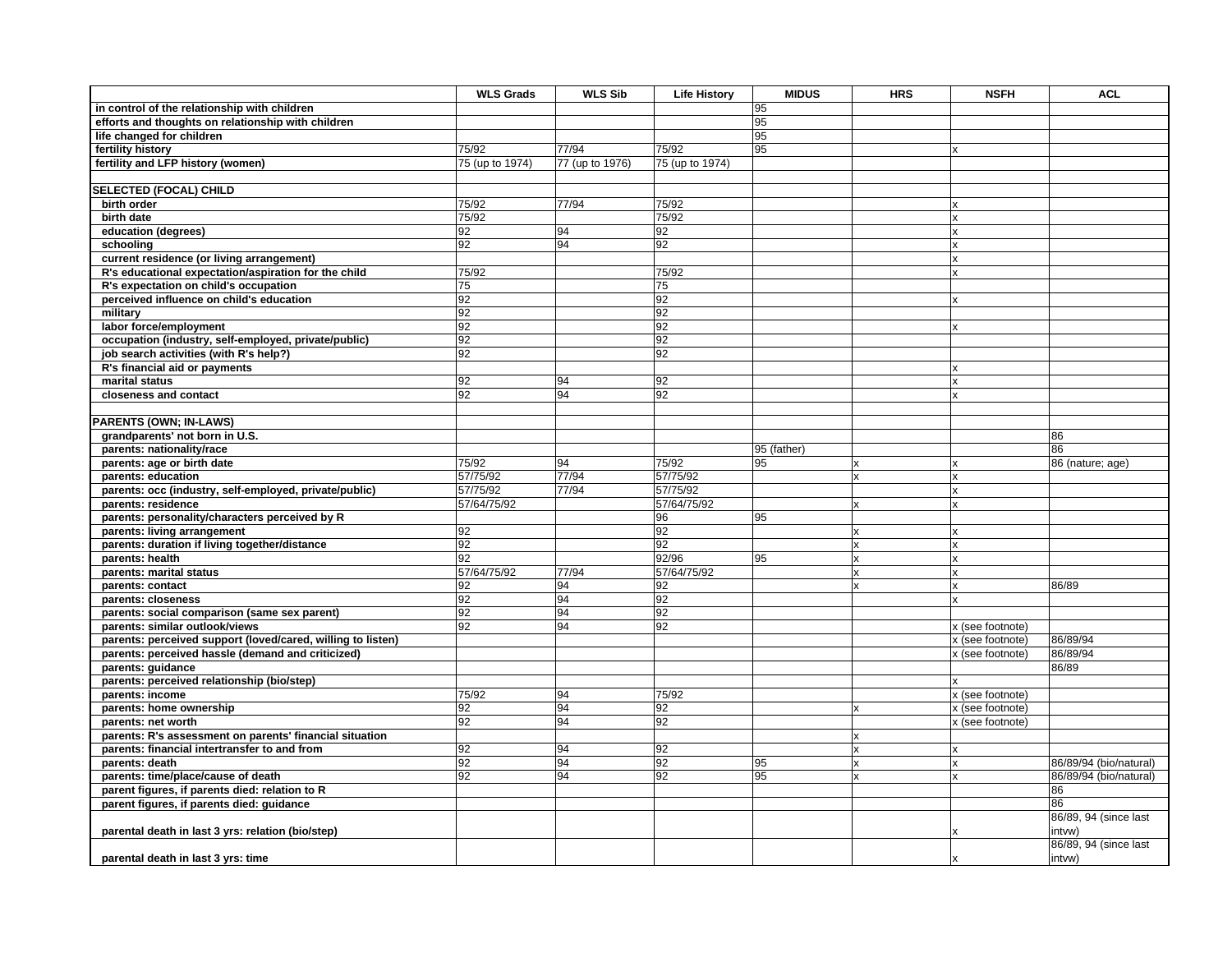| | WLS Grads | WLS Sib | Life History | MIDUS | HRS | NSFH | ACL |
|---|---|---|---|---|---|---|---|
| in control of the relationship with children | | | | 95 | | | |
| efforts and thoughts on relationship with children | | | | 95 | | | |
| life changed for children | | | | 95 | | | |
| fertility history | 75/92 | 77/94 | 75/92 | 95 | | x | |
| fertility and LFP history (women) | 75 (up to 1974) | 77 (up to 1976) | 75 (up to 1974) | | | | |
| | | | | | | | |
| SELECTED (FOCAL) CHILD | | | | | | | |
| birth order | 75/92 | 77/94 | 75/92 | | | x | |
| birth date | 75/92 | | 75/92 | | | x | |
| education (degrees) | 92 | 94 | 92 | | | x | |
| schooling | 92 | 94 | 92 | | | x | |
| current residence (or living arrangement) | | | | | | x | |
| R's educational expectation/aspiration for the child | 75/92 | | 75/92 | | | x | |
| R's expectation on child's occupation | 75 | | 75 | | | | |
| perceived influence on child's education | 92 | | 92 | | | x | |
| military | 92 | | 92 | | | | |
| labor force/employment | 92 | | 92 | | | x | |
| occupation (industry, self-employed, private/public) | 92 | | 92 | | | | |
| job search activities (with R's help?) | 92 | | 92 | | | | |
| R's financial aid or payments | | | | | | x | |
| marital status | 92 | 94 | 92 | | | x | |
| closeness and contact | 92 | 94 | 92 | | | x | |
| | | | | | | | |
| PARENTS (OWN; IN-LAWS) | | | | | | | |
| grandparents' not born in U.S. | | | | | | | 86 |
| parents: nationality/race | | | | 95 (father) | | | 86 |
| parents: age or birth date | 75/92 | 94 | 75/92 | 95 | x | x | 86 (nature; age) |
| parents: education | 57/75/92 | 77/94 | 57/75/92 | | x | x | |
| parents: occ (industry, self-employed, private/public) | 57/75/92 | 77/94 | 57/75/92 | | | x | |
| parents: residence | 57/64/75/92 | | 57/64/75/92 | | x | x | |
| parents: personality/characters perceived by R | | | 96 | 95 | | | |
| parents: living arrangement | 92 | | 92 | | x | x | |
| parents: duration if living together/distance | 92 | | 92 | | x | x | |
| parents: health | 92 | | 92/96 | 95 | x | x | |
| parents: marital status | 57/64/75/92 | 77/94 | 57/64/75/92 | | x | x | |
| parents: contact | 92 | 94 | 92 | | x | x | 86/89 |
| parents: closeness | 92 | 94 | 92 | | | x | |
| parents: social comparison (same sex parent) | 92 | 94 | 92 | | | | |
| parents: similar outlook/views | 92 | 94 | 92 | | | x (see footnote) | |
| parents: perceived support (loved/cared, willing to listen) | | | | | | x (see footnote) | 86/89/94 |
| parents: perceived hassle (demand and criticized) | | | | | | x (see footnote) | 86/89/94 |
| parents: guidance | | | | | | | 86/89 |
| parents: perceived relationship (bio/step) | | | | | | x | |
| parents: income | 75/92 | 94 | 75/92 | | | x (see footnote) | |
| parents: home ownership | 92 | 94 | 92 | | x | x (see footnote) | |
| parents: net worth | 92 | 94 | 92 | | | x (see footnote) | |
| parents: R's assessment on parents' financial situation | | | | | x | | |
| parents: financial intertransfer to and from | 92 | 94 | 92 | | x | x | |
| parents: death | 92 | 94 | 92 | 95 | x | x | 86/89/94 (bio/natural) |
| parents: time/place/cause of death | 92 | 94 | 92 | 95 | x | x | 86/89/94 (bio/natural) |
| parent figures, if parents died: relation to R | | | | | | | 86 |
| parent figures, if parents died: guidance | | | | | | | 86 |
| parental death in last 3 yrs: relation (bio/step) | | | | | | x | 86/89, 94 (since last intvw) |
| parental death in last 3 yrs: time | | | | | | x | 86/89, 94 (since last intvw) |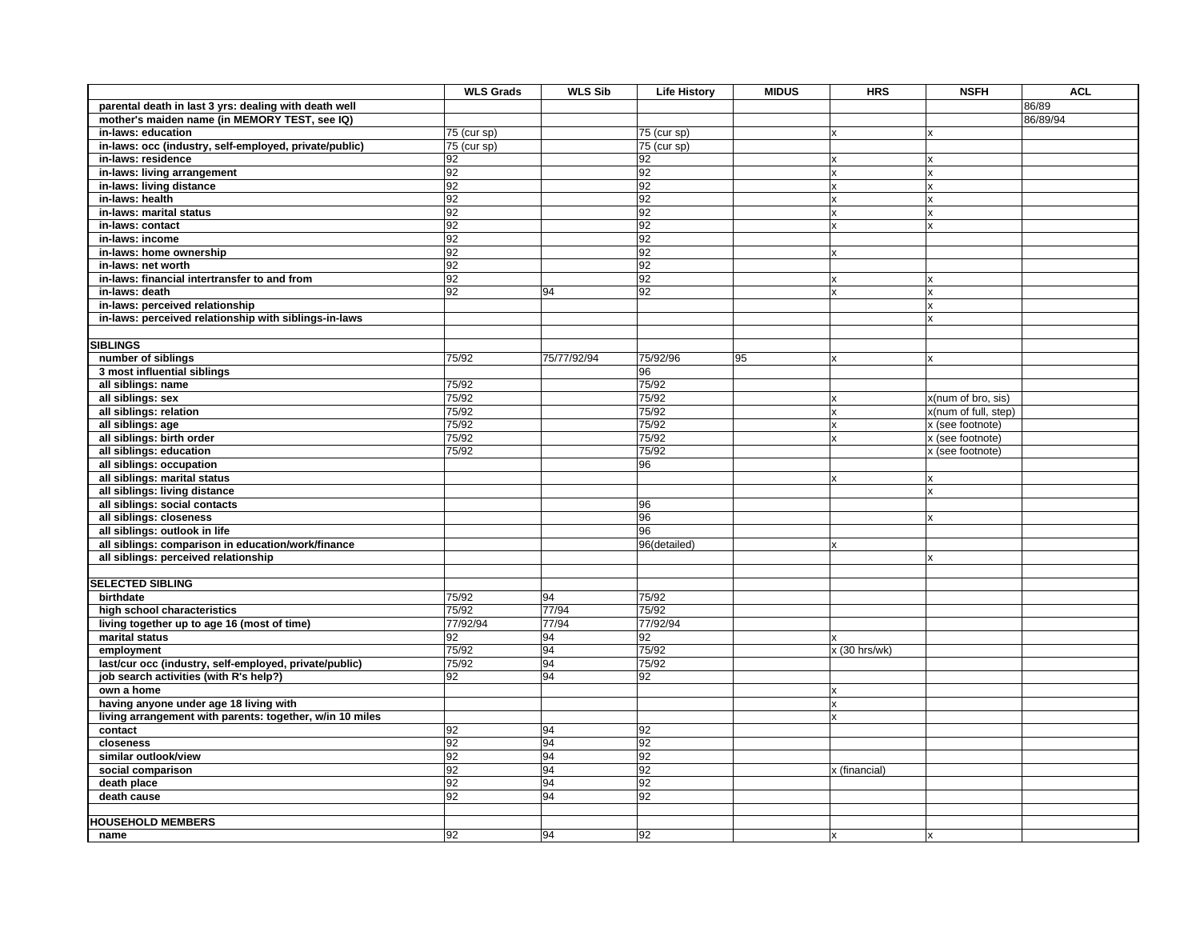| | WLS Grads | WLS Sib | Life History | MIDUS | HRS | NSFH | ACL |
|---|---|---|---|---|---|---|---|
| parental death in last 3 yrs: dealing with death well | | | | | | | 86/89 |
| mother's maiden name (in MEMORY TEST, see IQ) | | | | | | | 86/89/94 |
| in-laws: education | 75 (cur sp) | | 75 (cur sp) | | x | x | |
| in-laws: occ (industry, self-employed, private/public) | 75 (cur sp) | | 75 (cur sp) | | | | |
| in-laws: residence | 92 | | 92 | | x | x | |
| in-laws: living arrangement | 92 | | 92 | | x | x | |
| in-laws: living distance | 92 | | 92 | | x | x | |
| in-laws: health | 92 | | 92 | | x | x | |
| in-laws: marital status | 92 | | 92 | | x | x | |
| in-laws: contact | 92 | | 92 | | x | x | |
| in-laws: income | 92 | | 92 | | | | |
| in-laws: home ownership | 92 | | 92 | | x | | |
| in-laws: net worth | 92 | | 92 | | | | |
| in-laws: financial intertransfer to and from | 92 | | 92 | | x | x | |
| in-laws: death | 92 | 94 | 92 | | x | x | |
| in-laws: perceived relationship | | | | | | x | |
| in-laws: perceived relationship with siblings-in-laws | | | | | | x | |
| | | | | | | | |
| **SIBLINGS** | | | | | | | |
| number of siblings | 75/92 | 75/77/92/94 | 75/92/96 | 95 | x | x | |
| 3 most influential siblings | | | 96 | | | | |
| all siblings: name | 75/92 | | 75/92 | | | | |
| all siblings: sex | 75/92 | | 75/92 | | x | x(num of bro, sis) | |
| all siblings: relation | 75/92 | | 75/92 | | x | x(num of full, step) | |
| all siblings: age | 75/92 | | 75/92 | | x | x (see footnote) | |
| all siblings: birth order | 75/92 | | 75/92 | | x | x (see footnote) | |
| all siblings: education | 75/92 | | 75/92 | | | x (see footnote) | |
| all siblings: occupation | | | 96 | | | | |
| all siblings: marital status | | | | | x | x | |
| all siblings: living distance | | | | | | x | |
| all siblings: social contacts | | | 96 | | | | |
| all siblings: closeness | | | 96 | | | x | |
| all siblings: outlook in life | | | 96 | | | | |
| all siblings: comparison in education/work/finance | | | 96(detailed) | | x | | |
| all siblings: perceived relationship | | | | | | x | |
| | | | | | | | |
| **SELECTED SIBLING** | | | | | | | |
| birthdate | 75/92 | 94 | 75/92 | | | | |
| high school characteristics | 75/92 | 77/94 | 75/92 | | | | |
| living together up to age 16 (most of time) | 77/92/94 | 77/94 | 77/92/94 | | | | |
| marital status | 92 | 94 | 92 | | x | | |
| employment | 75/92 | 94 | 75/92 | | x (30 hrs/wk) | | |
| last/cur occ (industry, self-employed, private/public) | 75/92 | 94 | 75/92 | | | | |
| job search activities (with R's help?) | 92 | 94 | 92 | | | | |
| own a home | | | | | x | | |
| having anyone under age 18 living with | | | | | x | | |
| living arrangement with parents: together, w/in 10 miles | | | | | x | | |
| contact | 92 | 94 | 92 | | | | |
| closeness | 92 | 94 | 92 | | | | |
| similar outlook/view | 92 | 94 | 92 | | | | |
| social comparison | 92 | 94 | 92 | | x (financial) | | |
| death place | 92 | 94 | 92 | | | | |
| death cause | 92 | 94 | 92 | | | | |
| | | | | | | | |
| **HOUSEHOLD MEMBERS** | | | | | | | |
| name | 92 | 94 | 92 | | x | x | |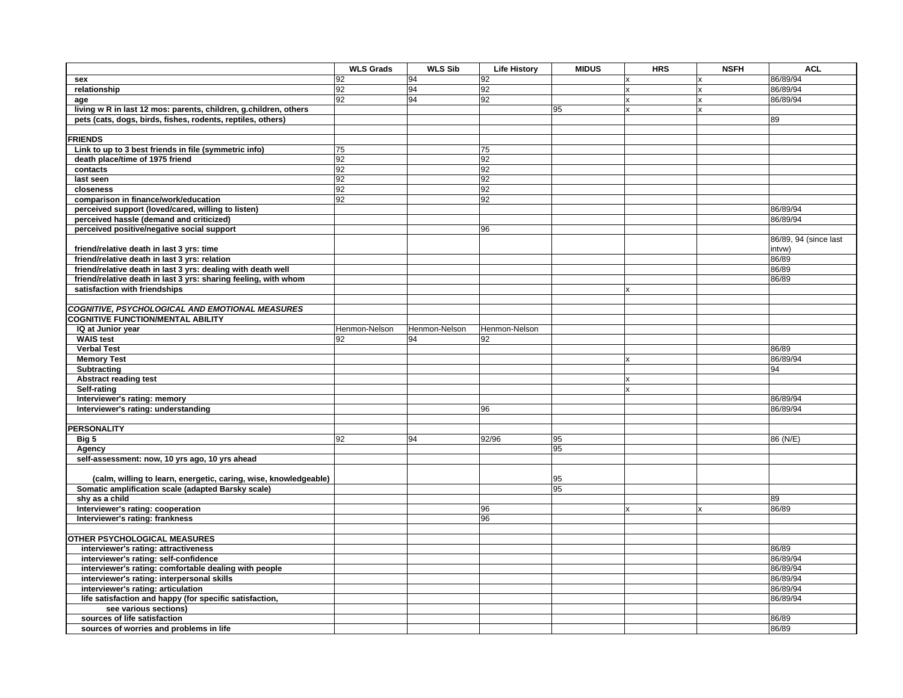| | WLS Grads | WLS Sib | Life History | MIDUS | HRS | NSFH | ACL |
|---|---|---|---|---|---|---|---|
| sex | 92 | 94 | 92 | | x | x | 86/89/94 |
| relationship | 92 | 94 | 92 | | x | x | 86/89/94 |
| age | 92 | 94 | 92 | | x | x | 86/89/94 |
| living w R in last 12 mos: parents, children, g.children, others | | | | 95 | x | x | |
| pets (cats, dogs, birds, fishes, rodents, reptiles, others) | | | | | | | 89 |
| | | | | | | | |
| **FRIENDS** | | | | | | | |
| Link to up to 3 best friends in file (symmetric info) | 75 | | 75 | | | | |
| death place/time of 1975 friend | 92 | | 92 | | | | |
| contacts | 92 | | 92 | | | | |
| last seen | 92 | | 92 | | | | |
| closeness | 92 | | 92 | | | | |
| comparison in finance/work/education | 92 | | 92 | | | | |
| perceived support (loved/cared, willing to listen) | | | | | | | 86/89/94 |
| perceived hassle (demand and criticized) | | | | | | | 86/89/94 |
| perceived positive/negative social support | | | 96 | | | | |
| friend/relative death in last 3 yrs: time | | | | | | | 86/89, 94 (since last intvw) |
| friend/relative death in last 3 yrs: relation | | | | | | | 86/89 |
| friend/relative death in last 3 yrs: dealing with death well | | | | | | | 86/89 |
| friend/relative death in last 3 yrs: sharing feeling, with whom | | | | | | | 86/89 |
| satisfaction with friendships | | | | | x | | |
| | | | | | | | |
| ***COGNITIVE, PSYCHOLOGICAL AND EMOTIONAL MEASURES*** | | | | | | | |
| **COGNITIVE FUNCTION/MENTAL ABILITY** | | | | | | | |
| IQ at Junior year | Henmon-Nelson | Henmon-Nelson | Henmon-Nelson | | | | |
| WAIS test | 92 | 94 | 92 | | | | |
| Verbal Test | | | | | | | 86/89 |
| Memory Test | | | | | x | | 86/89/94 |
| Subtracting | | | | | | | 94 |
| Abstract reading test | | | | | x | | |
| Self-rating | | | | | x | | |
| Interviewer's rating: memory | | | | | | | 86/89/94 |
| Interviewer's rating: understanding | | | 96 | | | | 86/89/94 |
| | | | | | | | |
| **PERSONALITY** | | | | | | | |
| Big 5 | 92 | 94 | 92/96 | 95 | | | 86 (N/E) |
| Agency | | | | 95 | | | |
| self-assessment: now, 10 yrs ago, 10 yrs ahead | | | | | | | |
| (calm, willing to learn, energetic, caring, wise, knowledgeable) | | | | 95 | | | |
| Somatic amplification scale (adapted Barsky scale) | | | | 95 | | | |
| shy as a child | | | | | | | 89 |
| Interviewer's rating: cooperation | | | 96 | | x | x | 86/89 |
| Interviewer's rating: frankness | | | 96 | | | | |
| | | | | | | | |
| **OTHER PSYCHOLOGICAL MEASURES** | | | | | | | |
| interviewer's rating: attractiveness | | | | | | | 86/89 |
| interviewer's rating: self-confidence | | | | | | | 86/89/94 |
| interviewer's rating: comfortable dealing with people | | | | | | | 86/89/94 |
| interviewer's rating: interpersonal skills | | | | | | | 86/89/94 |
| interviewer's rating: articulation | | | | | | | 86/89/94 |
| life satisfaction and happy (for specific satisfaction, | | | | | | | 86/89/94 |
| see various sections) | | | | | | | |
| sources of life satisfaction | | | | | | | 86/89 |
| sources of worries and problems in life | | | | | | | 86/89 |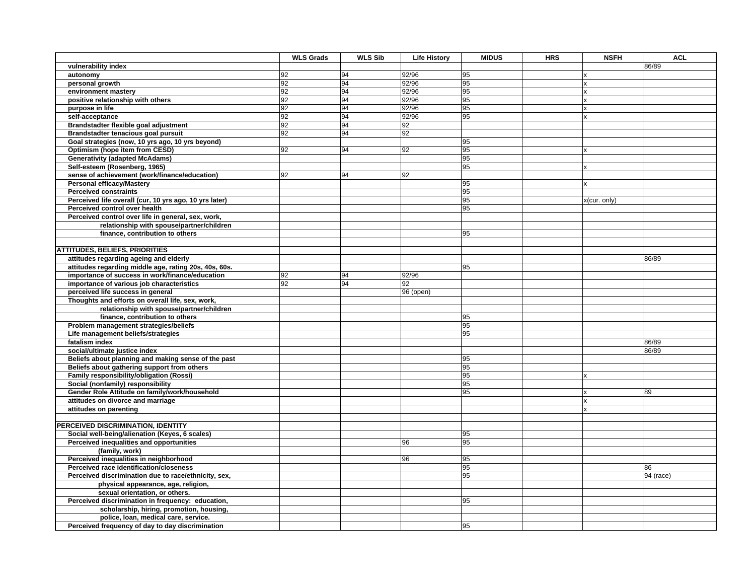| | WLS Grads | WLS Sib | Life History | MIDUS | HRS | NSFH | ACL |
|---|---|---|---|---|---|---|---|
| vulnerability index | | | | | | | 86/89 |
| autonomy | 92 | 94 | 92/96 | 95 | | x | |
| personal growth | 92 | 94 | 92/96 | 95 | | x | |
| environment mastery | 92 | 94 | 92/96 | 95 | | x | |
| positive relationship with others | 92 | 94 | 92/96 | 95 | | x | |
| purpose in life | 92 | 94 | 92/96 | 95 | | x | |
| self-acceptance | 92 | 94 | 92/96 | 95 | | x | |
| Brandstadter flexible goal adjustment | 92 | 94 | 92 | | | | |
| Brandstadter tenacious goal pursuit | 92 | 94 | 92 | | | | |
| Goal strategies (now, 10 yrs ago, 10 yrs beyond) | | | | 95 | | | |
| Optimism (hope item from CESD) | 92 | 94 | 92 | 95 | | x | |
| Generativity (adapted McAdams) | | | | 95 | | | |
| Self-esteem (Rosenberg, 1965) | | | | 95 | | x | |
| sense of achievement (work/finance/education) | 92 | 94 | 92 | | | | |
| Personal efficacy/Mastery | | | | 95 | | x | |
| Perceived constraints | | | | 95 | | | |
| Perceived life overall (cur, 10 yrs ago, 10 yrs later) | | | | 95 | | x(cur. only) | |
| Perceived control over health | | | | 95 | | | |
| Perceived control over life in general, sex, work, | | | | | | | |
| relationship with spouse/partner/children | | | | | | | |
| finance, contribution to others | | | | 95 | | | |
| | | | | | | | |
| **ATTITUDES, BELIEFS, PRIORITIES** | | | | | | | |
| attitudes regarding ageing and elderly | | | | | | | 86/89 |
| attitudes regarding middle age, rating 20s, 40s, 60s. | | | | 95 | | | |
| importance of success in work/finance/education | 92 | 94 | 92/96 | | | | |
| importance of various job characteristics | 92 | 94 | 92 | | | | |
| perceived life success in general | | | 96 (open) | | | | |
| Thoughts and efforts on overall life, sex, work, | | | | | | | |
| relationship with spouse/partner/children | | | | | | | |
| finance, contribution to others | | | | 95 | | | |
| Problem management strategies/beliefs | | | | 95 | | | |
| Life management beliefs/strategies | | | | 95 | | | |
| fatalism index | | | | | | | 86/89 |
| social/ultimate justice index | | | | | | | 86/89 |
| Beliefs about planning and making sense of the past | | | | 95 | | | |
| Beliefs about gathering support from others | | | | 95 | | | |
| Family responsibility/obligation (Rossi) | | | | 95 | | x | |
| Social (nonfamily) responsibility | | | | 95 | | | |
| Gender Role Attitude on family/work/household | | | | 95 | | x | 89 |
| attitudes on divorce and marriage | | | | | | x | |
| attitudes on parenting | | | | | | x | |
| | | | | | | | |
| **PERCEIVED DISCRIMINATION, IDENTITY** | | | | | | | |
| Social well-being/alienation (Keyes, 6 scales) | | | | 95 | | | |
| Perceived inequalities and opportunities | | | 96 | 95 | | | |
| (family, work) | | | | | | | |
| Perceived inequalities in neighborhood | | | 96 | 95 | | | |
| Perceived race identification/closeness | | | | 95 | | | 86 |
| Perceived discrimination due to race/ethnicity, sex, | | | | 95 | | | 94 (race) |
| physical appearance, age, religion, | | | | | | | |
| sexual orientation, or others. | | | | | | | |
| Perceived discrimination in frequency: education, | | | | 95 | | | |
| scholarship, hiring, promotion, housing, | | | | | | | |
| police, loan, medical care, service. | | | | | | | |
| Perceived frequency of day to day discrimination | | | | 95 | | | |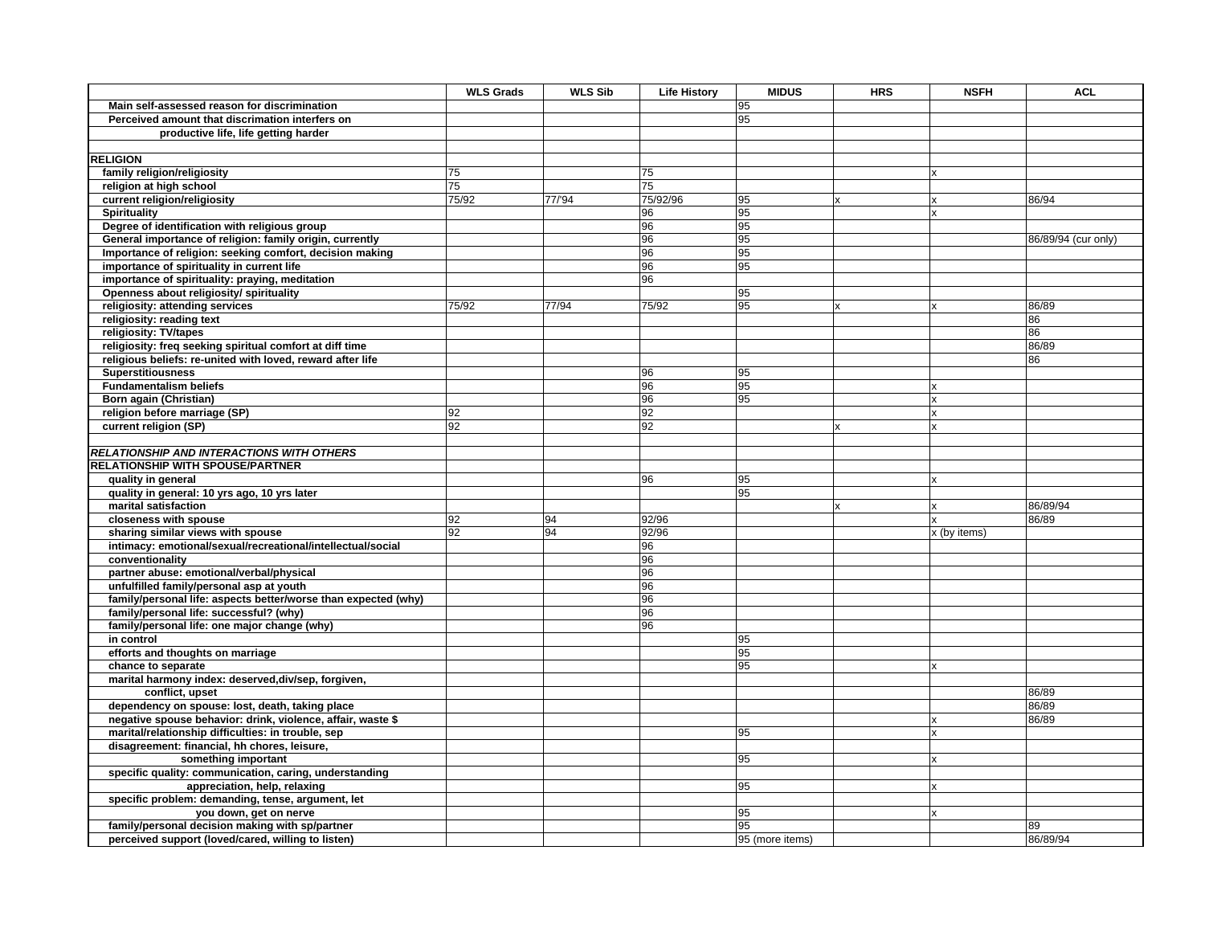| | WLS Grads | WLS Sib | Life History | MIDUS | HRS | NSFH | ACL |
|---|---|---|---|---|---|---|---|
| Main self-assessed reason for discrimination | | | | 95 | | | |
| Perceived amount that discrimation interfers on | | | | 95 | | | |
| productive life, life getting harder | | | | | | | |
| | | | | | | | |
| **RELIGION** | | | | | | | |
| family religion/religiosity | 75 | | 75 | | | x | |
| religion at high school | 75 | | 75 | | | | |
| current religion/religiosity | 75/92 | 77/'94 | 75/92/96 | 95 | x | x | 86/94 |
| Spirituality | | | 96 | 95 | | x | |
| Degree of identification with religious group | | | 96 | 95 | | | |
| General importance of religion: family origin, currently | | | 96 | 95 | | | 86/89/94 (cur only) |
| Importance of religion: seeking comfort, decision making | | | 96 | 95 | | | |
| importance of spirituality in current life | | | 96 | 95 | | | |
| importance of spirituality: praying, meditation | | | 96 | | | | |
| Openness about religiosity/ spirituality | | | | 95 | | | |
| religiosity: attending services | 75/92 | 77/94 | 75/92 | 95 | x | x | 86/89 |
| religiosity: reading text | | | | | | | 86 |
| religiosity: TV/tapes | | | | | | | 86 |
| religiosity: freq seeking spiritual comfort at diff time | | | | | | | 86/89 |
| religious beliefs: re-united with loved, reward after life | | | | | | | 86 |
| Superstitiousness | | | 96 | 95 | | | |
| Fundamentalism beliefs | | | 96 | 95 | | x | |
| Born again (Christian) | | | 96 | 95 | | x | |
| religion before marriage (SP) | 92 | | 92 | | | x | |
| current religion (SP) | 92 | | 92 | | x | x | |
| | | | | | | | |
| ***RELATIONSHIP AND INTERACTIONS WITH OTHERS*** | | | | | | | |
| **RELATIONSHIP WITH SPOUSE/PARTNER** | | | | | | | |
| quality in general | | | 96 | 95 | | x | |
| quality in general: 10 yrs ago, 10 yrs later | | | | 95 | | | |
| marital satisfaction | | | | | x | x | 86/89/94 |
| closeness with spouse | 92 | 94 | 92/96 | | | x | 86/89 |
| sharing similar views with spouse | 92 | 94 | 92/96 | | | x (by items) | |
| intimacy: emotional/sexual/recreational/intellectual/social | | | 96 | | | | |
| conventionality | | | 96 | | | | |
| partner abuse: emotional/verbal/physical | | | 96 | | | | |
| unfulfilled family/personal asp at youth | | | 96 | | | | |
| family/personal life: aspects better/worse than expected (why) | | | 96 | | | | |
| family/personal life: successful? (why) | | | 96 | | | | |
| family/personal life: one major change (why) | | | 96 | | | | |
| in control | | | | 95 | | | |
| efforts and thoughts on marriage | | | | 95 | | | |
| chance to separate | | | | 95 | | x | |
| marital harmony index: deserved,div/sep, forgiven, | | | | | | | |
| conflict, upset | | | | | | | 86/89 |
| dependency on spouse: lost, death, taking place | | | | | | | 86/89 |
| negative spouse behavior: drink, violence, affair, waste $ | | | | | | x | 86/89 |
| marital/relationship difficulties: in trouble, sep | | | | 95 | | x | |
| disagreement: financial, hh chores, leisure, | | | | | | | |
| something important | | | | 95 | | x | |
| specific quality: communication, caring, understanding | | | | | | | |
| appreciation, help, relaxing | | | | 95 | | x | |
| specific problem: demanding, tense, argument, let | | | | | | | |
| you down, get on nerve | | | | 95 | | x | |
| family/personal decision making with sp/partner | | | | 95 | | | 89 |
| perceived support (loved/cared, willing to listen) | | | | 95 (more items) | | | 86/89/94 |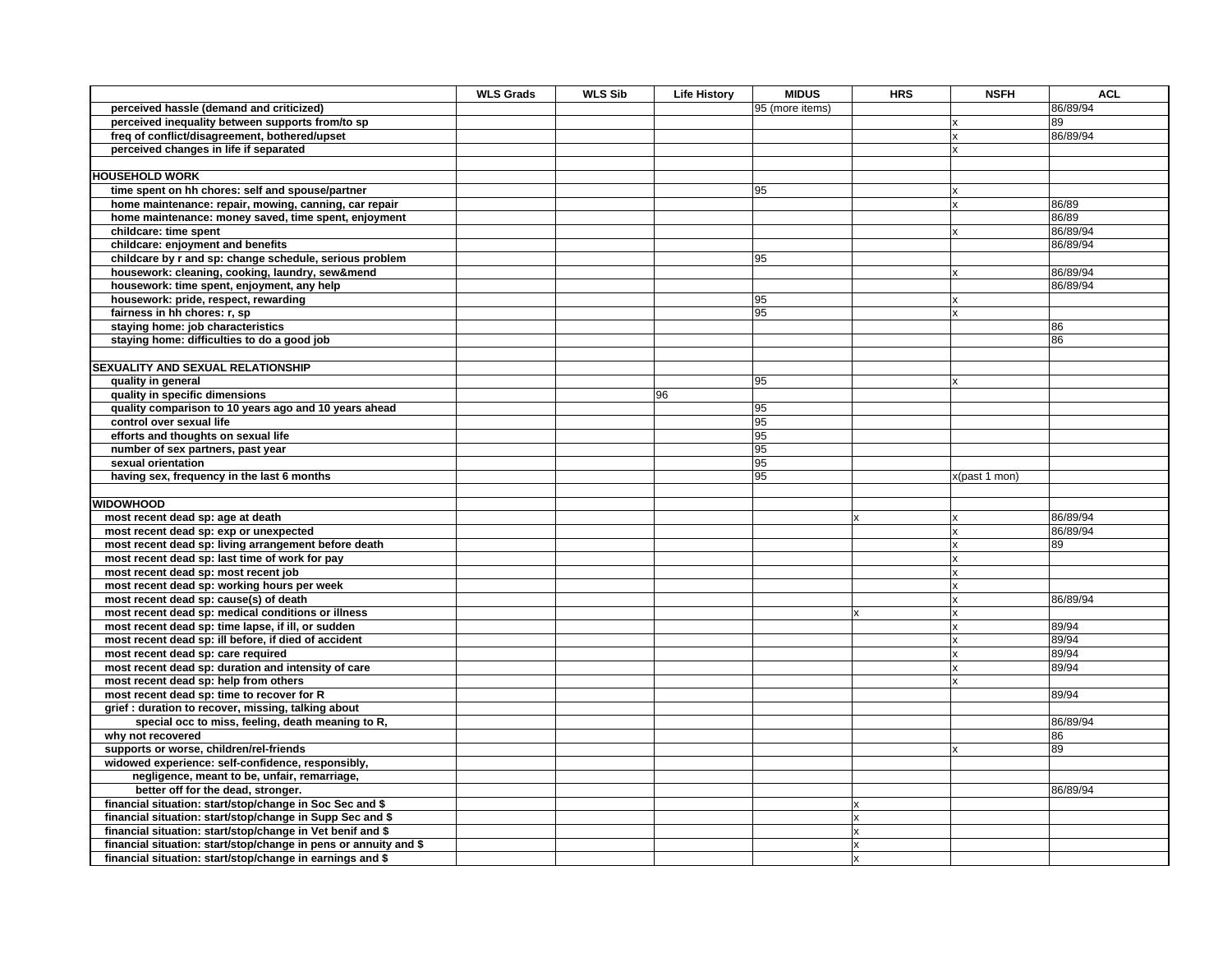| | WLS Grads | WLS Sib | Life History | MIDUS | HRS | NSFH | ACL |
|---|---|---|---|---|---|---|---|
| perceived hassle (demand and criticized) | | | | 95 (more items) | | | 86/89/94 |
| perceived inequality between supports from/to sp | | | | | | x | 89 |
| freq of conflict/disagreement, bothered/upset | | | | | | x | 86/89/94 |
| perceived changes in life if separated | | | | | | x | |
| | | | | | | | |
| **HOUSEHOLD WORK** | | | | | | | |
| time spent on hh chores: self and spouse/partner | | | | 95 | | x | |
| home maintenance: repair, mowing, canning, car repair | | | | | | x | 86/89 |
| home maintenance: money saved, time spent, enjoyment | | | | | | | 86/89 |
| childcare: time spent | | | | | | x | 86/89/94 |
| childcare: enjoyment and benefits | | | | | | | 86/89/94 |
| childcare by r and sp: change schedule, serious problem | | | | 95 | | | |
| housework: cleaning, cooking, laundry, sew&mend | | | | | | x | 86/89/94 |
| housework: time spent, enjoyment, any help | | | | | | | 86/89/94 |
| housework: pride, respect, rewarding | | | | 95 | | x | |
| fairness in hh chores: r, sp | | | | 95 | | x | |
| staying home: job characteristics | | | | | | | 86 |
| staying home: difficulties to do a good job | | | | | | | 86 |
| | | | | | | | |
| **SEXUALITY AND SEXUAL RELATIONSHIP** | | | | | | | |
| quality in general | | | | 95 | | x | |
| quality in specific dimensions | | | 96 | | | | |
| quality comparison to 10 years ago and 10 years ahead | | | | 95 | | | |
| control over sexual life | | | | 95 | | | |
| efforts and thoughts on sexual life | | | | 95 | | | |
| number of sex partners, past year | | | | 95 | | | |
| sexual orientation | | | | 95 | | | |
| having sex, frequency in the last 6 months | | | | 95 | | x(past 1 mon) | |
| | | | | | | | |
| **WIDOWHOOD** | | | | | | | |
| most recent dead sp: age at death | | | | | x | x | 86/89/94 |
| most recent dead sp: exp or unexpected | | | | | | x | 86/89/94 |
| most recent dead sp: living arrangement before death | | | | | | x | 89 |
| most recent dead sp: last time of work for pay | | | | | | x | |
| most recent dead sp: most recent job | | | | | | x | |
| most recent dead sp: working hours per week | | | | | | x | |
| most recent dead sp: cause(s) of death | | | | | | x | 86/89/94 |
| most recent dead sp: medical conditions or illness | | | | | x | x | |
| most recent dead sp: time lapse, if ill, or sudden | | | | | | x | 89/94 |
| most recent dead sp: ill before, if died of accident | | | | | | x | 89/94 |
| most recent dead sp: care required | | | | | | x | 89/94 |
| most recent dead sp: duration and intensity of care | | | | | | x | 89/94 |
| most recent dead sp: help from others | | | | | | x | |
| most recent dead sp: time to recover for R | | | | | | | 89/94 |
| grief : duration to recover, missing, talking about | | | | | | | |
| special occ to miss, feeling, death meaning to R, | | | | | | | 86/89/94 |
| why not recovered | | | | | | | 86 |
| supports or worse, children/rel-friends | | | | | | x | 89 |
| widowed experience: self-confidence, responsibly, | | | | | | | |
| negligence, meant to be, unfair, remarriage, | | | | | | | |
| better off for the dead, stronger. | | | | | | | 86/89/94 |
| financial situation: start/stop/change in Soc Sec and $ | | | | | x | | |
| financial situation: start/stop/change in Supp Sec and $ | | | | | x | | |
| financial situation: start/stop/change in Vet benif and $ | | | | | x | | |
| financial situation: start/stop/change in pens or annuity and $ | | | | | x | | |
| financial situation: start/stop/change in earnings and $ | | | | | x | | |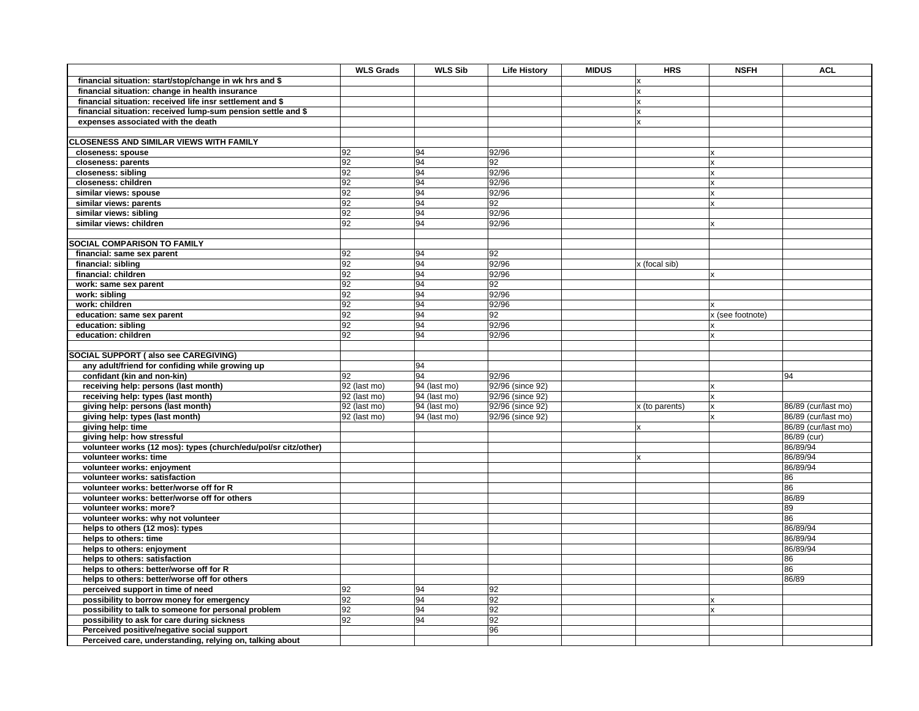| | WLS Grads | WLS Sib | Life History | MIDUS | HRS | NSFH | ACL |
|---|---|---|---|---|---|---|---|
| financial situation: start/stop/change in wk hrs and $ | | | | | x | | |
| financial situation: change in health insurance | | | | | x | | |
| financial situation: received life insr settlement and $ | | | | | x | | |
| financial situation: received lump-sum pension settle and $ | | | | | x | | |
| expenses associated with the death | | | | | x | | |
| | | | | | | | |
| **CLOSENESS AND SIMILAR VIEWS WITH FAMILY** | | | | | | | |
| closeness: spouse | 92 | 94 | 92/96 | | | x | |
| closeness: parents | 92 | 94 | 92 | | | x | |
| closeness: sibling | 92 | 94 | 92/96 | | | x | |
| closeness: children | 92 | 94 | 92/96 | | | x | |
| similar views: spouse | 92 | 94 | 92/96 | | | x | |
| similar views: parents | 92 | 94 | 92 | | | x | |
| similar views: sibling | 92 | 94 | 92/96 | | | | |
| similar views: children | 92 | 94 | 92/96 | | | x | |
| | | | | | | | |
| **SOCIAL COMPARISON TO FAMILY** | | | | | | | |
| financial: same sex parent | 92 | 94 | 92 | | | | |
| financial: sibling | 92 | 94 | 92/96 | | x (focal sib) | | |
| financial: children | 92 | 94 | 92/96 | | | x | |
| work: same sex parent | 92 | 94 | 92 | | | | |
| work: sibling | 92 | 94 | 92/96 | | | | |
| work: children | 92 | 94 | 92/96 | | | x | |
| education: same sex parent | 92 | 94 | 92 | | | x (see footnote) | |
| education: sibling | 92 | 94 | 92/96 | | | x | |
| education: children | 92 | 94 | 92/96 | | | x | |
| | | | | | | | |
| **SOCIAL SUPPORT ( also see CAREGIVING)** | | | | | | | |
| any adult/friend for confiding while growing up | | 94 | | | | | |
| confidant (kin and non-kin) | 92 | 94 | 92/96 | | | | 94 |
| receiving help: persons (last month) | 92 (last mo) | 94 (last mo) | 92/96 (since 92) | | | x | |
| receiving help: types (last month) | 92 (last mo) | 94 (last mo) | 92/96 (since 92) | | | x | |
| giving help: persons (last month) | 92 (last mo) | 94 (last mo) | 92/96 (since 92) | | x (to parents) | x | 86/89 (cur/last mo) |
| giving help: types (last month) | 92 (last mo) | 94 (last mo) | 92/96 (since 92) | | | x | 86/89 (cur/last mo) |
| giving help: time | | | | | x | | 86/89 (cur/last mo) |
| giving help: how stressful | | | | | | | 86/89 (cur) |
| volunteer works (12 mos): types (church/edu/pol/sr citz/other) | | | | | | | 86/89/94 |
| volunteer works: time | | | | | x | | 86/89/94 |
| volunteer works: enjoyment | | | | | | | 86/89/94 |
| volunteer works: satisfaction | | | | | | | 86 |
| volunteer works: better/worse off for R | | | | | | | 86 |
| volunteer works: better/worse off for others | | | | | | | 86/89 |
| volunteer works: more? | | | | | | | 89 |
| volunteer works: why not volunteer | | | | | | | 86 |
| helps to others (12 mos): types | | | | | | | 86/89/94 |
| helps to others: time | | | | | | | 86/89/94 |
| helps to others: enjoyment | | | | | | | 86/89/94 |
| helps to others: satisfaction | | | | | | | 86 |
| helps to others: better/worse off for R | | | | | | | 86 |
| helps to others: better/worse off for others | | | | | | | 86/89 |
| perceived support in time of need | 92 | 94 | 92 | | | | |
| possibility to borrow money for emergency | 92 | 94 | 92 | | | x | |
| possibility to talk to someone for personal problem | 92 | 94 | 92 | | | x | |
| possibility to ask for care during sickness | 92 | 94 | 92 | | | | |
| Perceived positive/negative social support | | | 96 | | | | |
| Perceived care, understanding, relying on, talking about | | | | | | | |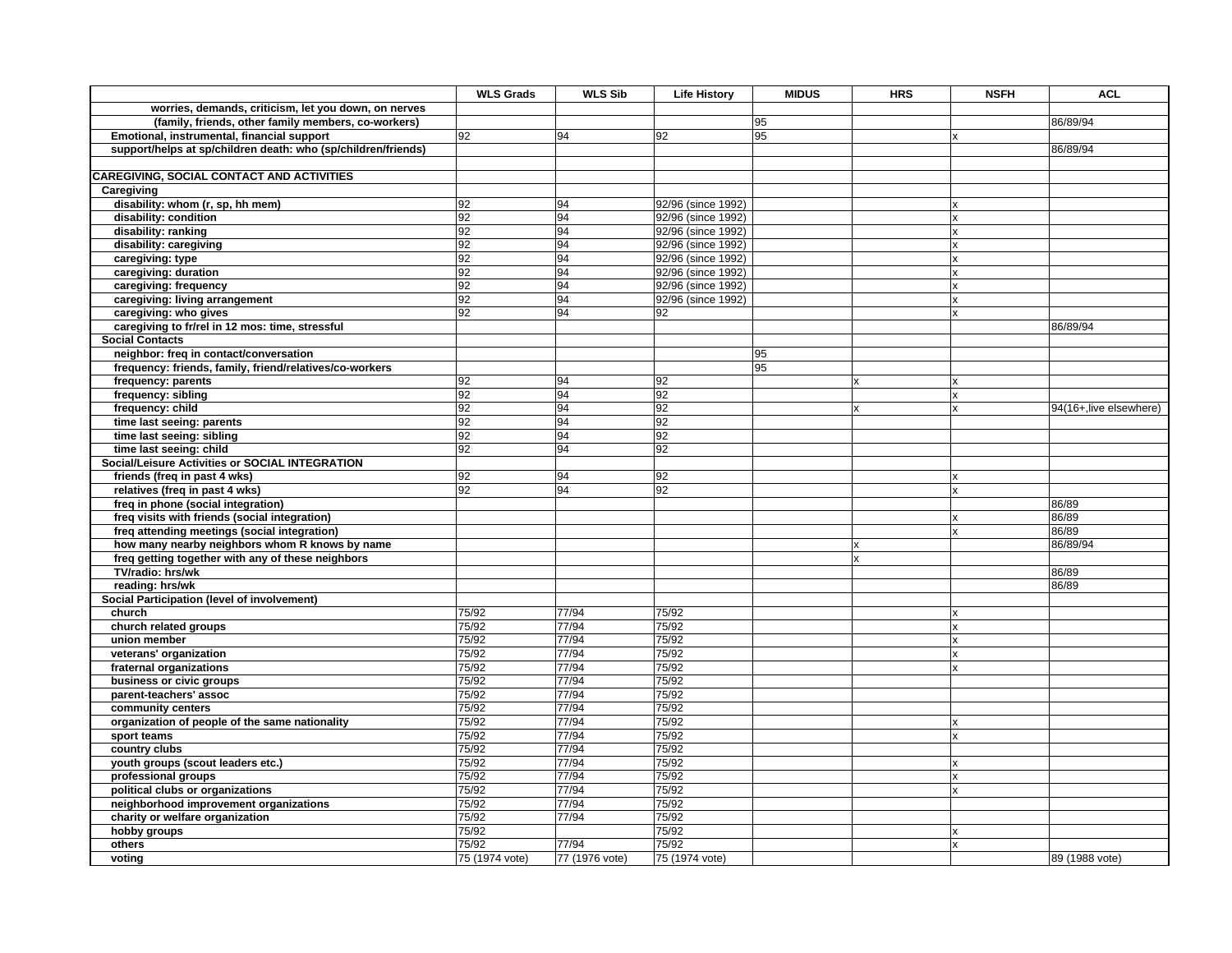| | WLS Grads | WLS Sib | Life History | MIDUS | HRS | NSFH | ACL |
|---|---|---|---|---|---|---|---|
| worries, demands, criticism, let you down, on nerves | | | | | | | |
| (family, friends, other family members, co-workers) | | | | 95 | | | 86/89/94 |
| Emotional, instrumental, financial support | 92 | 94 | 92 | 95 | | x | |
| support/helps at sp/children death: who (sp/children/friends) | | | | | | | 86/89/94 |
| | | | | | | | |
| **CAREGIVING, SOCIAL CONTACT AND ACTIVITIES** | | | | | | | |
| **Caregiving** | | | | | | | |
| disability: whom (r, sp, hh mem) | 92 | 94 | 92/96 (since 1992) | | | x | |
| disability: condition | 92 | 94 | 92/96 (since 1992) | | | x | |
| disability: ranking | 92 | 94 | 92/96 (since 1992) | | | x | |
| disability: caregiving | 92 | 94 | 92/96 (since 1992) | | | x | |
| caregiving: type | 92 | 94 | 92/96 (since 1992) | | | x | |
| caregiving: duration | 92 | 94 | 92/96 (since 1992) | | | x | |
| caregiving: frequency | 92 | 94 | 92/96 (since 1992) | | | x | |
| caregiving: living arrangement | 92 | 94 | 92/96 (since 1992) | | | x | |
| caregiving: who gives | 92 | 94 | 92 | | | x | |
| caregiving to fr/rel in 12 mos: time, stressful | | | | | | | 86/89/94 |
| **Social Contacts** | | | | | | | |
| neighbor: freq in contact/conversation | | | | 95 | | | |
| frequency: friends, family, friend/relatives/co-workers | | | | 95 | | | |
| frequency: parents | 92 | 94 | 92 | | x | x | |
| frequency: sibling | 92 | 94 | 92 | | | x | |
| frequency: child | 92 | 94 | 92 | | x | x | 94(16+,live elsewhere) |
| time last seeing: parents | 92 | 94 | 92 | | | | |
| time last seeing: sibling | 92 | 94 | 92 | | | | |
| time last seeing: child | 92 | 94 | 92 | | | | |
| **Social/Leisure Activities or SOCIAL INTEGRATION** | | | | | | | |
| friends (freq in past 4 wks) | 92 | 94 | 92 | | | x | |
| relatives (freq in past 4 wks) | 92 | 94 | 92 | | | x | |
| freq in phone (social integration) | | | | | | | 86/89 |
| freq visits with friends (social integration) | | | | | | x | 86/89 |
| freq attending meetings (social integration) | | | | | | x | 86/89 |
| how many nearby neighbors whom R knows by name | | | | | x | | 86/89/94 |
| freq getting together with any of these neighbors | | | | | x | | |
| TV/radio: hrs/wk | | | | | | | 86/89 |
| reading: hrs/wk | | | | | | | 86/89 |
| **Social Participation (level of involvement)** | | | | | | | |
| church | 75/92 | 77/94 | 75/92 | | | x | |
| church related groups | 75/92 | 77/94 | 75/92 | | | x | |
| union member | 75/92 | 77/94 | 75/92 | | | x | |
| veterans' organization | 75/92 | 77/94 | 75/92 | | | x | |
| fraternal organizations | 75/92 | 77/94 | 75/92 | | | x | |
| business or civic groups | 75/92 | 77/94 | 75/92 | | | | |
| parent-teachers' assoc | 75/92 | 77/94 | 75/92 | | | | |
| community centers | 75/92 | 77/94 | 75/92 | | | | |
| organization of people of the same nationality | 75/92 | 77/94 | 75/92 | | | x | |
| sport teams | 75/92 | 77/94 | 75/92 | | | x | |
| country clubs | 75/92 | 77/94 | 75/92 | | | | |
| youth groups (scout leaders etc.) | 75/92 | 77/94 | 75/92 | | | x | |
| professional groups | 75/92 | 77/94 | 75/92 | | | x | |
| political clubs or organizations | 75/92 | 77/94 | 75/92 | | | x | |
| neighborhood improvement organizations | 75/92 | 77/94 | 75/92 | | | | |
| charity or welfare organization | 75/92 | 77/94 | 75/92 | | | | |
| hobby groups | 75/92 | | 75/92 | | | x | |
| others | 75/92 | 77/94 | 75/92 | | | x | |
| voting | 75 (1974 vote) | 77 (1976 vote) | 75 (1974 vote) | | | | 89 (1988 vote) |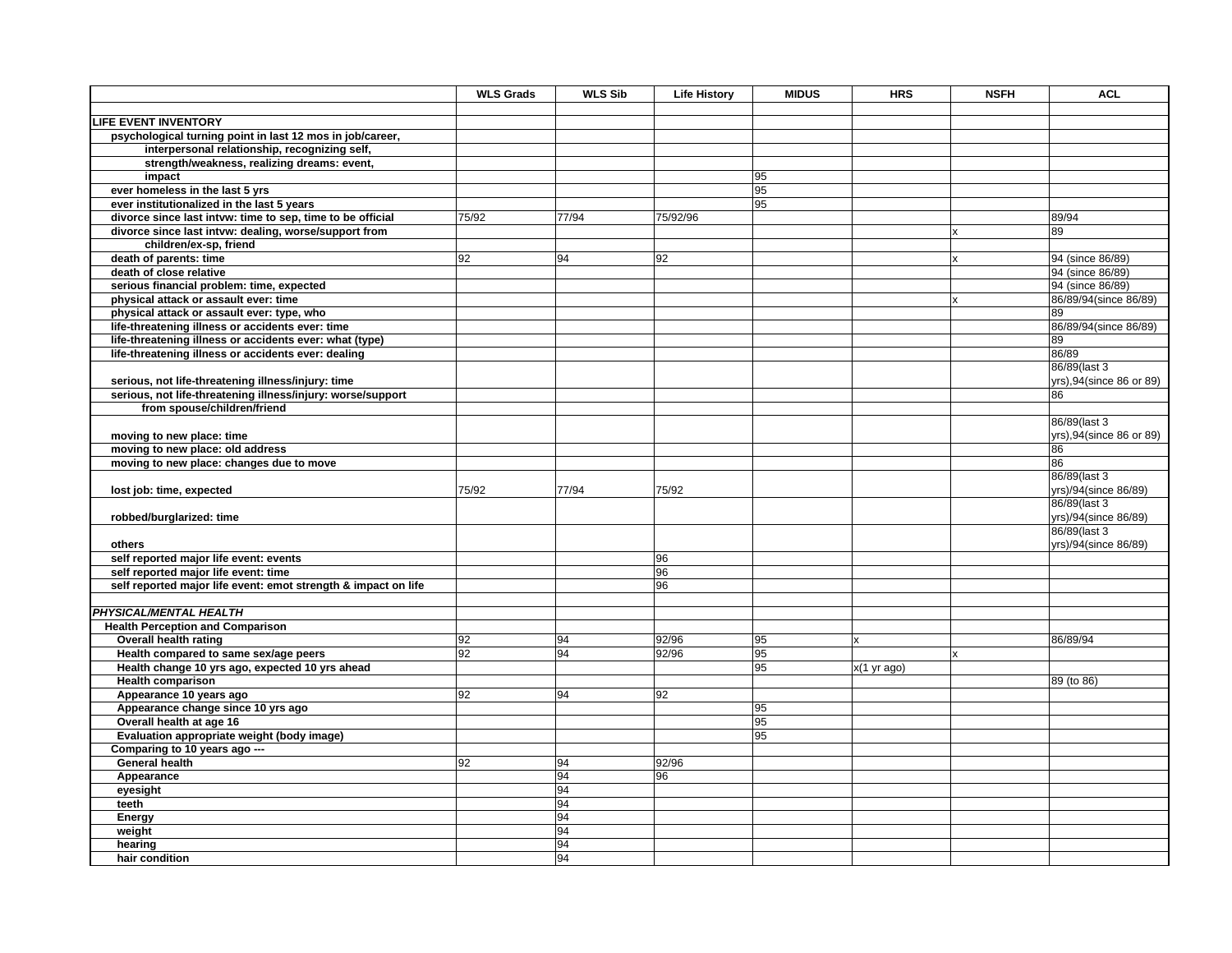| | WLS Grads | WLS Sib | Life History | MIDUS | HRS | NSFH | ACL |
|---|---|---|---|---|---|---|---|
| **LIFE EVENT INVENTORY** | | | | | | | |
| **psychological turning point in last 12 mos in job/career, interpersonal relationship, recognizing self, strength/weakness, realizing dreams: event, impact** | | | | 95 | | | |
| **ever homeless in the last 5 yrs** | | | | 95 | | | |
| **ever institutionalized in the last 5 years** | | | | 95 | | | |
| **divorce since last intvw: time to sep, time to be official** | 75/92 | 77/94 | 75/92/96 | | | | 89/94 |
| **divorce since last intvw: dealing, worse/support from children/ex-sp, friend** | | | | | | x | 89 |
| **death of parents: time** | 92 | 94 | 92 | | | x | 94 (since 86/89) |
| **death of close relative** | | | | | | | 94 (since 86/89) |
| **serious financial problem: time, expected** | | | | | | | 94 (since 86/89) |
| **physical attack or assault ever: time** | | | | | | x | 86/89/94(since 86/89) |
| **physical attack or assault ever: type, who** | | | | | | | 89 |
| **life-threatening illness or accidents ever: time** | | | | | | | 86/89/94(since 86/89) |
| **life-threatening illness or accidents ever: what (type)** | | | | | | | 89 |
| **life-threatening illness or accidents ever: dealing** | | | | | | | 86/89 |
| **serious, not life-threatening illness/injury: time** | | | | | | | 86/89(last 3 yrs),94(since 86 or 89) |
| **serious, not life-threatening illness/injury: worse/support from spouse/children/friend** | | | | | | | 86 |
| **moving to new place: time** | | | | | | | 86/89(last 3 yrs),94(since 86 or 89) |
| **moving to new place: old address** | | | | | | | 86 |
| **moving to new place: changes due to move** | | | | | | | 86 |
| **lost job: time, expected** | 75/92 | 77/94 | 75/92 | | | | 86/89(last 3 yrs)/94(since 86/89) |
| **robbed/burglarized: time** | | | | | | | 86/89(last 3 yrs)/94(since 86/89) |
| **others** | | | | | | | 86/89(last 3 yrs)/94(since 86/89) |
| **self reported major life event: events** | | | 96 | | | | |
| **self reported major life event: time** | | | 96 | | | | |
| **self reported major life event: emot strength & impact on life** | | | 96 | | | | |
| | | | | | | | |
| ***PHYSICAL/MENTAL HEALTH*** | | | | | | | |
| **Health Perception and Comparison** | | | | | | | |
| **Overall health rating** | 92 | 94 | 92/96 | 95 | x | | 86/89/94 |
| **Health compared to same sex/age peers** | 92 | 94 | 92/96 | 95 | | x | |
| **Health change 10 yrs ago, expected 10 yrs ahead** | | | | 95 | x(1 yr ago) | | |
| **Health comparison** | | | | | | | 89 (to 86) |
| **Appearance 10 years ago** | 92 | 94 | 92 | | | | |
| **Appearance change since 10 yrs ago** | | | | 95 | | | |
| **Overall health at age 16** | | | | 95 | | | |
| **Evaluation appropriate weight (body image)** | | | | 95 | | | |
| **Comparing to 10 years ago ---** | | | | | | | |
| **General health** | 92 | 94 | 92/96 | | | | |
| **Appearance** | | 94 | 96 | | | | |
| **eyesight** | | 94 | | | | | |
| **teeth** | | 94 | | | | | |
| **Energy** | | 94 | | | | | |
| **weight** | | 94 | | | | | |
| **hearing** | | 94 | | | | | |
| **hair condition** | | 94 | | | | | |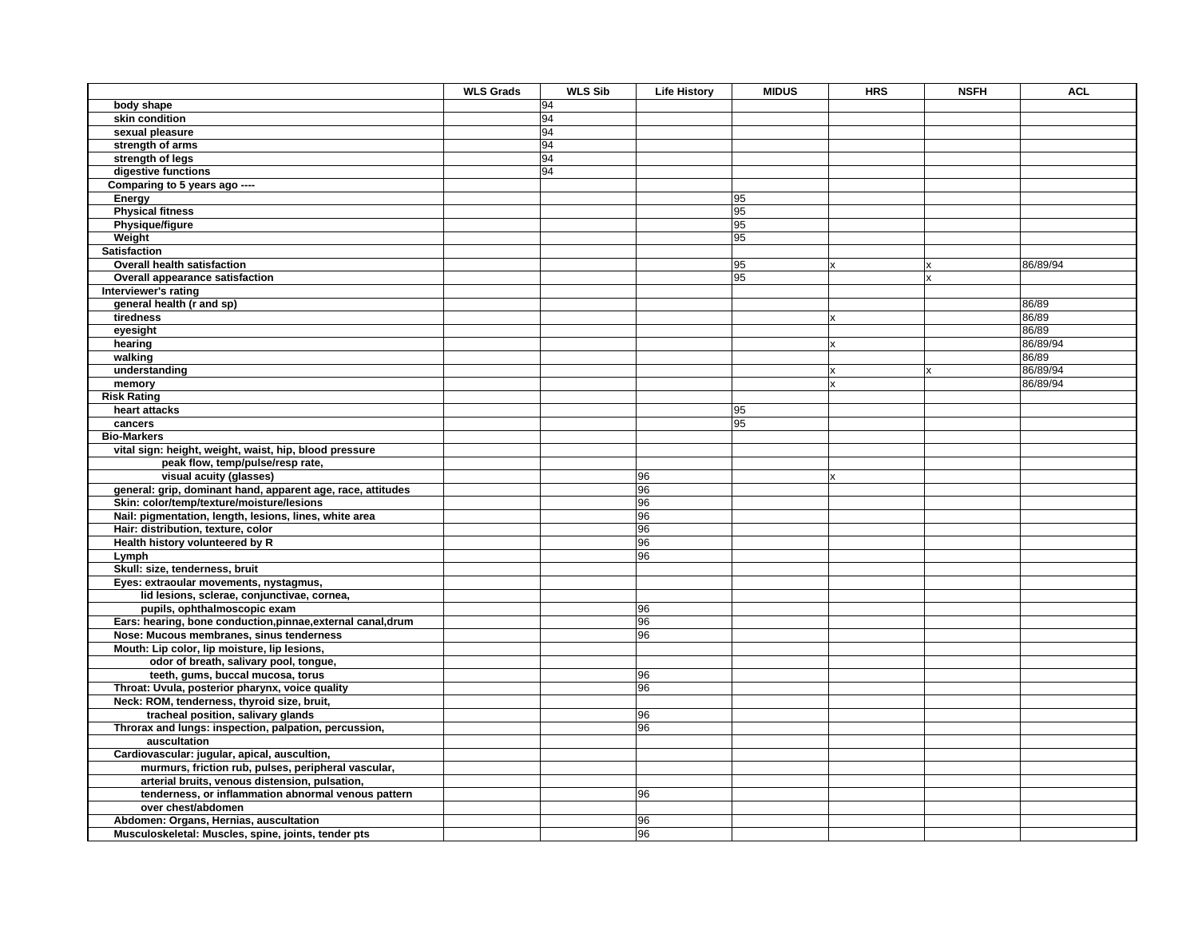| | WLS Grads | WLS Sib | Life History | MIDUS | HRS | NSFH | ACL |
|---|---|---|---|---|---|---|---|
| body shape | | 94 | | | | | |
| skin condition | | 94 | | | | | |
| sexual pleasure | | 94 | | | | | |
| strength of arms | | 94 | | | | | |
| strength of legs | | 94 | | | | | |
| digestive functions | | 94 | | | | | |
| Comparing to 5 years ago ---- | | | | | | | |
| Energy | | | | 95 | | | |
| Physical fitness | | | | 95 | | | |
| Physique/figure | | | | 95 | | | |
| Weight | | | | 95 | | | |
| Satisfaction | | | | | | | |
| Overall health satisfaction | | | | 95 | x | x | 86/89/94 |
| Overall appearance satisfaction | | | | 95 | | x | |
| Interviewer's rating | | | | | | | |
| general health (r and sp) | | | | | | | 86/89 |
| tiredness | | | | | x | | 86/89 |
| eyesight | | | | | | | 86/89 |
| hearing | | | | | x | | 86/89/94 |
| walking | | | | | | | 86/89 |
| understanding | | | | | x | x | 86/89/94 |
| memory | | | | | x | | 86/89/94 |
| Risk Rating | | | | | | | |
| heart attacks | | | | 95 | | | |
| cancers | | | | 95 | | | |
| Bio-Markers | | | | | | | |
| vital sign: height, weight, waist, hip, blood pressure | | | | | | | |
| peak flow, temp/pulse/resp rate, | | | | | | | |
| visual acuity (glasses) | | | 96 | | x | | |
| general: grip, dominant hand, apparent age, race, attitudes | | | 96 | | | | |
| Skin: color/temp/texture/moisture/lesions | | | 96 | | | | |
| Nail: pigmentation, length, lesions, lines, white area | | | 96 | | | | |
| Hair: distribution, texture, color | | | 96 | | | | |
| Health history volunteered by R | | | 96 | | | | |
| Lymph | | | 96 | | | | |
| Skull: size, tenderness, bruit | | | | | | | |
| Eyes: extraoular movements, nystagmus, | | | | | | | |
| lid lesions, sclerae, conjunctivae, cornea, | | | | | | | |
| pupils, ophthalmoscopic exam | | | 96 | | | | |
| Ears: hearing, bone conduction,pinnae,external canal,drum | | | 96 | | | | |
| Nose: Mucous membranes, sinus tenderness | | | 96 | | | | |
| Mouth: Lip color, lip moisture, lip lesions, | | | | | | | |
| odor of breath, salivary pool, tongue, | | | | | | | |
| teeth, gums, buccal mucosa, torus | | | 96 | | | | |
| Throat: Uvula, posterior pharynx, voice quality | | | 96 | | | | |
| Neck: ROM, tenderness, thyroid size, bruit, | | | | | | | |
| tracheal position, salivary glands | | | 96 | | | | |
| Thrнатх and lungs: inspection, palpation, percussion, | | | 96 | | | | |
| auscultation | | | | | | | |
| Cardiovascular: jugular, apical, auscultion, | | | | | | | |
| murmurs, friction rub, pulses, peripheral vascular, | | | | | | | |
| arterial bruits, venous distension, pulsation, | | | | | | | |
| tenderness, or inflammation abnormal venous pattern | | | 96 | | | | |
| over chest/abdomen | | | | | | | |
| Abdomen: Organs, Hernias, auscultation | | | 96 | | | | |
| Musculoskeletal: Muscles, spine, joints, tender pts | | | 96 | | | | |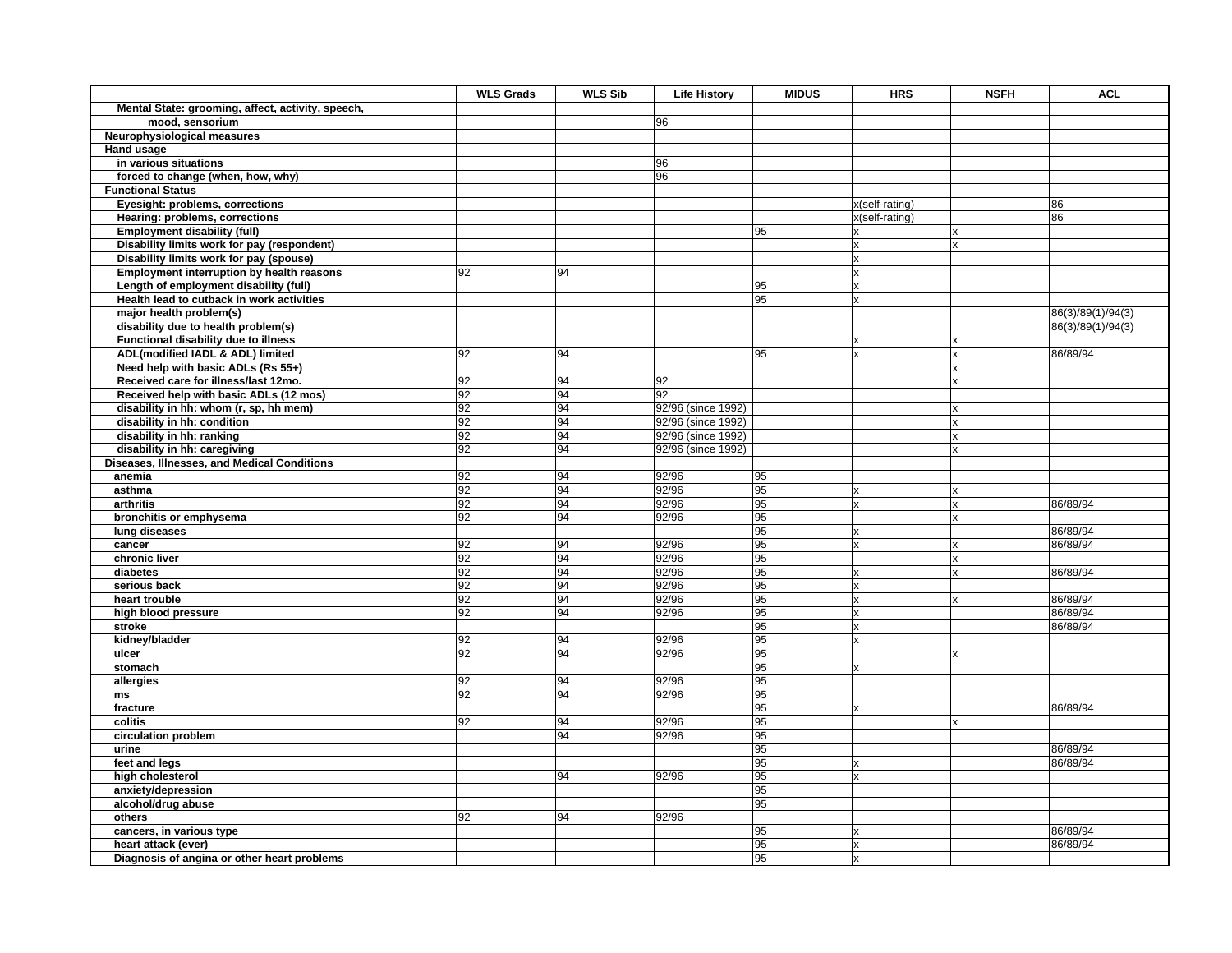| | WLS Grads | WLS Sib | Life History | MIDUS | HRS | NSFH | ACL |
|---|---|---|---|---|---|---|---|
| **Mental State: grooming, affect, activity, speech,** | | | | | | | |
| **mood, sensorium** | | | 96 | | | | |
| **Neurophysiological measures** | | | | | | | |
| **Hand usage** | | | | | | | |
| **in various situations** | | | 96 | | | | |
| **forced to change (when, how, why)** | | | 96 | | | | |
| **Functional Status** | | | | | | | |
| **Eyesight: problems, corrections** | | | | | x(self-rating) | | 86 |
| **Hearing: problems, corrections** | | | | | x(self-rating) | | 86 |
| **Employment disability (full)** | | | | 95 | x | x | |
| **Disability limits work for pay (respondent)** | | | | | x | x | |
| **Disability limits work for pay (spouse)** | | | | | x | | |
| **Employment interruption by health reasons** | 92 | 94 | | | x | | |
| **Length of employment disability (full)** | | | | 95 | x | | |
| **Health lead to cutback in work activities** | | | | 95 | x | | |
| **major health problem(s)** | | | | | | | 86(3)/89(1)/94(3) |
| **disability due to health problem(s)** | | | | | | | 86(3)/89(1)/94(3) |
| **Functional disability due to illness** | | | | | x | x | |
| **ADL(modified IADL & ADL) limited** | 92 | 94 | | 95 | x | x | 86/89/94 |
| **Need help with basic ADLs (Rs 55+)** | | | | | | x | |
| **Received care for illness/last 12mo.** | 92 | 94 | 92 | | | x | |
| **Received help with basic ADLs (12 mos)** | 92 | 94 | 92 | | | | |
| **disability in hh: whom (r, sp, hh mem)** | 92 | 94 | 92/96 (since 1992) | | | x | |
| **disability in hh: condition** | 92 | 94 | 92/96 (since 1992) | | | x | |
| **disability in hh: ranking** | 92 | 94 | 92/96 (since 1992) | | | x | |
| **disability in hh: caregiving** | 92 | 94 | 92/96 (since 1992) | | | x | |
| **Diseases, Illnesses, and Medical Conditions** | | | | | | | |
| **anemia** | 92 | 94 | 92/96 | 95 | | | |
| **asthma** | 92 | 94 | 92/96 | 95 | x | x | |
| **arthritis** | 92 | 94 | 92/96 | 95 | x | x | 86/89/94 |
| **bronchitis or emphysema** | 92 | 94 | 92/96 | 95 | | x | |
| **lung diseases** | | | | 95 | x | | 86/89/94 |
| **cancer** | 92 | 94 | 92/96 | 95 | x | x | 86/89/94 |
| **chronic liver** | 92 | 94 | 92/96 | 95 | | x | |
| **diabetes** | 92 | 94 | 92/96 | 95 | x | x | 86/89/94 |
| **serious back** | 92 | 94 | 92/96 | 95 | x | | |
| **heart trouble** | 92 | 94 | 92/96 | 95 | x | x | 86/89/94 |
| **high blood pressure** | 92 | 94 | 92/96 | 95 | x | | 86/89/94 |
| **stroke** | | | | 95 | x | | 86/89/94 |
| **kidney/bladder** | 92 | 94 | 92/96 | 95 | x | | |
| **ulcer** | 92 | 94 | 92/96 | 95 | | x | |
| **stomach** | | | | 95 | x | | |
| **allergies** | 92 | 94 | 92/96 | 95 | | | |
| **ms** | 92 | 94 | 92/96 | 95 | | | |
| **fracture** | | | | 95 | x | | 86/89/94 |
| **colitis** | 92 | 94 | 92/96 | 95 | | x | |
| **circulation problem** | | 94 | 92/96 | 95 | | | |
| **urine** | | | | 95 | | | 86/89/94 |
| **feet and legs** | | | | 95 | x | | 86/89/94 |
| **high cholesterol** | | 94 | 92/96 | 95 | x | | |
| **anxiety/depression** | | | | 95 | | | |
| **alcohol/drug abuse** | | | | 95 | | | |
| **others** | 92 | 94 | 92/96 | | | | |
| **cancers, in various type** | | | | 95 | x | | 86/89/94 |
| **heart attack (ever)** | | | | 95 | x | | 86/89/94 |
| **Diagnosis of angina or other heart problems** | | | | 95 | x | | |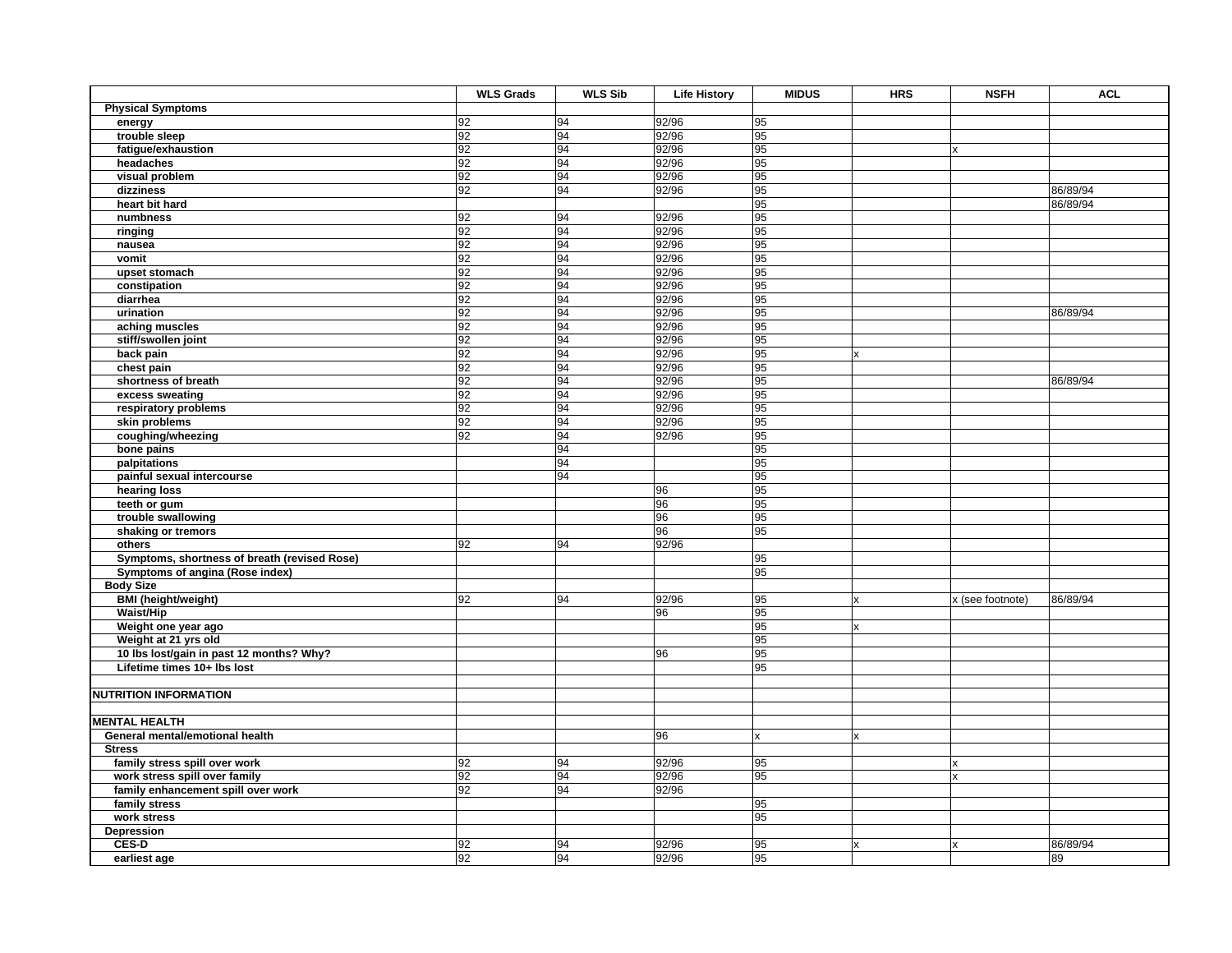| | WLS Grads | WLS Sib | Life History | MIDUS | HRS | NSFH | ACL |
|---|---|---|---|---|---|---|---|
| **Physical Symptoms** | | | | | | | |
| **energy** | 92 | 94 | 92/96 | 95 | | | |
| **trouble sleep** | 92 | 94 | 92/96 | 95 | | | |
| **fatigue/exhaustion** | 92 | 94 | 92/96 | 95 | | x | |
| **headaches** | 92 | 94 | 92/96 | 95 | | | |
| **visual problem** | 92 | 94 | 92/96 | 95 | | | |
| **dizziness** | 92 | 94 | 92/96 | 95 | | | 86/89/94 |
| **heart bit hard** | | | | 95 | | | 86/89/94 |
| **numbness** | 92 | 94 | 92/96 | 95 | | | |
| **ringing** | 92 | 94 | 92/96 | 95 | | | |
| **nausea** | 92 | 94 | 92/96 | 95 | | | |
| **vomit** | 92 | 94 | 92/96 | 95 | | | |
| **upset stomach** | 92 | 94 | 92/96 | 95 | | | |
| **constipation** | 92 | 94 | 92/96 | 95 | | | |
| **diarrhea** | 92 | 94 | 92/96 | 95 | | | |
| **urination** | 92 | 94 | 92/96 | 95 | | | 86/89/94 |
| **aching muscles** | 92 | 94 | 92/96 | 95 | | | |
| **stiff/swollen joint** | 92 | 94 | 92/96 | 95 | | | |
| **back pain** | 92 | 94 | 92/96 | 95 | x | | |
| **chest pain** | 92 | 94 | 92/96 | 95 | | | |
| **shortness of breath** | 92 | 94 | 92/96 | 95 | | | 86/89/94 |
| **excess sweating** | 92 | 94 | 92/96 | 95 | | | |
| **respiratory problems** | 92 | 94 | 92/96 | 95 | | | |
| **skin problems** | 92 | 94 | 92/96 | 95 | | | |
| **coughing/wheezing** | 92 | 94 | 92/96 | 95 | | | |
| **bone pains** | | 94 | | 95 | | | |
| **palpitations** | | 94 | | 95 | | | |
| **painful sexual intercourse** | | 94 | | 95 | | | |
| **hearing loss** | | | 96 | 95 | | | |
| **teeth or gum** | | | 96 | 95 | | | |
| **trouble swallowing** | | | 96 | 95 | | | |
| **shaking or tremors** | | | 96 | 95 | | | |
| **others** | 92 | 94 | 92/96 | | | | |
| **Symptoms, shortness of breath (revised Rose)** | | | | 95 | | | |
| **Symptoms of angina (Rose index)** | | | | 95 | | | |
| **Body Size** | | | | | | | |
| **BMI (height/weight)** | 92 | 94 | 92/96 | 95 | x | x (see footnote) | 86/89/94 |
| **Waist/Hip** | | | 96 | 95 | | | |
| **Weight one year ago** | | | | 95 | x | | |
| **Weight at 21 yrs old** | | | | 95 | | | |
| **10 lbs lost/gain in past 12 months? Why?** | | | 96 | 95 | | | |
| **Lifetime times 10+ lbs lost** | | | | 95 | | | |
| | | | | | | | |
| **NUTRITION INFORMATION** | | | | | | | |
| | | | | | | | |
| **MENTAL HEALTH** | | | | | | | |
| **General mental/emotional health** | | | 96 | x | x | | |
| **Stress** | | | | | | | |
| **family stress spill over work** | 92 | 94 | 92/96 | 95 | | x | |
| **work stress spill over family** | 92 | 94 | 92/96 | 95 | | x | |
| **family enhancement spill over work** | 92 | 94 | 92/96 | | | | |
| **family stress** | | | | 95 | | | |
| **work stress** | | | | 95 | | | |
| **Depression** | | | | | | | |
| **CES-D** | 92 | 94 | 92/96 | 95 | x | x | 86/89/94 |
| **earliest age** | 92 | 94 | 92/96 | 95 | | | 89 |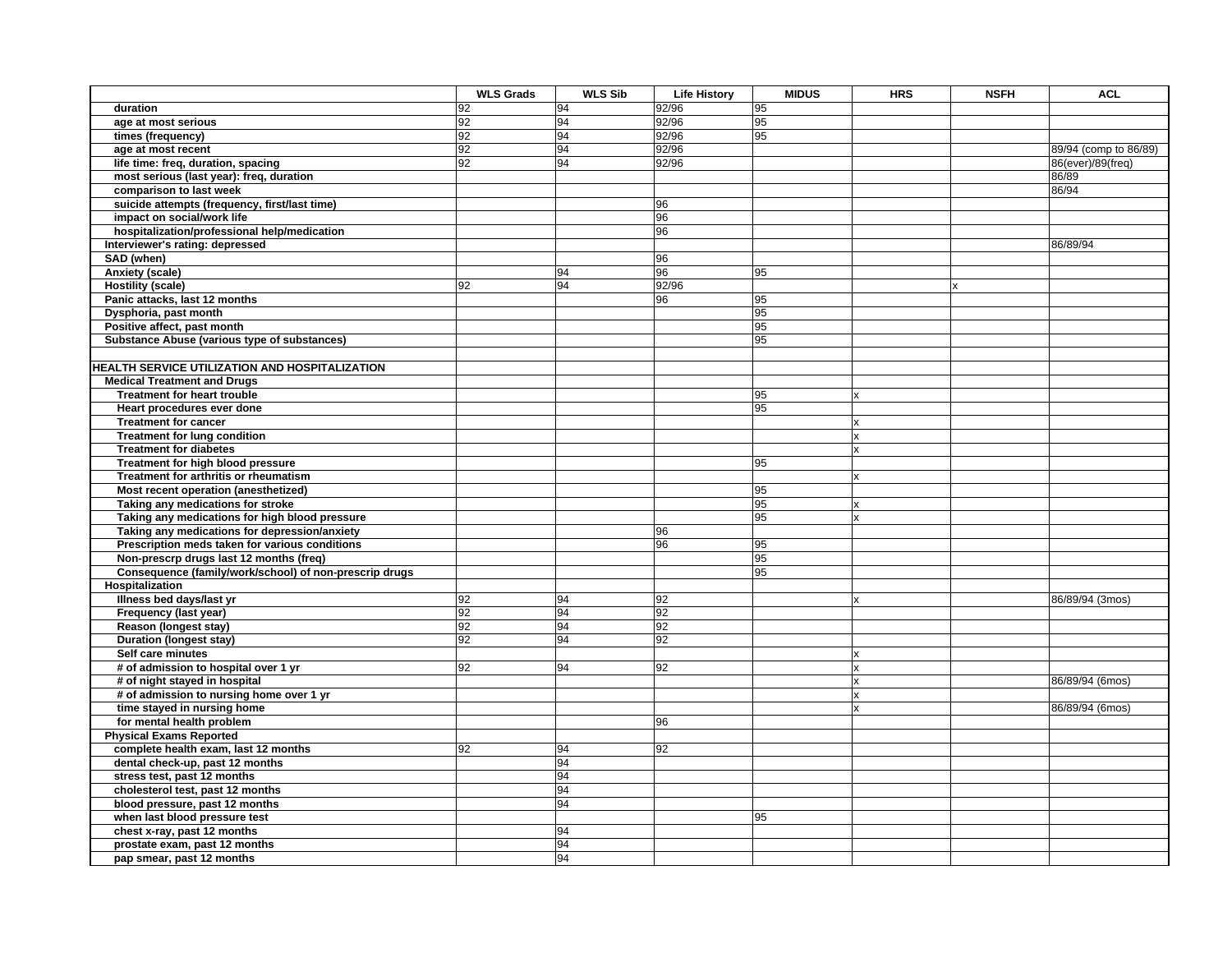| | WLS Grads | WLS Sib | Life History | MIDUS | HRS | NSFH | ACL |
|---|---|---|---|---|---|---|---|
| duration | 92 | 94 | 92/96 | 95 | | | |
| age at most serious | 92 | 94 | 92/96 | 95 | | | |
| times (frequency) | 92 | 94 | 92/96 | 95 | | | |
| age at most recent | 92 | 94 | 92/96 | | | | 89/94 (comp to 86/89) |
| life time: freq, duration, spacing | 92 | 94 | 92/96 | | | | 86(ever)/89(freq) |
| most serious (last year): freq, duration | | | | | | | 86/89 |
| comparison to last week | | | | | | | 86/94 |
| suicide attempts (frequency, first/last time) | | | 96 | | | | |
| impact on social/work life | | | 96 | | | | |
| hospitalization/professional help/medication | | | 96 | | | | |
| Interviewer's rating: depressed | | | | | | | 86/89/94 |
| SAD (when) | | | 96 | | | | |
| Anxiety (scale) | | 94 | 96 | 95 | | | |
| Hostility (scale) | 92 | 94 | 92/96 | | | x | |
| Panic attacks, last 12 months | | | 96 | 95 | | | |
| Dysphoria, past month | | | | 95 | | | |
| Positive affect, past month | | | | 95 | | | |
| Substance Abuse (various type of substances) | | | | 95 | | | |
| | | | | | | | |
| HEALTH SERVICE UTILIZATION AND HOSPITALIZATION | | | | | | | |
| Medical Treatment and Drugs | | | | | | | |
| Treatment for heart trouble | | | | 95 | x | | |
| Heart procedures ever done | | | | 95 | | | |
| Treatment for cancer | | | | | x | | |
| Treatment for lung condition | | | | | x | | |
| Treatment for diabetes | | | | | x | | |
| Treatment for high blood pressure | | | | 95 | | | |
| Treatment for arthritis or rheumatism | | | | | x | | |
| Most recent operation (anesthetized) | | | | 95 | | | |
| Taking any medications for stroke | | | | 95 | x | | |
| Taking any medications for high blood pressure | | | | 95 | x | | |
| Taking any medications for depression/anxiety | | | 96 | | | | |
| Prescription meds taken for various conditions | | | 96 | 95 | | | |
| Non-prescrp drugs last 12 months (freq) | | | | 95 | | | |
| Consequence (family/work/school) of non-prescrip drugs | | | | 95 | | | |
| Hospitalization | | | | | | | |
| Illness bed days/last yr | 92 | 94 | 92 | | x | | 86/89/94 (3mos) |
| Frequency (last year) | 92 | 94 | 92 | | | | |
| Reason (longest stay) | 92 | 94 | 92 | | | | |
| Duration (longest stay) | 92 | 94 | 92 | | | | |
| Self care minutes | | | | | x | | |
| # of admission to hospital over 1 yr | 92 | 94 | 92 | | x | | |
| # of night stayed in hospital | | | | | x | | 86/89/94 (6mos) |
| # of admission to nursing home over 1 yr | | | | | x | | |
| time stayed in nursing home | | | | | x | | 86/89/94 (6mos) |
| for mental health problem | | | 96 | | | | |
| Physical Exams Reported | | | | | | | |
| complete health exam, last 12 months | 92 | 94 | 92 | | | | |
| dental check-up, past 12 months | | 94 | | | | | |
| stress test, past 12 months | | 94 | | | | | |
| cholesterol test, past 12 months | | 94 | | | | | |
| blood pressure, past 12 months | | 94 | | | | | |
| when last blood pressure test | | | | 95 | | | |
| chest x-ray, past 12 months | | 94 | | | | | |
| prostate exam, past 12 months | | 94 | | | | | |
| pap smear, past 12 months | | 94 | | | | | |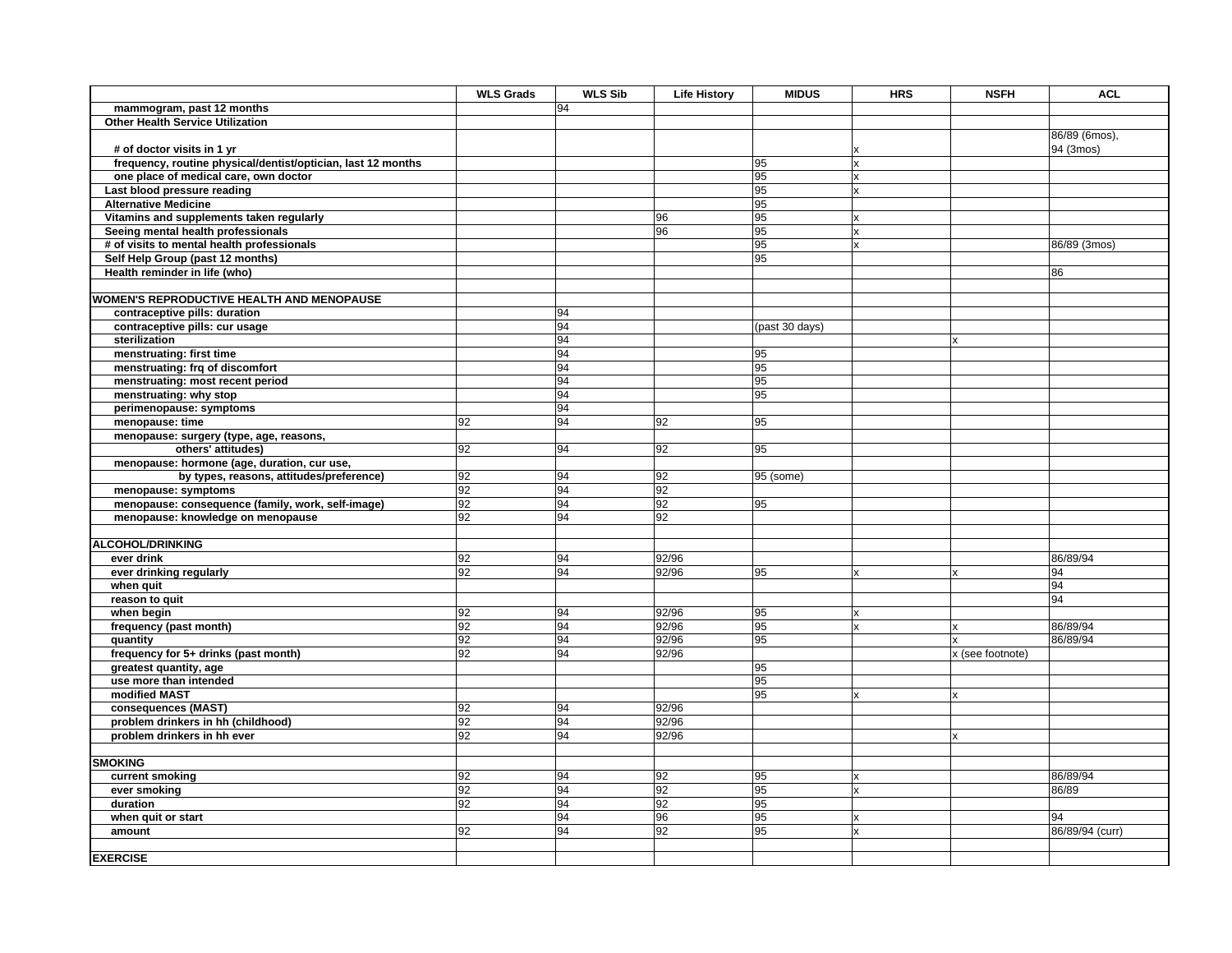| | WLS Grads | WLS Sib | Life History | MIDUS | HRS | NSFH | ACL |
|---|---|---|---|---|---|---|---|
| mammogram, past 12 months | | 94 | | | | | |
| Other Health Service Utilization | | | | | | | |
| # of doctor visits in 1 yr | | | | | x | | 86/89 (6mos), 94 (3mos) |
| frequency, routine physical/dentist/optician, last 12 months | | | | 95 | x | | |
| one place of medical care, own doctor | | | | 95 | x | | |
| Last blood pressure reading | | | | 95 | x | | |
| Alternative Medicine | | | | 95 | | | |
| Vitamins and supplements taken regularly | | | 96 | 95 | x | | |
| Seeing mental health professionals | | | 96 | 95 | x | | |
| # of visits to mental health professionals | | | | 95 | x | | 86/89 (3mos) |
| Self Help Group (past 12 months) | | | | 95 | | | |
| Health reminder in life (who) | | | | | | | 86 |
| | | | | | | | |
| WOMEN'S REPRODUCTIVE HEALTH AND MENOPAUSE | | | | | | | |
| contraceptive pills: duration | | 94 | | | | | |
| contraceptive pills: cur usage | | 94 | | (past 30 days) | | | |
| sterilization | | 94 | | | | x | |
| menstruating: first time | | 94 | | 95 | | | |
| menstruating: frq of discomfort | | 94 | | 95 | | | |
| menstruating: most recent period | | 94 | | 95 | | | |
| menstruating: why stop | | 94 | | 95 | | | |
| perimenopause: symptoms | | 94 | | | | | |
| menopause: time | 92 | 94 | 92 | 95 | | | |
| menopause: surgery (type, age, reasons, others' attitudes) | 92 | 94 | 92 | 95 | | | |
| menopause: hormone (age, duration, cur use, by types, reasons, attitudes/preference) | 92 | 94 | 92 | 95 (some) | | | |
| menopause: symptoms | 92 | 94 | 92 | | | | |
| menopause: consequence (family, work, self-image) | 92 | 94 | 92 | 95 | | | |
| menopause: knowledge on menopause | 92 | 94 | 92 | | | | |
| | | | | | | | |
| ALCOHOL/DRINKING | | | | | | | |
| ever drink | 92 | 94 | 92/96 | | | | 86/89/94 |
| ever drinking regularly | 92 | 94 | 92/96 | 95 | x | x | 94 |
| when quit | | | | | | | 94 |
| reason to quit | | | | | | | 94 |
| when begin | 92 | 94 | 92/96 | 95 | x | | |
| frequency (past month) | 92 | 94 | 92/96 | 95 | x | x | 86/89/94 |
| quantity | 92 | 94 | 92/96 | 95 | | x | 86/89/94 |
| frequency for 5+ drinks (past month) | 92 | 94 | 92/96 | | | x (see footnote) | |
| greatest quantity, age | | | | 95 | | | |
| use more than intended | | | | 95 | | | |
| modified MAST | | | | 95 | x | x | |
| consequences (MAST) | 92 | 94 | 92/96 | | | | |
| problem drinkers in hh (childhood) | 92 | 94 | 92/96 | | | | |
| problem drinkers in hh ever | 92 | 94 | 92/96 | | | x | |
| | | | | | | | |
| SMOKING | | | | | | | |
| current smoking | 92 | 94 | 92 | 95 | x | | 86/89/94 |
| ever smoking | 92 | 94 | 92 | 95 | x | | 86/89 |
| duration | 92 | 94 | 92 | 95 | | | |
| when quit or start | | 94 | 96 | 95 | x | | 94 |
| amount | 92 | 94 | 92 | 95 | x | | 86/89/94 (curr) |
| | | | | | | | |
| EXERCISE | | | | | | | |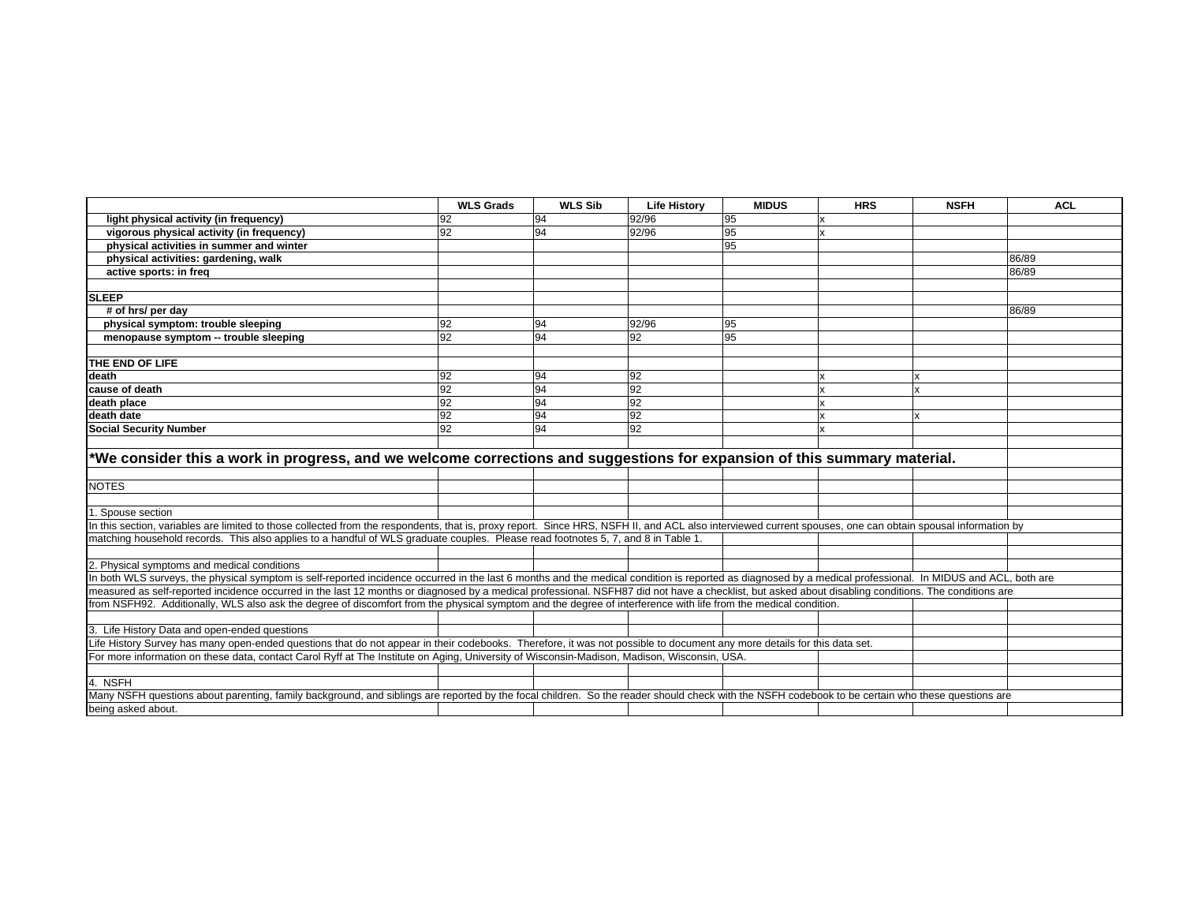| | WLS Grads | WLS Sib | Life History | MIDUS | HRS | NSFH | ACL |
|---|---|---|---|---|---|---|---|
| **light physical activity (in frequency)** | 92 | 94 | 92/96 | 95 | x | | |
| **vigorous physical activity (in frequency)** | 92 | 94 | 92/96 | 95 | x | | |
| **physical activities in summer and winter** | | | | 95 | | | |
| **physical activities: gardening, walk** | | | | | | | 86/89 |
| **active sports: in freq** | | | | | | | 86/89 |
| | | | | | | | |
| **SLEEP** | | | | | | | |
| **# of hrs/ per day** | | | | | | | 86/89 |
| **physical symptom: trouble sleeping** | 92 | 94 | 92/96 | 95 | | | |
| **menopause symptom -- trouble sleeping** | 92 | 94 | 92 | 95 | | | |
| | | | | | | | |
| **THE END OF LIFE** | | | | | | | |
| **death** | 92 | 94 | 92 | | x | x | |
| **cause of death** | 92 | 94 | 92 | | x | x | |
| **death place** | 92 | 94 | 92 | | x | | |
| **death date** | 92 | 94 | 92 | | x | x | |
| **Social Security Number** | 92 | 94 | 92 | | x | | |

**\*We consider this a work in progress, and we welcome corrections and suggestions for expansion of this summary material.**

NOTES

1. Spouse section

In this section, variables are limited to those collected from the respondents, that is, proxy report. Since HRS, NSFH II, and ACL also interviewed current spouses, one can obtain spousal information by matching household records. This also applies to a handful of WLS graduate couples. Please read footnotes 5, 7, and 8 in Table 1.

2. Physical symptoms and medical conditions

In both WLS surveys, the physical symptom is self-reported incidence occurred in the last 6 months and the medical condition is reported as diagnosed by a medical professional. In MIDUS and ACL, both are measured as self-reported incidence occurred in the last 12 months or diagnosed by a medical professional. NSFH87 did not have a checklist, but asked about disabling conditions. The conditions are from NSFH92. Additionally, WLS also ask the degree of discomfort from the physical symptom and the degree of interference with life from the medical condition.

3. Life History Data and open-ended questions

Life History Survey has many open-ended questions that do not appear in their codebooks. Therefore, it was not possible to document any more details for this data set.
For more information on these data, contact Carol Ryff at The Institute on Aging, University of Wisconsin-Madison, Madison, Wisconsin, USA.

4. NSFH

Many NSFH questions about parenting, family background, and siblings are reported by the focal children. So the reader should check with the NSFH codebook to be certain who these questions are being asked about.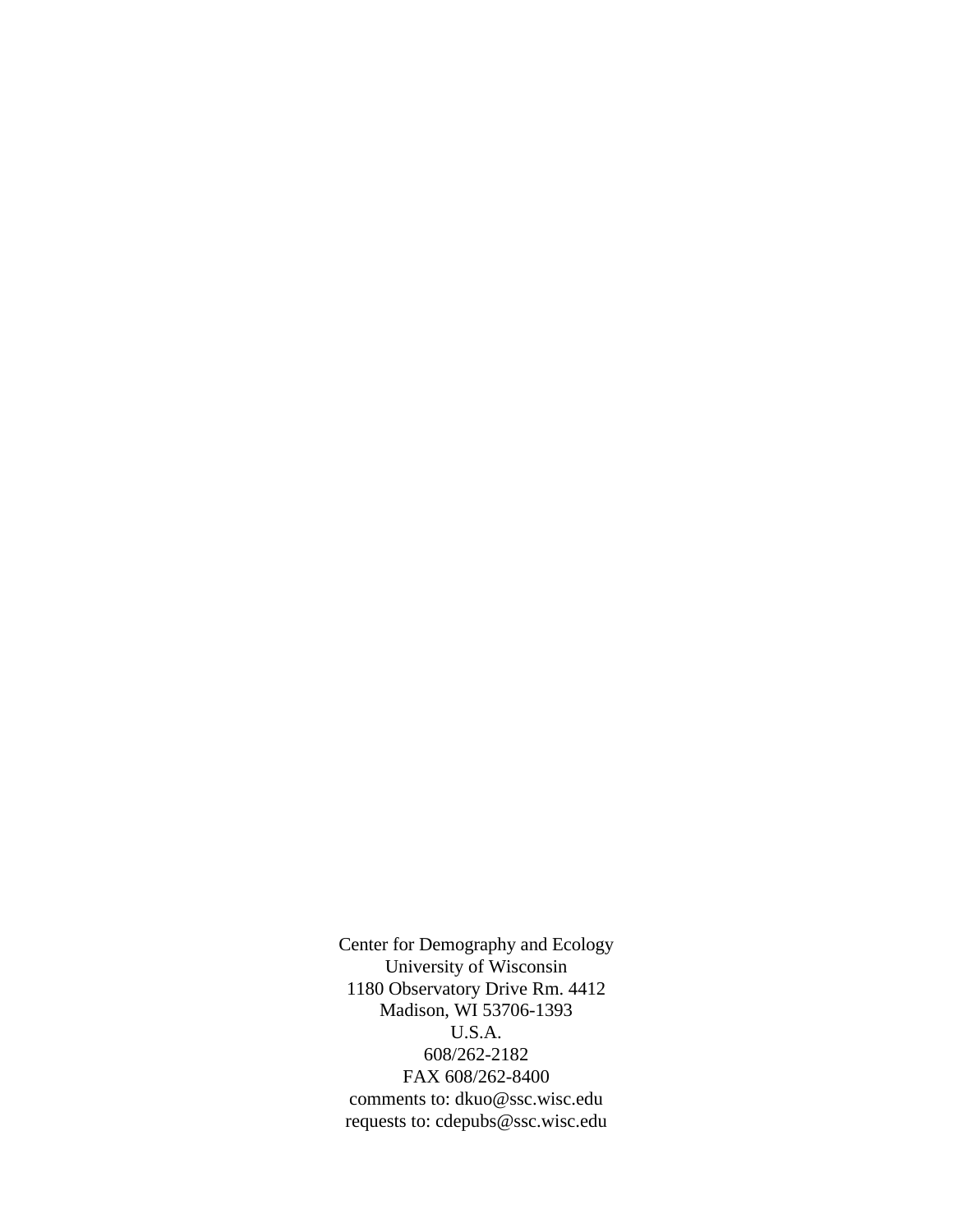Center for Demography and Ecology
University of Wisconsin
1180 Observatory Drive Rm. 4412
Madison, WI 53706-1393
U.S.A.
608/262-2182
FAX 608/262-8400
comments to: dkuo@ssc.wisc.edu
requests to: cdepubs@ssc.wisc.edu